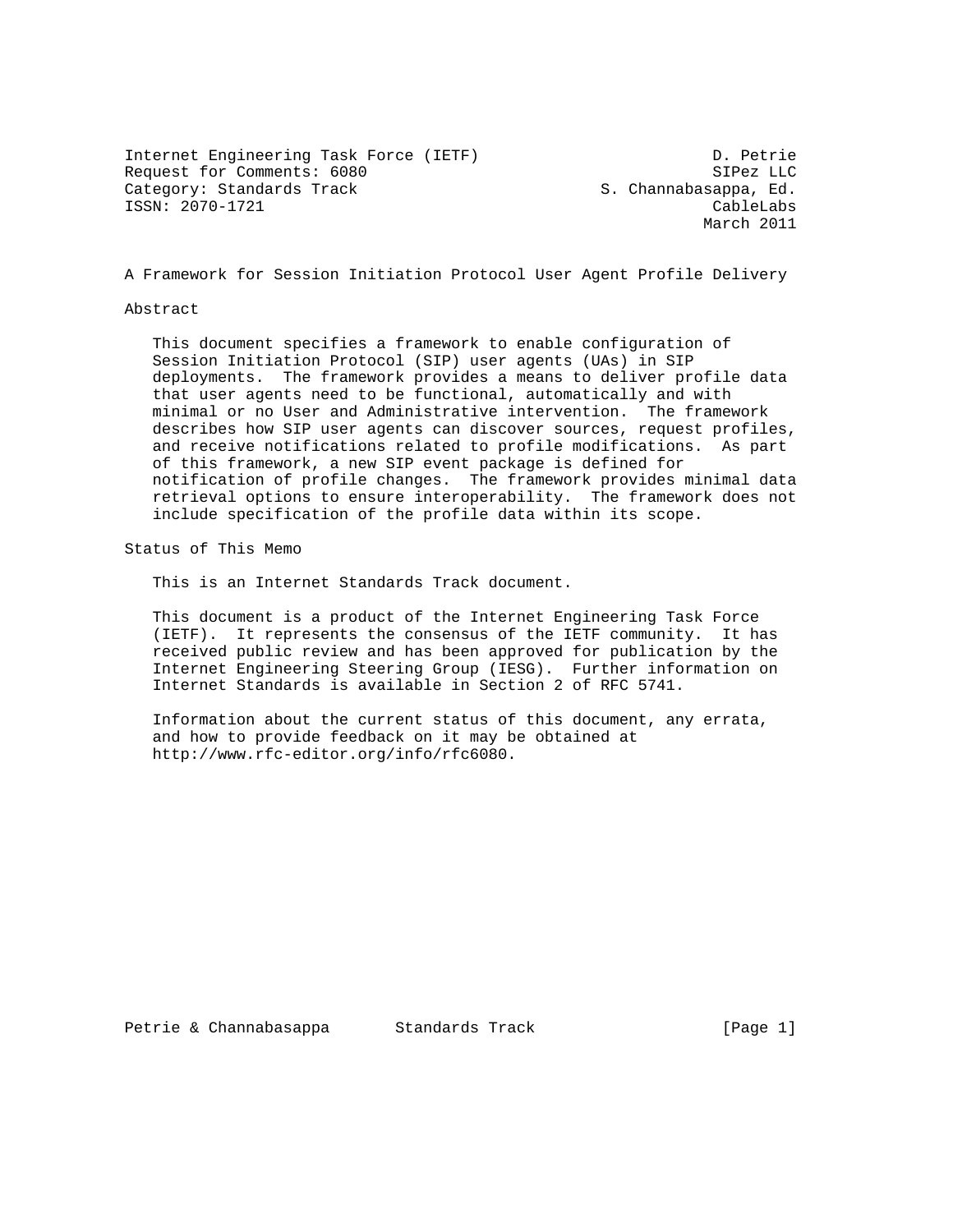Internet Engineering Task Force (IETF) D. Petrie
Request for Comments: 6080 SIPez LLC
Category: Standards Track S. Channabasappa, Ed.
ISSN: 2070-1721 CableLabs
March 2011

# A Framework for Session Initiation Protocol User Agent Profile Delivery

## Abstract

This document specifies a framework to enable configuration of Session Initiation Protocol (SIP) user agents (UAs) in SIP deployments. The framework provides a means to deliver profile data that user agents need to be functional, automatically and with minimal or no User and Administrative intervention. The framework describes how SIP user agents can discover sources, request profiles, and receive notifications related to profile modifications. As part of this framework, a new SIP event package is defined for notification of profile changes. The framework provides minimal data retrieval options to ensure interoperability. The framework does not include specification of the profile data within its scope.

## Status of This Memo

This is an Internet Standards Track document.

This document is a product of the Internet Engineering Task Force (IETF). It represents the consensus of the IETF community. It has received public review and has been approved for publication by the Internet Engineering Steering Group (IESG). Further information on Internet Standards is available in Section 2 of RFC 5741.

Information about the current status of this document, any errata, and how to provide feedback on it may be obtained at http://www.rfc-editor.org/info/rfc6080.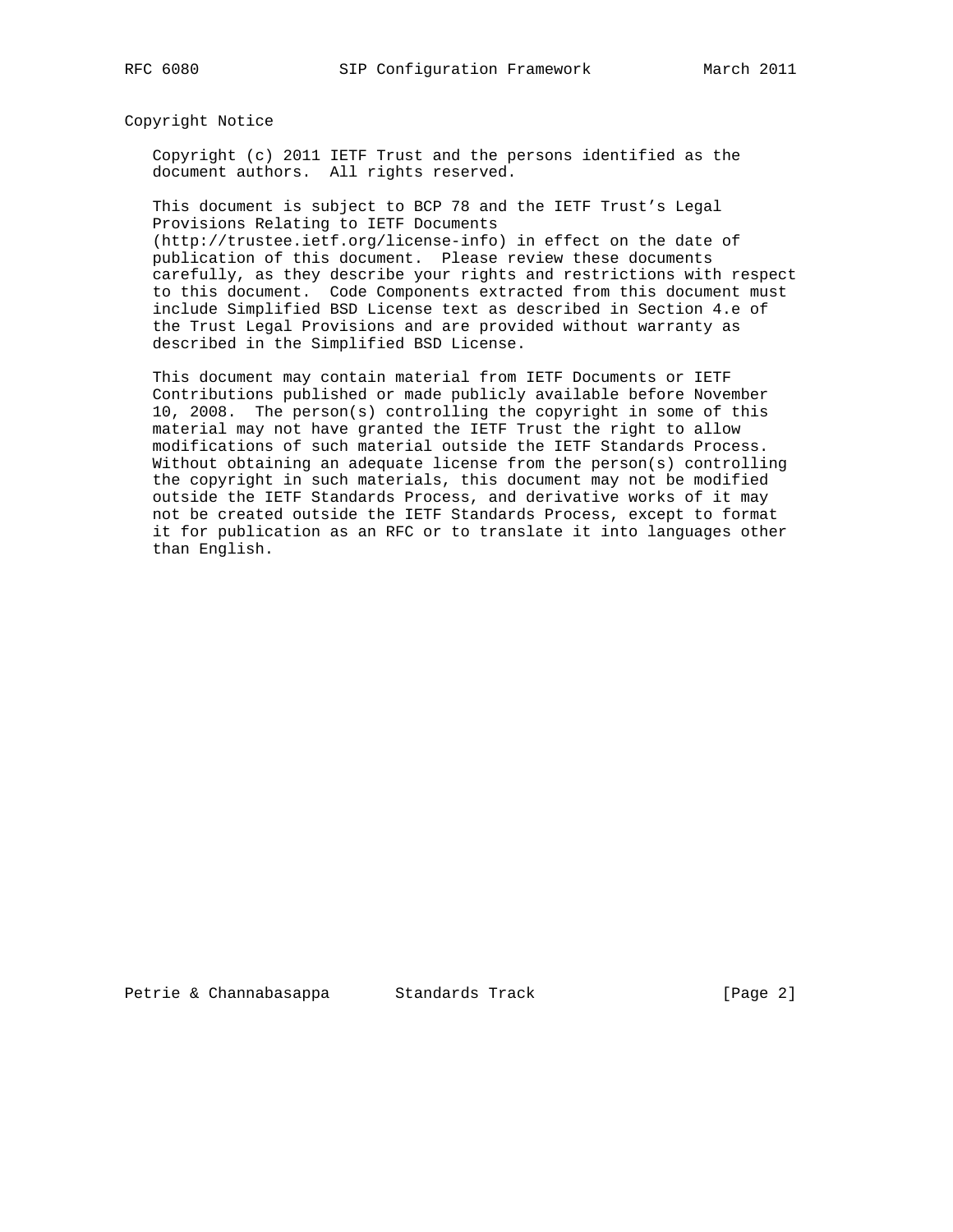## Copyright Notice

Copyright (c) 2011 IETF Trust and the persons identified as the document authors. All rights reserved.

This document is subject to BCP 78 and the IETF Trust's Legal Provisions Relating to IETF Documents (http://trustee.ietf.org/license-info) in effect on the date of publication of this document. Please review these documents carefully, as they describe your rights and restrictions with respect to this document. Code Components extracted from this document must include Simplified BSD License text as described in Section 4.e of the Trust Legal Provisions and are provided without warranty as described in the Simplified BSD License.

This document may contain material from IETF Documents or IETF Contributions published or made publicly available before November 10, 2008. The person(s) controlling the copyright in some of this material may not have granted the IETF Trust the right to allow modifications of such material outside the IETF Standards Process. Without obtaining an adequate license from the person(s) controlling the copyright in such materials, this document may not be modified outside the IETF Standards Process, and derivative works of it may not be created outside the IETF Standards Process, except to format it for publication as an RFC or to translate it into languages other than English.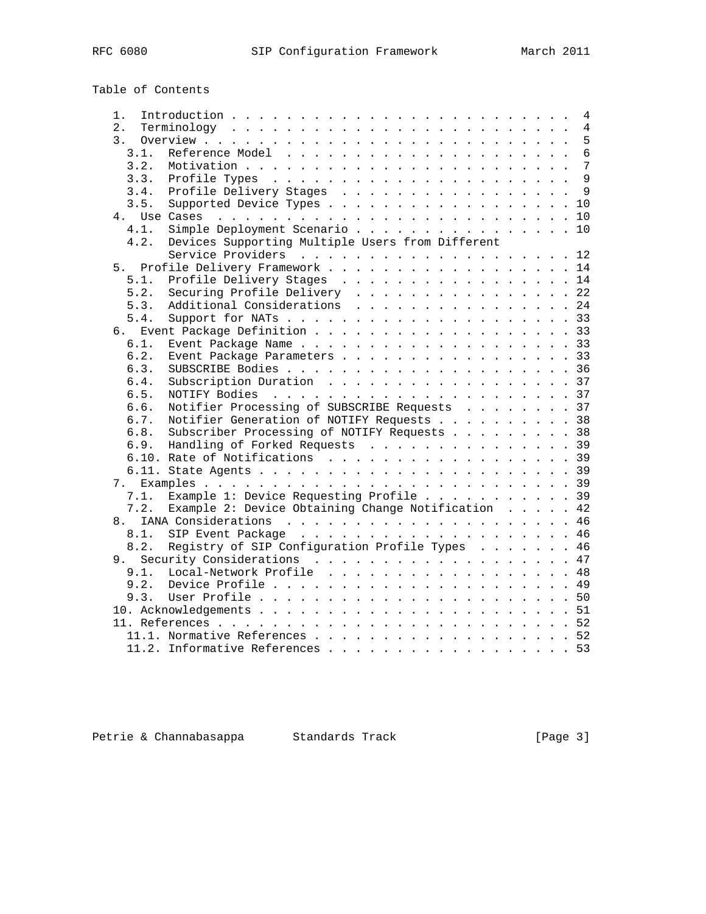Table of Contents

```
   1.  Introduction . . . . . . . . . . . . . . . . . . . . . . . . .  4
   2.  Terminology  . . . . . . . . . . . . . . . . . . . . . . . . .  4
   3.  Overview . . . . . . . . . . . . . . . . . . . . . . . . . . .  5
     3.1.  Reference Model  . . . . . . . . . . . . . . . . . . . . .  6
     3.2.  Motivation . . . . . . . . . . . . . . . . . . . . . . . .  7
     3.3.  Profile Types  . . . . . . . . . . . . . . . . . . . . . .  9
     3.4.  Profile Delivery Stages  . . . . . . . . . . . . . . . . .  9
     3.5.  Supported Device Types . . . . . . . . . . . . . . . . . . 10
   4.  Use Cases  . . . . . . . . . . . . . . . . . . . . . . . . . . 10
     4.1.  Simple Deployment Scenario . . . . . . . . . . . . . . . . 10
     4.2.  Devices Supporting Multiple Users from Different
           Service Providers  . . . . . . . . . . . . . . . . . . . . 12
   5.  Profile Delivery Framework . . . . . . . . . . . . . . . . . . 14
     5.1.  Profile Delivery Stages  . . . . . . . . . . . . . . . . . 14
     5.2.  Securing Profile Delivery  . . . . . . . . . . . . . . . . 22
     5.3.  Additional Considerations  . . . . . . . . . . . . . . . . 24
     5.4.  Support for NATs . . . . . . . . . . . . . . . . . . . . . 33
   6.  Event Package Definition . . . . . . . . . . . . . . . . . . . 33
     6.1.  Event Package Name . . . . . . . . . . . . . . . . . . . . 33
     6.2.  Event Package Parameters . . . . . . . . . . . . . . . . . 33
     6.3.  SUBSCRIBE Bodies . . . . . . . . . . . . . . . . . . . . . 36
     6.4.  Subscription Duration  . . . . . . . . . . . . . . . . . . 37
     6.5.  NOTIFY Bodies  . . . . . . . . . . . . . . . . . . . . . . 37
     6.6.  Notifier Processing of SUBSCRIBE Requests  . . . . . . . . 37
     6.7.  Notifier Generation of NOTIFY Requests . . . . . . . . . . 38
     6.8.  Subscriber Processing of NOTIFY Requests . . . . . . . . . 38
     6.9.  Handling of Forked Requests  . . . . . . . . . . . . . . . 39
     6.10. Rate of Notifications  . . . . . . . . . . . . . . . . . . 39
     6.11. State Agents . . . . . . . . . . . . . . . . . . . . . . . 39
   7.  Examples . . . . . . . . . . . . . . . . . . . . . . . . . . . 39
     7.1.  Example 1: Device Requesting Profile . . . . . . . . . . . 39
     7.2.  Example 2: Device Obtaining Change Notification  . . . . . 42
   8.  IANA Considerations  . . . . . . . . . . . . . . . . . . . . . 46
     8.1.  SIP Event Package  . . . . . . . . . . . . . . . . . . . . 46
     8.2.  Registry of SIP Configuration Profile Types  . . . . . . . 46
   9.  Security Considerations  . . . . . . . . . . . . . . . . . . . 47
     9.1.  Local-Network Profile  . . . . . . . . . . . . . . . . . . 48
     9.2.  Device Profile . . . . . . . . . . . . . . . . . . . . . . 49
     9.3.  User Profile . . . . . . . . . . . . . . . . . . . . . . . 50
   10. Acknowledgements . . . . . . . . . . . . . . . . . . . . . . . 51
   11. References . . . . . . . . . . . . . . . . . . . . . . . . . . 52
     11.1. Normative References . . . . . . . . . . . . . . . . . . . 52
     11.2. Informative References . . . . . . . . . . . . . . . . . . 53
```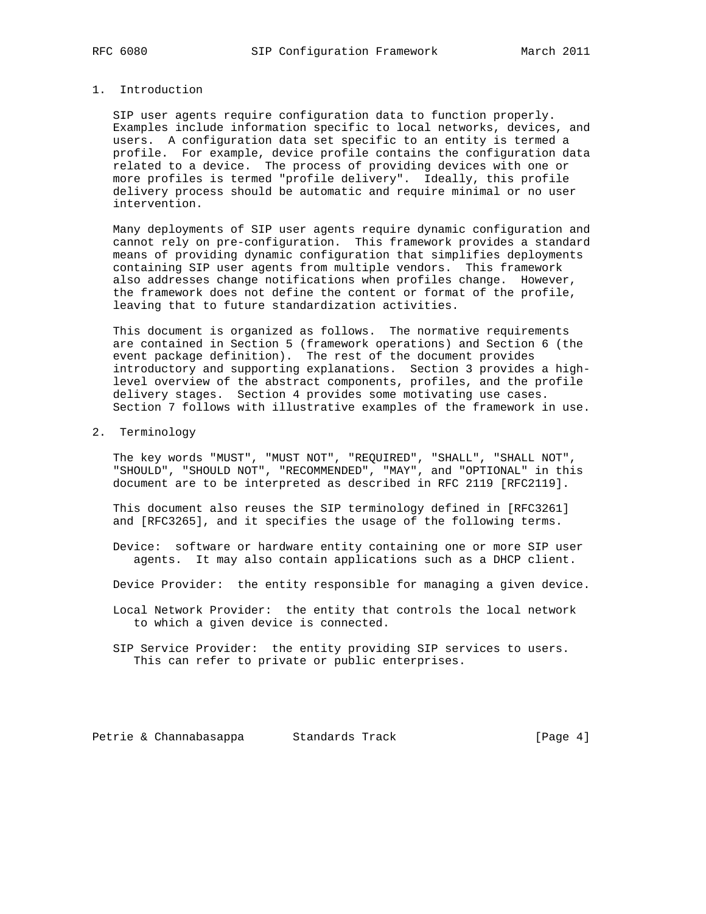## 1. Introduction

SIP user agents require configuration data to function properly. Examples include information specific to local networks, devices, and users. A configuration data set specific to an entity is termed a profile. For example, device profile contains the configuration data related to a device. The process of providing devices with one or more profiles is termed "profile delivery". Ideally, this profile delivery process should be automatic and require minimal or no user intervention.

Many deployments of SIP user agents require dynamic configuration and cannot rely on pre-configuration. This framework provides a standard means of providing dynamic configuration that simplifies deployments containing SIP user agents from multiple vendors. This framework also addresses change notifications when profiles change. However, the framework does not define the content or format of the profile, leaving that to future standardization activities.

This document is organized as follows. The normative requirements are contained in Section 5 (framework operations) and Section 6 (the event package definition). The rest of the document provides introductory and supporting explanations. Section 3 provides a high-level overview of the abstract components, profiles, and the profile delivery stages. Section 4 provides some motivating use cases. Section 7 follows with illustrative examples of the framework in use.

## 2. Terminology

The key words "MUST", "MUST NOT", "REQUIRED", "SHALL", "SHALL NOT", "SHOULD", "SHOULD NOT", "RECOMMENDED", "MAY", and "OPTIONAL" in this document are to be interpreted as described in RFC 2119 [RFC2119].

This document also reuses the SIP terminology defined in [RFC3261] and [RFC3265], and it specifies the usage of the following terms.

Device: software or hardware entity containing one or more SIP user agents. It may also contain applications such as a DHCP client.

Device Provider: the entity responsible for managing a given device.

Local Network Provider: the entity that controls the local network to which a given device is connected.

SIP Service Provider: the entity providing SIP services to users. This can refer to private or public enterprises.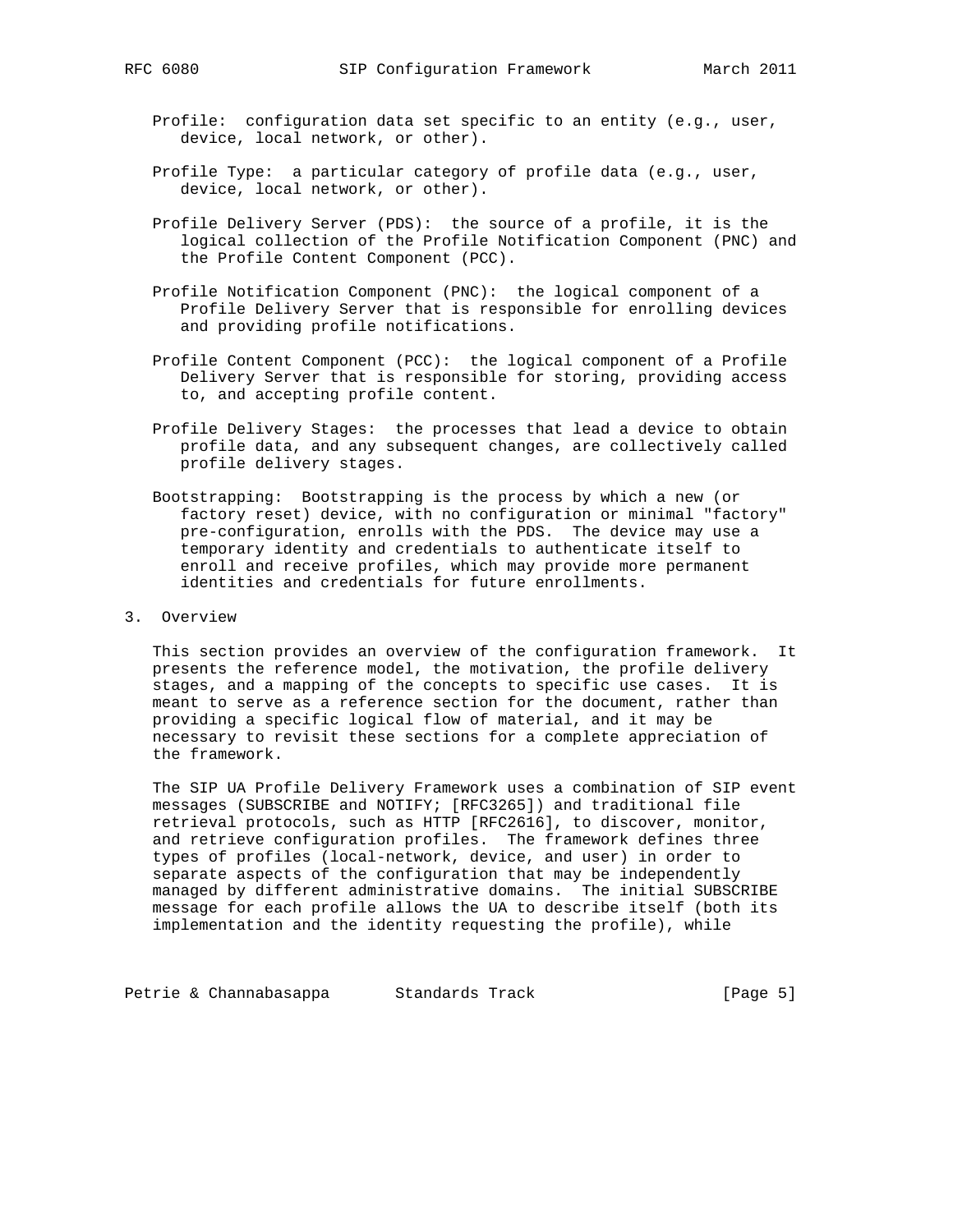Profile: configuration data set specific to an entity (e.g., user, device, local network, or other).

Profile Type: a particular category of profile data (e.g., user, device, local network, or other).

Profile Delivery Server (PDS): the source of a profile, it is the logical collection of the Profile Notification Component (PNC) and the Profile Content Component (PCC).

Profile Notification Component (PNC): the logical component of a Profile Delivery Server that is responsible for enrolling devices and providing profile notifications.

Profile Content Component (PCC): the logical component of a Profile Delivery Server that is responsible for storing, providing access to, and accepting profile content.

Profile Delivery Stages: the processes that lead a device to obtain profile data, and any subsequent changes, are collectively called profile delivery stages.

Bootstrapping: Bootstrapping is the process by which a new (or factory reset) device, with no configuration or minimal "factory" pre-configuration, enrolls with the PDS. The device may use a temporary identity and credentials to authenticate itself to enroll and receive profiles, which may provide more permanent identities and credentials for future enrollments.

# 3. Overview

This section provides an overview of the configuration framework. It presents the reference model, the motivation, the profile delivery stages, and a mapping of the concepts to specific use cases. It is meant to serve as a reference section for the document, rather than providing a specific logical flow of material, and it may be necessary to revisit these sections for a complete appreciation of the framework.

The SIP UA Profile Delivery Framework uses a combination of SIP event messages (SUBSCRIBE and NOTIFY; [RFC3265]) and traditional file retrieval protocols, such as HTTP [RFC2616], to discover, monitor, and retrieve configuration profiles. The framework defines three types of profiles (local-network, device, and user) in order to separate aspects of the configuration that may be independently managed by different administrative domains. The initial SUBSCRIBE message for each profile allows the UA to describe itself (both its implementation and the identity requesting the profile), while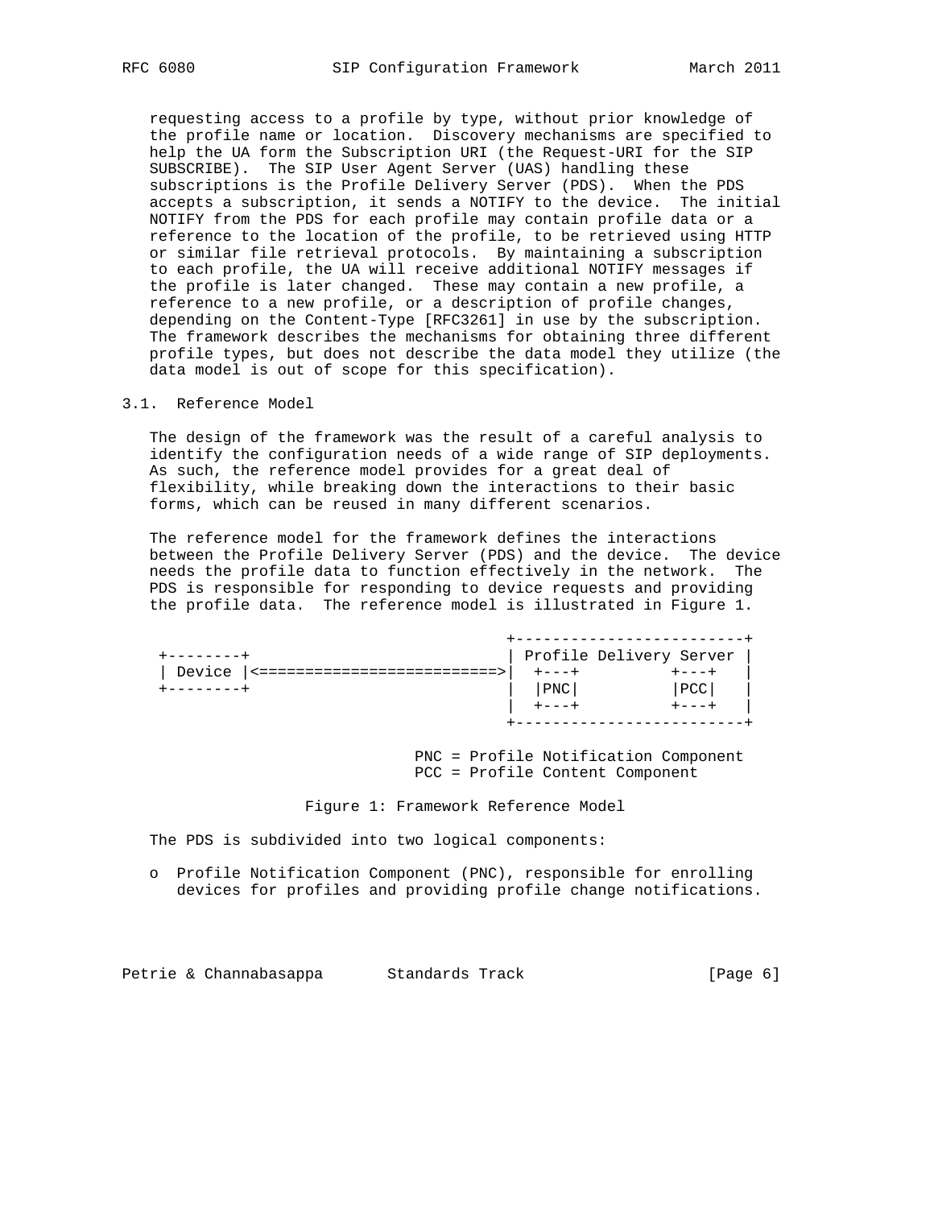requesting access to a profile by type, without prior knowledge of the profile name or location. Discovery mechanisms are specified to help the UA form the Subscription URI (the Request-URI for the SIP SUBSCRIBE). The SIP User Agent Server (UAS) handling these subscriptions is the Profile Delivery Server (PDS). When the PDS accepts a subscription, it sends a NOTIFY to the device. The initial NOTIFY from the PDS for each profile may contain profile data or a reference to the location of the profile, to be retrieved using HTTP or similar file retrieval protocols. By maintaining a subscription to each profile, the UA will receive additional NOTIFY messages if the profile is later changed. These may contain a new profile, a reference to a new profile, or a description of profile changes, depending on the Content-Type [RFC3261] in use by the subscription. The framework describes the mechanisms for obtaining three different profile types, but does not describe the data model they utilize (the data model is out of scope for this specification).

## 3.1. Reference Model

The design of the framework was the result of a careful analysis to identify the configuration needs of a wide range of SIP deployments. As such, the reference model provides for a great deal of flexibility, while breaking down the interactions to their basic forms, which can be reused in many different scenarios.

The reference model for the framework defines the interactions between the Profile Delivery Server (PDS) and the device. The device needs the profile data to function effectively in the network. The PDS is responsible for responding to device requests and providing the profile data. The reference model is illustrated in Figure 1.

```
                                     +-------------------------+
 +--------+                          | Profile Delivery Server |
 | Device |<========================>|  +---+          +---+   |
 +--------+                          |  |PNC|          |PCC|   |
                                     |  +---+          +---+   |
                                     +-------------------------+

                          PNC = Profile Notification Component
                          PCC = Profile Content Component
```

Figure 1: Framework Reference Model

The PDS is subdivided into two logical components:

- Profile Notification Component (PNC), responsible for enrolling devices for profiles and providing profile change notifications.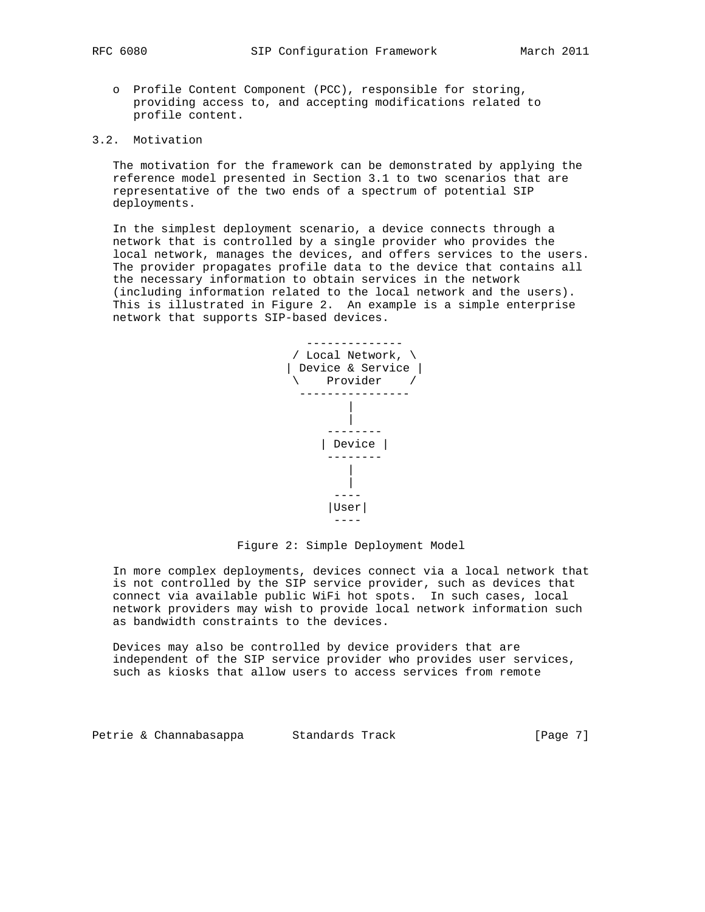- o Profile Content Component (PCC), responsible for storing, providing access to, and accepting modifications related to profile content.

### 3.2. Motivation

The motivation for the framework can be demonstrated by applying the reference model presented in Section 3.1 to two scenarios that are representative of the two ends of a spectrum of potential SIP deployments.

In the simplest deployment scenario, a device connects through a network that is controlled by a single provider who provides the local network, manages the devices, and offers services to the users. The provider propagates profile data to the device that contains all the necessary information to obtain services in the network (including information related to the local network and the users). This is illustrated in Figure 2. An example is a simple enterprise network that supports SIP-based devices.

```
                         --------------
                        / Local Network, \
                       | Device & Service |
                        \    Provider    /
                         ----------------
                                |
                                |
                            --------
                           | Device |
                            --------
                                |
                                |
                              ----
                             |User|
                              ----
```

Figure 2: Simple Deployment Model

In more complex deployments, devices connect via a local network that is not controlled by the SIP service provider, such as devices that connect via available public WiFi hot spots. In such cases, local network providers may wish to provide local network information such as bandwidth constraints to the devices.

Devices may also be controlled by device providers that are independent of the SIP service provider who provides user services, such as kiosks that allow users to access services from remote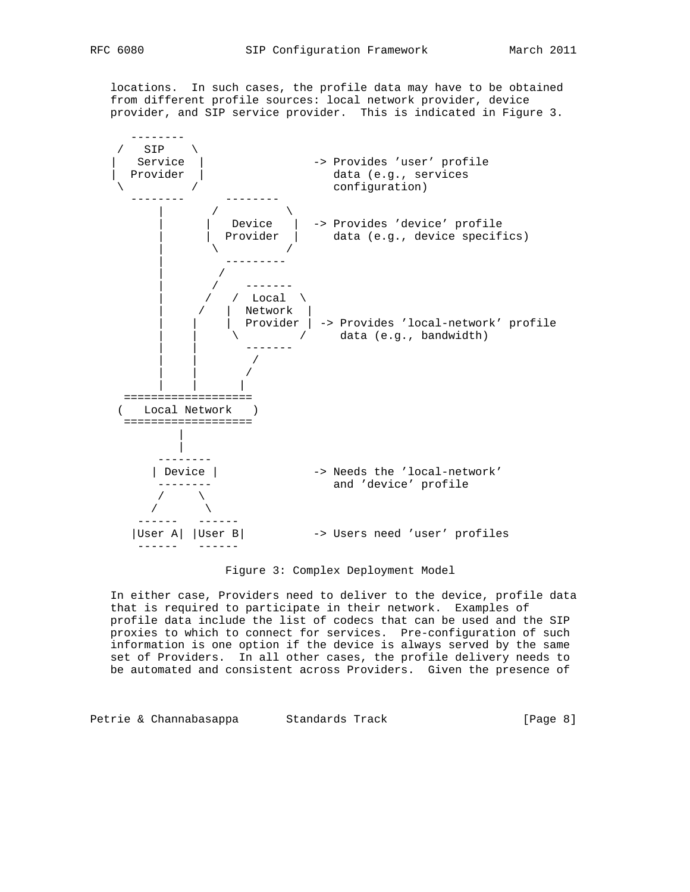locations. In such cases, the profile data may have to be obtained from different profile sources: local network provider, device provider, and SIP service provider. This is indicated in Figure 3.

```
     --------
    /   SIP    \
   |   Service  |                -> Provides 'user' profile
   |  Provider  |                   data (e.g., services
    \          /                    configuration)
     --------       --------
         |        /          \
         |       |   Device   |  -> Provides 'device' profile
         |       |  Provider  |     data (e.g., device specifics)
         |        \          /
         |         ---------
         |         /
         |        /    -------
         |       /   /  Local  \
         |      /   |  Network  |
         |     |    |  Provider | -> Provides 'local-network' profile
         |     |     \         /     data (e.g., bandwidth)
         |     |       -------
         |     |        /
         |     |       /
         |     |      |
     ===================
    (   Local Network   )
     ===================
             |
             |
         --------
        | Device |              -> Needs the 'local-network'
         --------                  and 'device' profile
         /     \
        /       \
      ------   ------
     |User A| |User B|          -> Users need 'user' profiles
      ------   ------
```

Figure 3: Complex Deployment Model

In either case, Providers need to deliver to the device, profile data that is required to participate in their network. Examples of profile data include the list of codecs that can be used and the SIP proxies to which to connect for services. Pre-configuration of such information is one option if the device is always served by the same set of Providers. In all other cases, the profile delivery needs to be automated and consistent across Providers. Given the presence of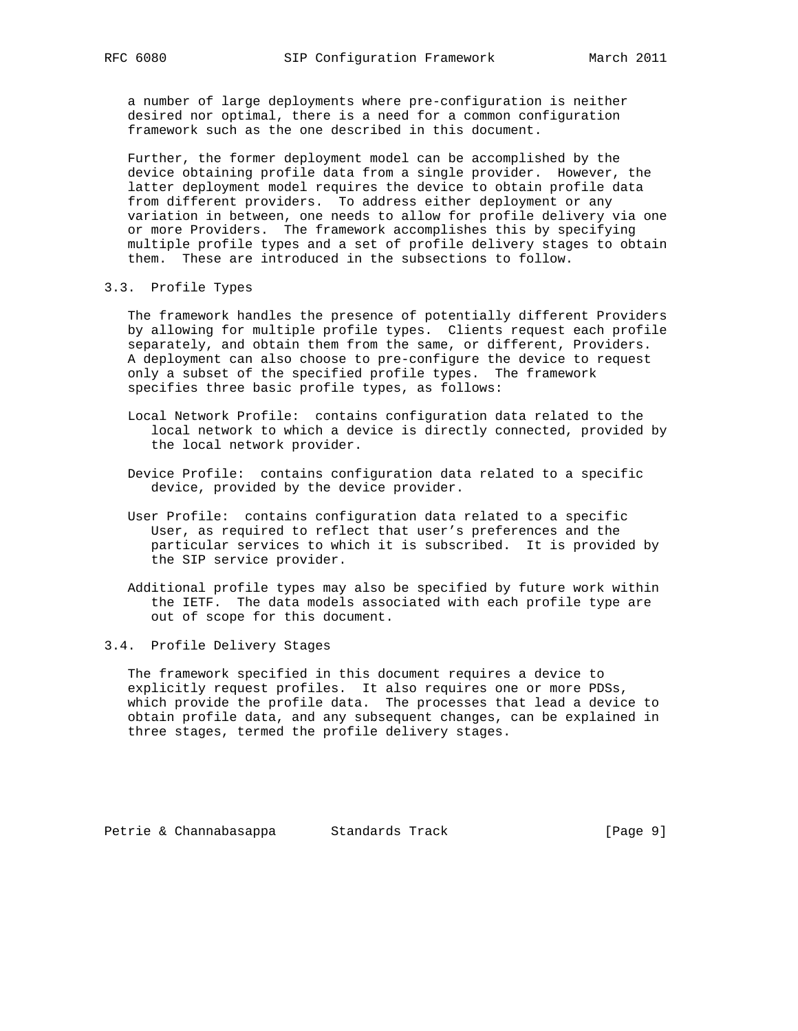a number of large deployments where pre-configuration is neither desired nor optimal, there is a need for a common configuration framework such as the one described in this document.

Further, the former deployment model can be accomplished by the device obtaining profile data from a single provider. However, the latter deployment model requires the device to obtain profile data from different providers. To address either deployment or any variation in between, one needs to allow for profile delivery via one or more Providers. The framework accomplishes this by specifying multiple profile types and a set of profile delivery stages to obtain them. These are introduced in the subsections to follow.

### 3.3. Profile Types

The framework handles the presence of potentially different Providers by allowing for multiple profile types. Clients request each profile separately, and obtain them from the same, or different, Providers. A deployment can also choose to pre-configure the device to request only a subset of the specified profile types. The framework specifies three basic profile types, as follows:

Local Network Profile: contains configuration data related to the local network to which a device is directly connected, provided by the local network provider.

Device Profile: contains configuration data related to a specific device, provided by the device provider.

User Profile: contains configuration data related to a specific User, as required to reflect that user's preferences and the particular services to which it is subscribed. It is provided by the SIP service provider.

Additional profile types may also be specified by future work within the IETF. The data models associated with each profile type are out of scope for this document.

### 3.4. Profile Delivery Stages

The framework specified in this document requires a device to explicitly request profiles. It also requires one or more PDSs, which provide the profile data. The processes that lead a device to obtain profile data, and any subsequent changes, can be explained in three stages, termed the profile delivery stages.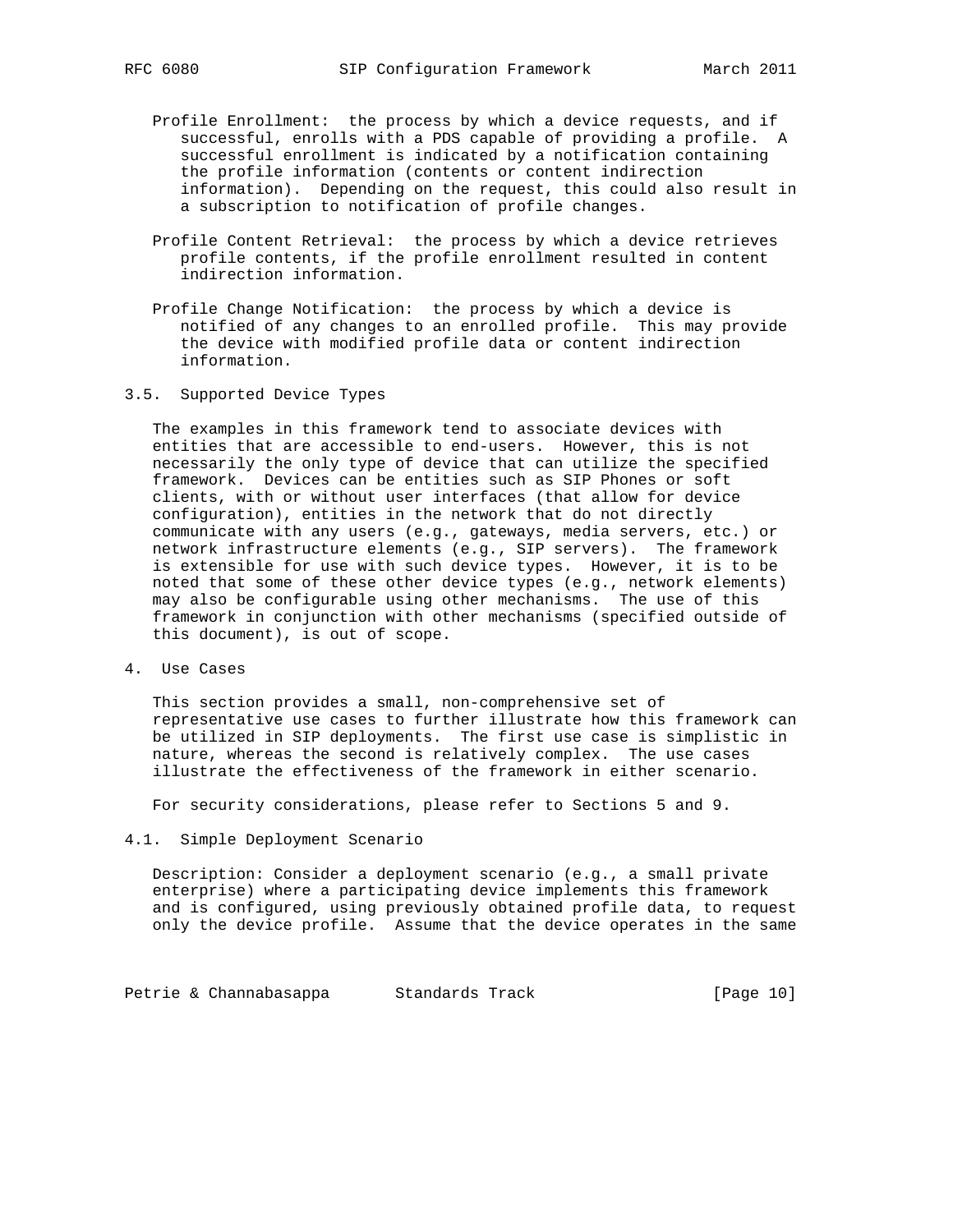Profile Enrollment: the process by which a device requests, and if successful, enrolls with a PDS capable of providing a profile. A successful enrollment is indicated by a notification containing the profile information (contents or content indirection information). Depending on the request, this could also result in a subscription to notification of profile changes.

Profile Content Retrieval: the process by which a device retrieves profile contents, if the profile enrollment resulted in content indirection information.

Profile Change Notification: the process by which a device is notified of any changes to an enrolled profile. This may provide the device with modified profile data or content indirection information.

### 3.5. Supported Device Types

The examples in this framework tend to associate devices with entities that are accessible to end-users. However, this is not necessarily the only type of device that can utilize the specified framework. Devices can be entities such as SIP Phones or soft clients, with or without user interfaces (that allow for device configuration), entities in the network that do not directly communicate with any users (e.g., gateways, media servers, etc.) or network infrastructure elements (e.g., SIP servers). The framework is extensible for use with such device types. However, it is to be noted that some of these other device types (e.g., network elements) may also be configurable using other mechanisms. The use of this framework in conjunction with other mechanisms (specified outside of this document), is out of scope.

## 4. Use Cases

This section provides a small, non-comprehensive set of representative use cases to further illustrate how this framework can be utilized in SIP deployments. The first use case is simplistic in nature, whereas the second is relatively complex. The use cases illustrate the effectiveness of the framework in either scenario.

For security considerations, please refer to Sections 5 and 9.

### 4.1. Simple Deployment Scenario

Description: Consider a deployment scenario (e.g., a small private enterprise) where a participating device implements this framework and is configured, using previously obtained profile data, to request only the device profile. Assume that the device operates in the same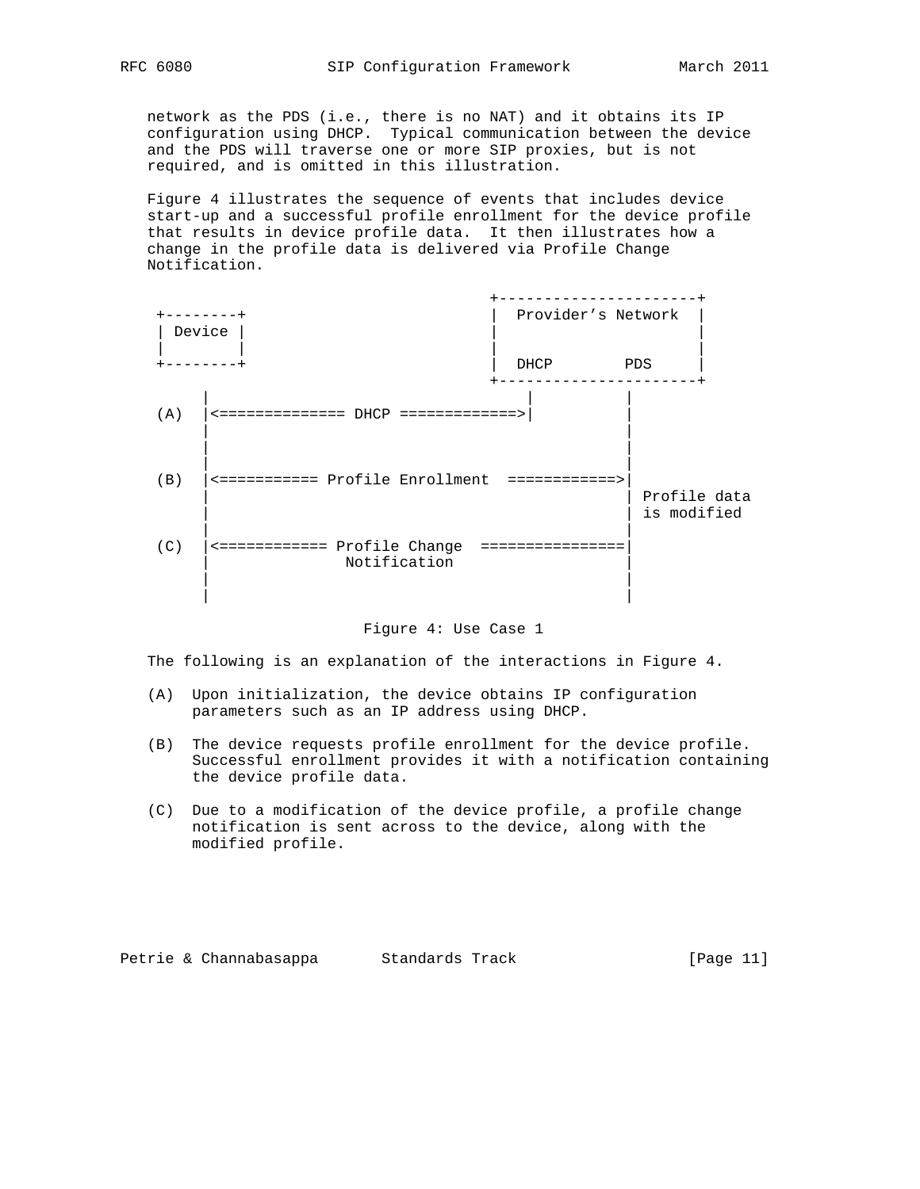network as the PDS (i.e., there is no NAT) and it obtains its IP configuration using DHCP. Typical communication between the device and the PDS will traverse one or more SIP proxies, but is not required, and is omitted in this illustration.

Figure 4 illustrates the sequence of events that includes device start-up and a successful profile enrollment for the device profile that results in device profile data. It then illustrates how a change in the profile data is delivered via Profile Change Notification.

```
                                        +----------------------+
 +--------+                             |  Provider's Network  |
 | Device |                             |                      |
 |        |                             |                      |
 +--------+                             |  DHCP       PDS      |
                                        +----------------------+
      |                                          |          |
 (A)  |<============== DHCP =============>|          |
      |                                             |
      |                                             |
      |                                             |
 (B)  |<=========== Profile Enrollment  ============>|
      |                                             | Profile data
      |                                             | is modified
      |                                             |
 (C)  |<============ Profile Change  ================|
      |                Notification                 |
      |                                             |
      |                                             |
```

Figure 4: Use Case 1

The following is an explanation of the interactions in Figure 4.

(A) Upon initialization, the device obtains IP configuration parameters such as an IP address using DHCP.

(B) The device requests profile enrollment for the device profile. Successful enrollment provides it with a notification containing the device profile data.

(C) Due to a modification of the device profile, a profile change notification is sent across to the device, along with the modified profile.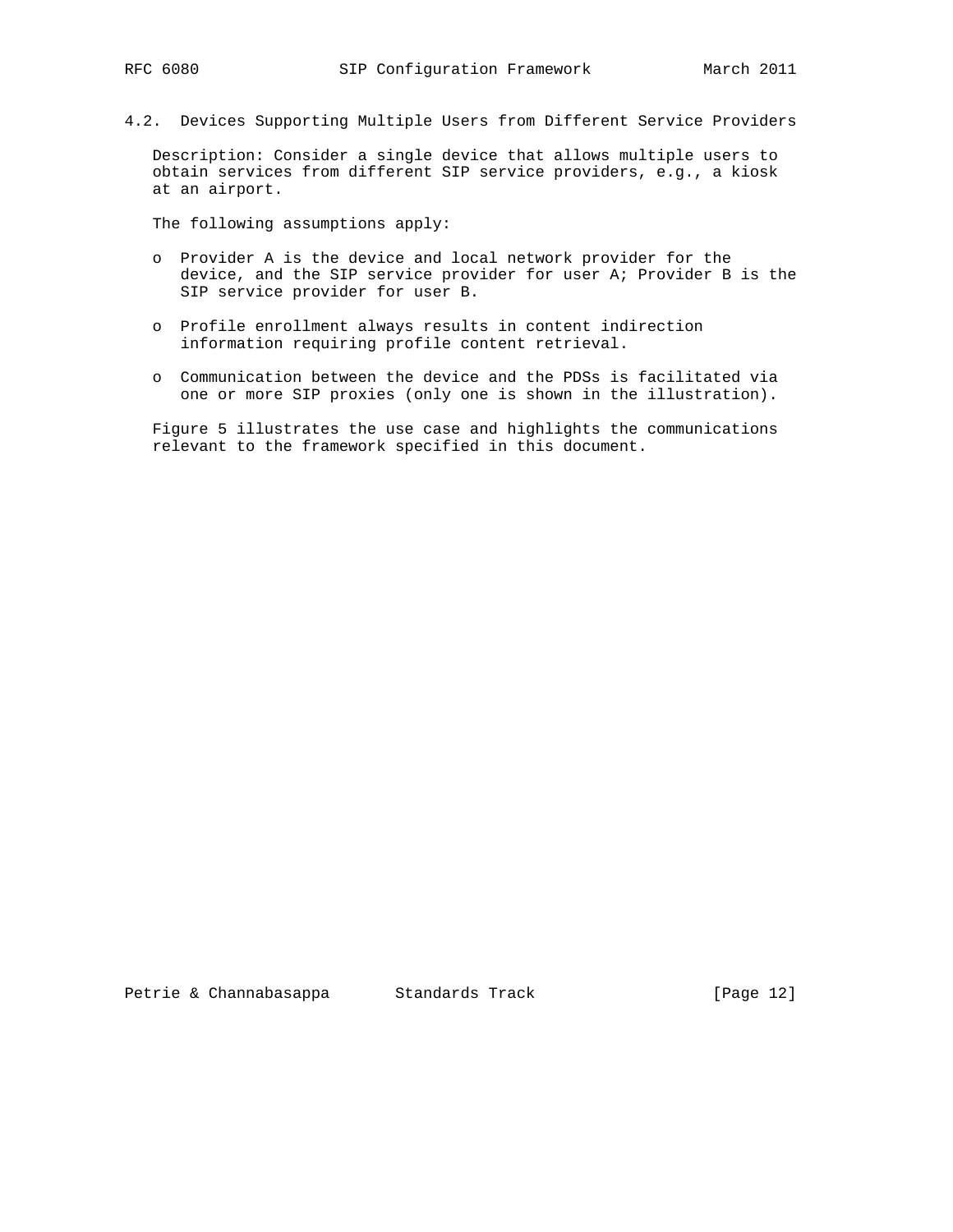### 4.2. Devices Supporting Multiple Users from Different Service Providers

Description: Consider a single device that allows multiple users to obtain services from different SIP service providers, e.g., a kiosk at an airport.

The following assumptions apply:

- Provider A is the device and local network provider for the device, and the SIP service provider for user A; Provider B is the SIP service provider for user B.
- Profile enrollment always results in content indirection information requiring profile content retrieval.
- Communication between the device and the PDSs is facilitated via one or more SIP proxies (only one is shown in the illustration).

Figure 5 illustrates the use case and highlights the communications relevant to the framework specified in this document.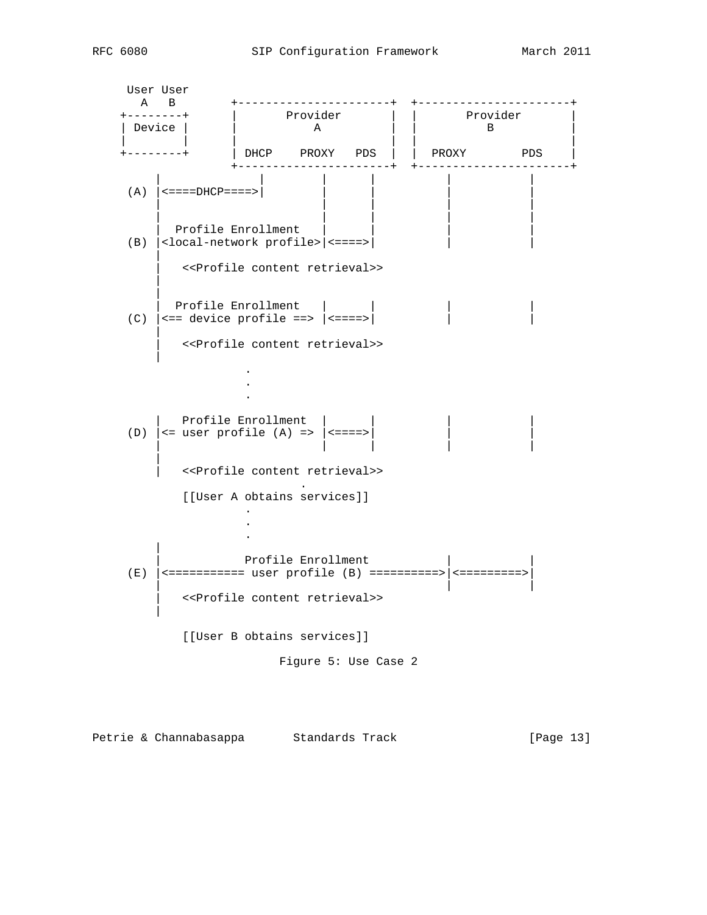```
     User User
       A   B        +----------------------+  +----------------------+
     +--------+     |       Provider       |  |       Provider       |
     | Device |     |          A           |  |          B           |
     |        |     |                      |  |                      |
     +--------+     | DHCP    PROXY   PDS  |  |  PROXY        PDS    |
                    +----------------------+  +----------------------+
          |              |        |      |          |           |
      (A) |<====DHCP====>|        |      |          |           |
          |                       |      |          |           |
          |                       |      |          |           |
          |  Profile Enrollment   |      |          |           |
      (B) |<local-network profile>|<====>|          |           |
          |
          |   <<Profile content retrieval>>
          |
          |
          |  Profile Enrollment   |      |          |           |
      (C) |<== device profile ==> |<====>|          |           |
          |
          |   <<Profile content retrieval>>
          |
                       .
                       .
                       .

          |   Profile Enrollment  |      |          |           |
      (D) |<= user profile (A) => |<====>|          |           |
          |                       |      |          |           |
          |
          |   <<Profile content retrieval>>
                               .
              [[User A obtains services]]
                       .
                       .
                       .
          |
          |            Profile Enrollment           |           |
      (E) |<=========== user profile (B) ==========>|<=========>|
          |                                         |           |
          |   <<Profile content retrieval>>
          |

              [[User B obtains services]]
```

Figure 5: Use Case 2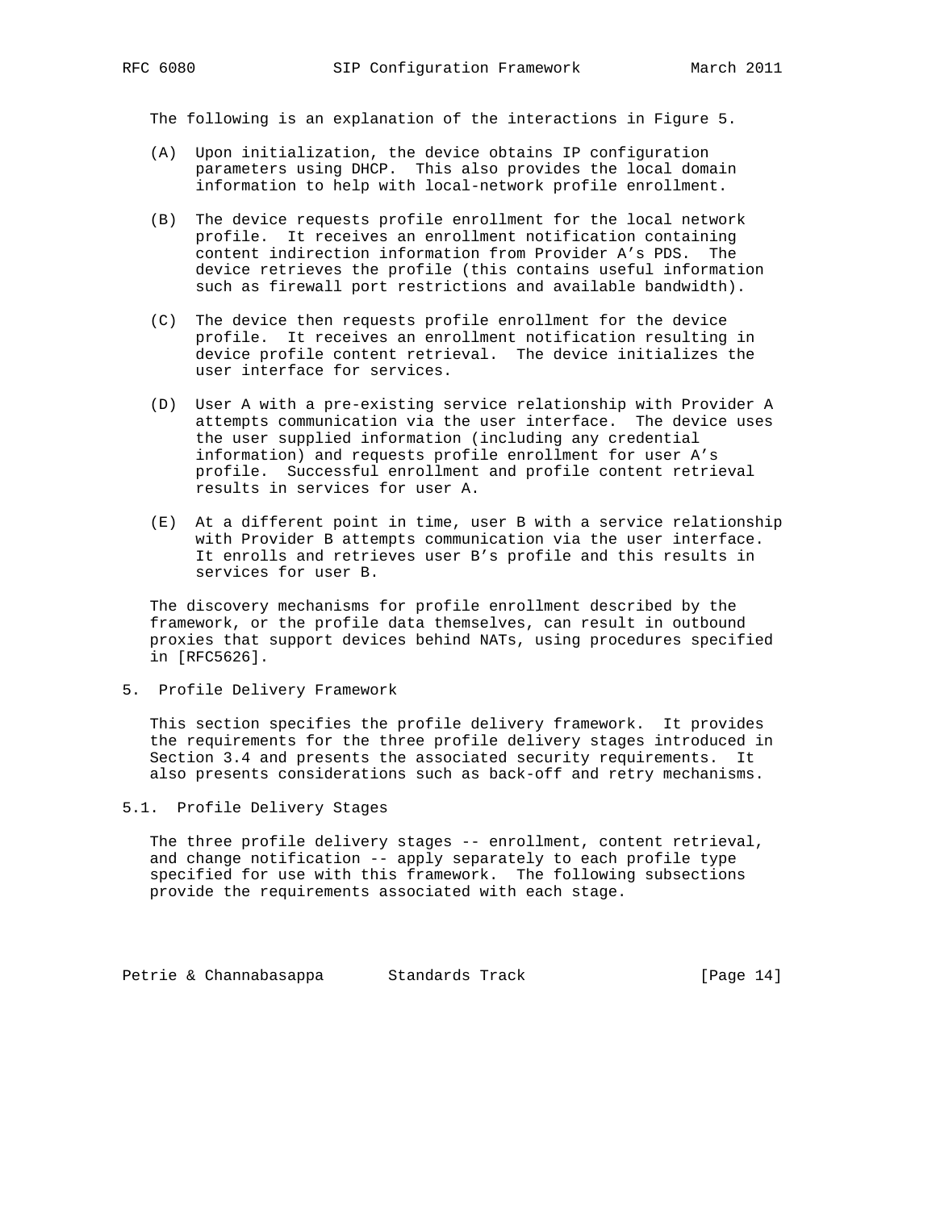The following is an explanation of the interactions in Figure 5.

(A) Upon initialization, the device obtains IP configuration parameters using DHCP. This also provides the local domain information to help with local-network profile enrollment.

(B) The device requests profile enrollment for the local network profile. It receives an enrollment notification containing content indirection information from Provider A's PDS. The device retrieves the profile (this contains useful information such as firewall port restrictions and available bandwidth).

(C) The device then requests profile enrollment for the device profile. It receives an enrollment notification resulting in device profile content retrieval. The device initializes the user interface for services.

(D) User A with a pre-existing service relationship with Provider A attempts communication via the user interface. The device uses the user supplied information (including any credential information) and requests profile enrollment for user A's profile. Successful enrollment and profile content retrieval results in services for user A.

(E) At a different point in time, user B with a service relationship with Provider B attempts communication via the user interface. It enrolls and retrieves user B's profile and this results in services for user B.

The discovery mechanisms for profile enrollment described by the framework, or the profile data themselves, can result in outbound proxies that support devices behind NATs, using procedures specified in [RFC5626].

## 5. Profile Delivery Framework

This section specifies the profile delivery framework. It provides the requirements for the three profile delivery stages introduced in Section 3.4 and presents the associated security requirements. It also presents considerations such as back-off and retry mechanisms.

### 5.1. Profile Delivery Stages

The three profile delivery stages -- enrollment, content retrieval, and change notification -- apply separately to each profile type specified for use with this framework. The following subsections provide the requirements associated with each stage.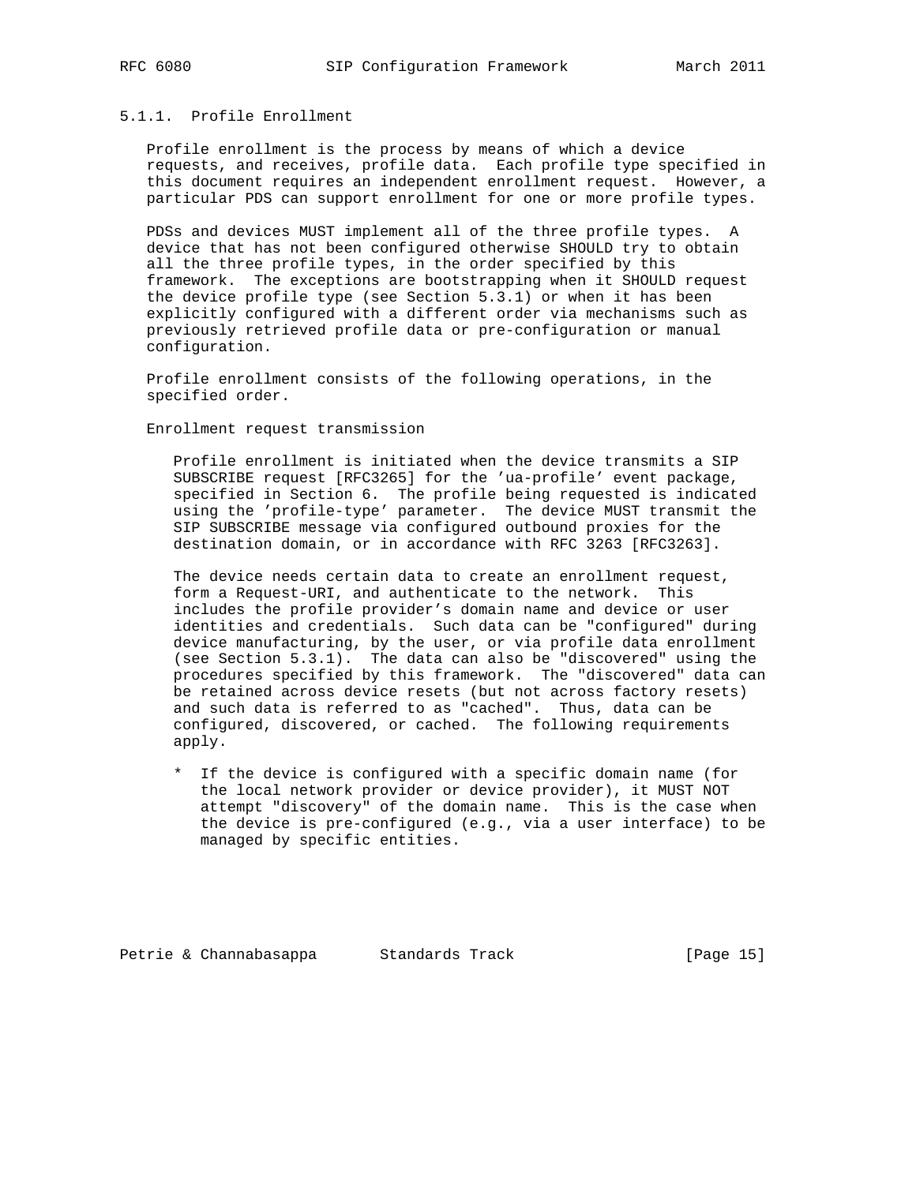### 5.1.1. Profile Enrollment

Profile enrollment is the process by means of which a device requests, and receives, profile data. Each profile type specified in this document requires an independent enrollment request. However, a particular PDS can support enrollment for one or more profile types.

PDSs and devices MUST implement all of the three profile types. A device that has not been configured otherwise SHOULD try to obtain all the three profile types, in the order specified by this framework. The exceptions are bootstrapping when it SHOULD request the device profile type (see Section 5.3.1) or when it has been explicitly configured with a different order via mechanisms such as previously retrieved profile data or pre-configuration or manual configuration.

Profile enrollment consists of the following operations, in the specified order.

Enrollment request transmission

Profile enrollment is initiated when the device transmits a SIP SUBSCRIBE request [RFC3265] for the 'ua-profile' event package, specified in Section 6. The profile being requested is indicated using the 'profile-type' parameter. The device MUST transmit the SIP SUBSCRIBE message via configured outbound proxies for the destination domain, or in accordance with RFC 3263 [RFC3263].

The device needs certain data to create an enrollment request, form a Request-URI, and authenticate to the network. This includes the profile provider's domain name and device or user identities and credentials. Such data can be "configured" during device manufacturing, by the user, or via profile data enrollment (see Section 5.3.1). The data can also be "discovered" using the procedures specified by this framework. The "discovered" data can be retained across device resets (but not across factory resets) and such data is referred to as "cached". Thus, data can be configured, discovered, or cached. The following requirements apply.

* If the device is configured with a specific domain name (for the local network provider or device provider), it MUST NOT attempt "discovery" of the domain name. This is the case when the device is pre-configured (e.g., via a user interface) to be managed by specific entities.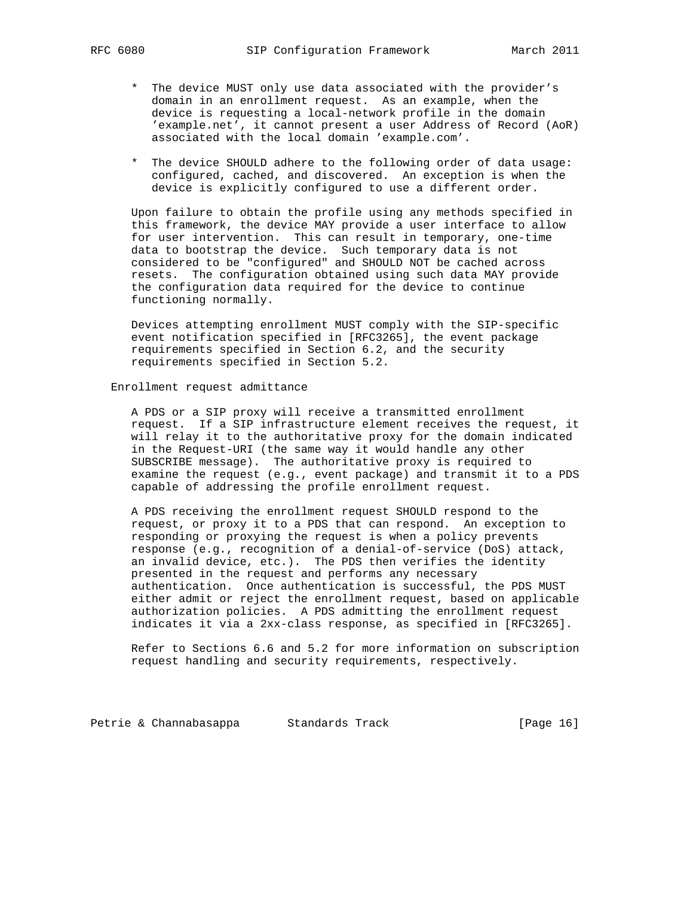* The device MUST only use data associated with the provider's domain in an enrollment request. As an example, when the device is requesting a local-network profile in the domain 'example.net', it cannot present a user Address of Record (AoR) associated with the local domain 'example.com'.

* The device SHOULD adhere to the following order of data usage: configured, cached, and discovered. An exception is when the device is explicitly configured to use a different order.

Upon failure to obtain the profile using any methods specified in this framework, the device MAY provide a user interface to allow for user intervention. This can result in temporary, one-time data to bootstrap the device. Such temporary data is not considered to be "configured" and SHOULD NOT be cached across resets. The configuration obtained using such data MAY provide the configuration data required for the device to continue functioning normally.

Devices attempting enrollment MUST comply with the SIP-specific event notification specified in [RFC3265], the event package requirements specified in Section 6.2, and the security requirements specified in Section 5.2.

Enrollment request admittance

A PDS or a SIP proxy will receive a transmitted enrollment request. If a SIP infrastructure element receives the request, it will relay it to the authoritative proxy for the domain indicated in the Request-URI (the same way it would handle any other SUBSCRIBE message). The authoritative proxy is required to examine the request (e.g., event package) and transmit it to a PDS capable of addressing the profile enrollment request.

A PDS receiving the enrollment request SHOULD respond to the request, or proxy it to a PDS that can respond. An exception to responding or proxying the request is when a policy prevents response (e.g., recognition of a denial-of-service (DoS) attack, an invalid device, etc.). The PDS then verifies the identity presented in the request and performs any necessary authentication. Once authentication is successful, the PDS MUST either admit or reject the enrollment request, based on applicable authorization policies. A PDS admitting the enrollment request indicates it via a 2xx-class response, as specified in [RFC3265].

Refer to Sections 6.6 and 5.2 for more information on subscription request handling and security requirements, respectively.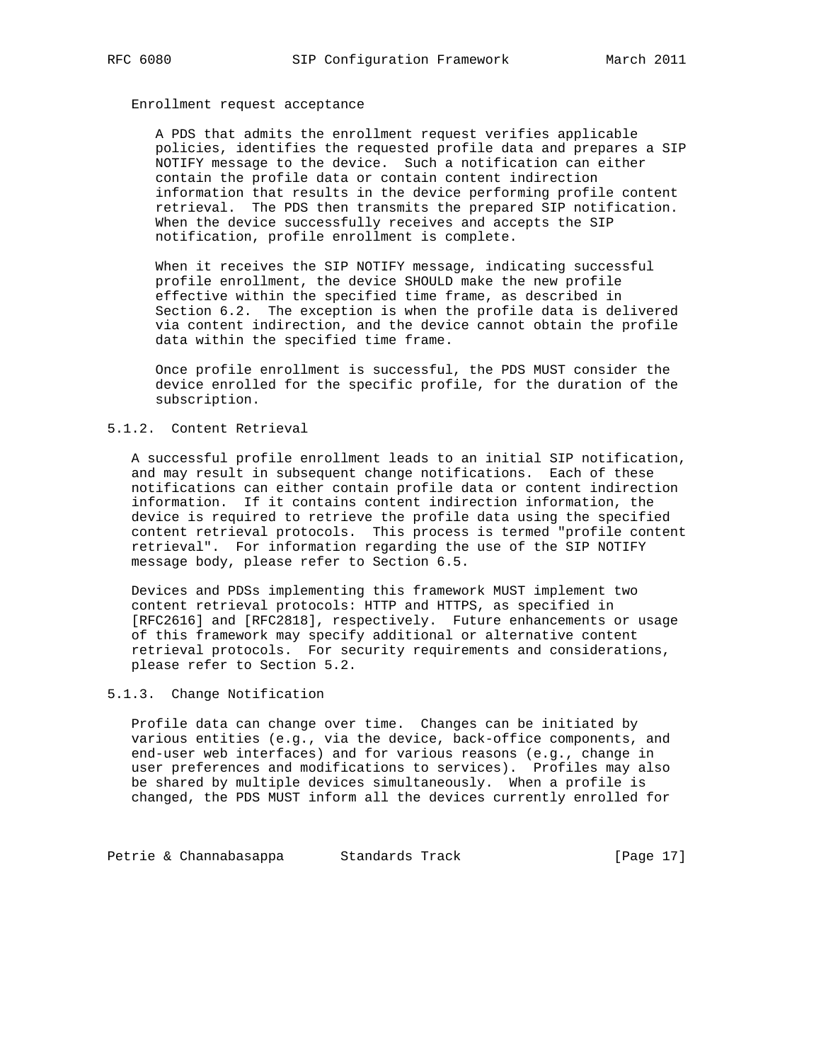Enrollment request acceptance

A PDS that admits the enrollment request verifies applicable policies, identifies the requested profile data and prepares a SIP NOTIFY message to the device. Such a notification can either contain the profile data or contain content indirection information that results in the device performing profile content retrieval. The PDS then transmits the prepared SIP notification. When the device successfully receives and accepts the SIP notification, profile enrollment is complete.

When it receives the SIP NOTIFY message, indicating successful profile enrollment, the device SHOULD make the new profile effective within the specified time frame, as described in Section 6.2. The exception is when the profile data is delivered via content indirection, and the device cannot obtain the profile data within the specified time frame.

Once profile enrollment is successful, the PDS MUST consider the device enrolled for the specific profile, for the duration of the subscription.

#### 5.1.2. Content Retrieval

A successful profile enrollment leads to an initial SIP notification, and may result in subsequent change notifications. Each of these notifications can either contain profile data or content indirection information. If it contains content indirection information, the device is required to retrieve the profile data using the specified content retrieval protocols. This process is termed "profile content retrieval". For information regarding the use of the SIP NOTIFY message body, please refer to Section 6.5.

Devices and PDSs implementing this framework MUST implement two content retrieval protocols: HTTP and HTTPS, as specified in [RFC2616] and [RFC2818], respectively. Future enhancements or usage of this framework may specify additional or alternative content retrieval protocols. For security requirements and considerations, please refer to Section 5.2.

#### 5.1.3. Change Notification

Profile data can change over time. Changes can be initiated by various entities (e.g., via the device, back-office components, and end-user web interfaces) and for various reasons (e.g., change in user preferences and modifications to services). Profiles may also be shared by multiple devices simultaneously. When a profile is changed, the PDS MUST inform all the devices currently enrolled for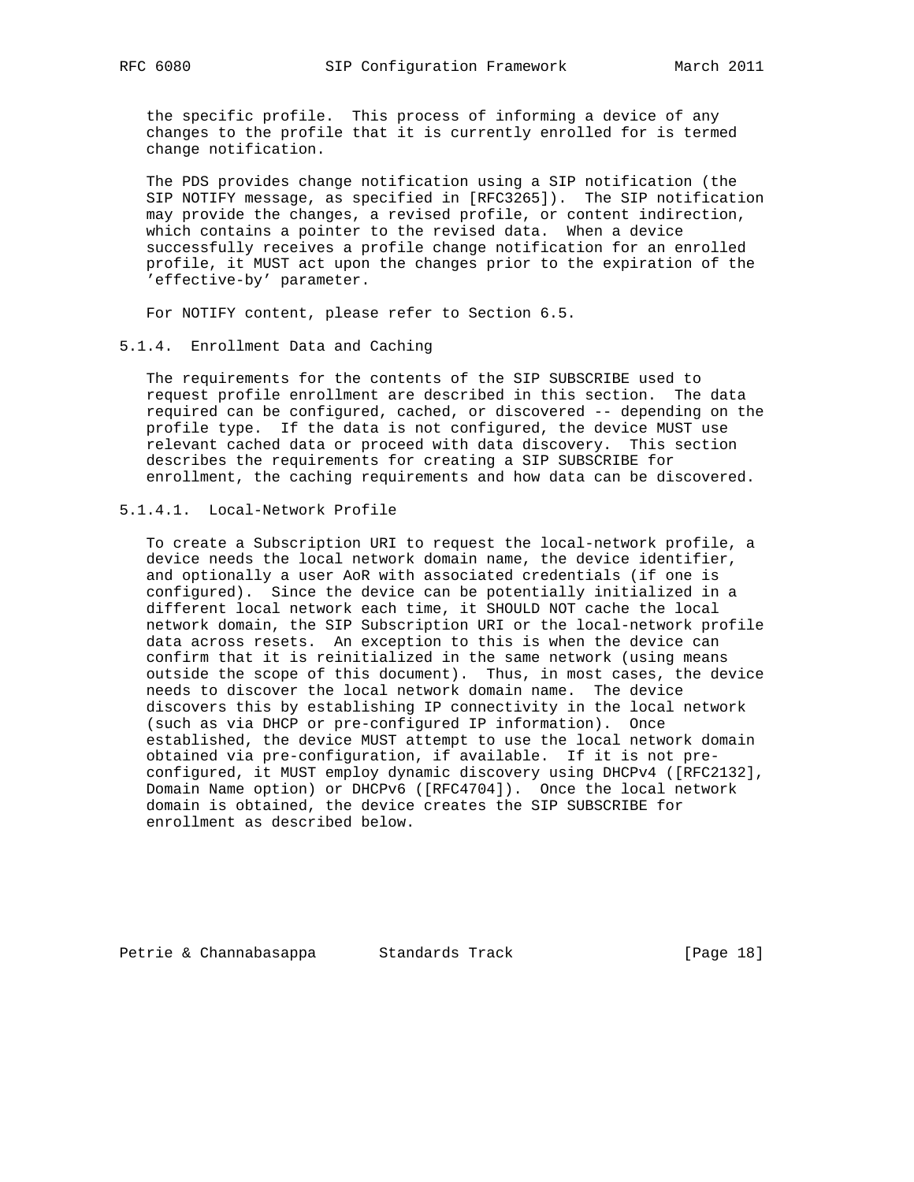the specific profile. This process of informing a device of any changes to the profile that it is currently enrolled for is termed change notification.

The PDS provides change notification using a SIP notification (the SIP NOTIFY message, as specified in [RFC3265]). The SIP notification may provide the changes, a revised profile, or content indirection, which contains a pointer to the revised data. When a device successfully receives a profile change notification for an enrolled profile, it MUST act upon the changes prior to the expiration of the 'effective-by' parameter.

For NOTIFY content, please refer to Section 6.5.

#### 5.1.4. Enrollment Data and Caching

The requirements for the contents of the SIP SUBSCRIBE used to request profile enrollment are described in this section. The data required can be configured, cached, or discovered -- depending on the profile type. If the data is not configured, the device MUST use relevant cached data or proceed with data discovery. This section describes the requirements for creating a SIP SUBSCRIBE for enrollment, the caching requirements and how data can be discovered.

##### 5.1.4.1. Local-Network Profile

To create a Subscription URI to request the local-network profile, a device needs the local network domain name, the device identifier, and optionally a user AoR with associated credentials (if one is configured). Since the device can be potentially initialized in a different local network each time, it SHOULD NOT cache the local network domain, the SIP Subscription URI or the local-network profile data across resets. An exception to this is when the device can confirm that it is reinitialized in the same network (using means outside the scope of this document). Thus, in most cases, the device needs to discover the local network domain name. The device discovers this by establishing IP connectivity in the local network (such as via DHCP or pre-configured IP information). Once established, the device MUST attempt to use the local network domain obtained via pre-configuration, if available. If it is not pre-configured, it MUST employ dynamic discovery using DHCPv4 ([RFC2132], Domain Name option) or DHCPv6 ([RFC4704]). Once the local network domain is obtained, the device creates the SIP SUBSCRIBE for enrollment as described below.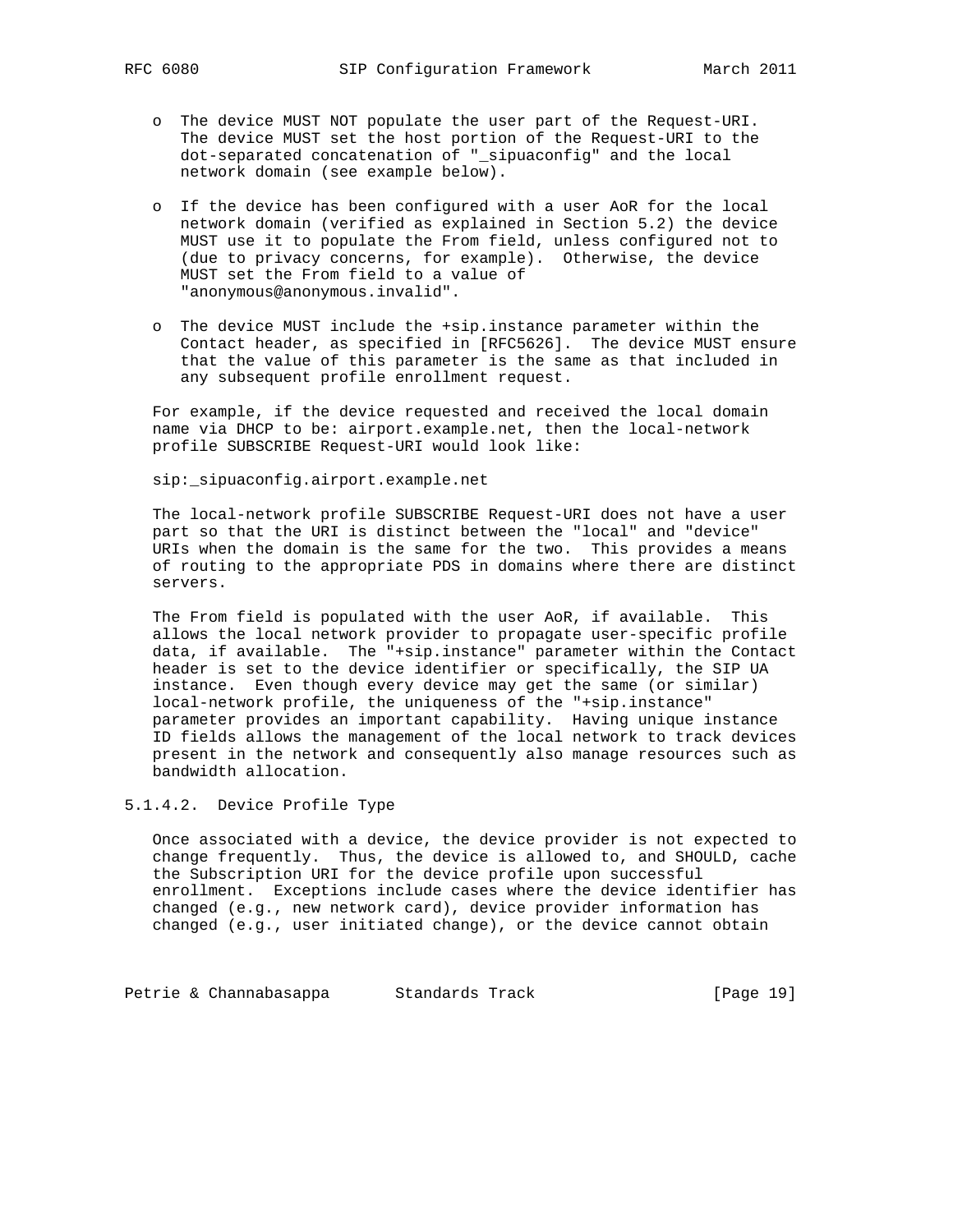- The device MUST NOT populate the user part of the Request-URI. The device MUST set the host portion of the Request-URI to the dot-separated concatenation of "_sipuaconfig" and the local network domain (see example below).

- If the device has been configured with a user AoR for the local network domain (verified as explained in Section 5.2) the device MUST use it to populate the From field, unless configured not to (due to privacy concerns, for example). Otherwise, the device MUST set the From field to a value of "anonymous@anonymous.invalid".

- The device MUST include the +sip.instance parameter within the Contact header, as specified in [RFC5626]. The device MUST ensure that the value of this parameter is the same as that included in any subsequent profile enrollment request.

For example, if the device requested and received the local domain name via DHCP to be: airport.example.net, then the local-network profile SUBSCRIBE Request-URI would look like:

```
sip:_sipuaconfig.airport.example.net
```

The local-network profile SUBSCRIBE Request-URI does not have a user part so that the URI is distinct between the "local" and "device" URIs when the domain is the same for the two. This provides a means of routing to the appropriate PDS in domains where there are distinct servers.

The From field is populated with the user AoR, if available. This allows the local network provider to propagate user-specific profile data, if available. The "+sip.instance" parameter within the Contact header is set to the device identifier or specifically, the SIP UA instance. Even though every device may get the same (or similar) local-network profile, the uniqueness of the "+sip.instance" parameter provides an important capability. Having unique instance ID fields allows the management of the local network to track devices present in the network and consequently also manage resources such as bandwidth allocation.

#### 5.1.4.2. Device Profile Type

Once associated with a device, the device provider is not expected to change frequently. Thus, the device is allowed to, and SHOULD, cache the Subscription URI for the device profile upon successful enrollment. Exceptions include cases where the device identifier has changed (e.g., new network card), device provider information has changed (e.g., user initiated change), or the device cannot obtain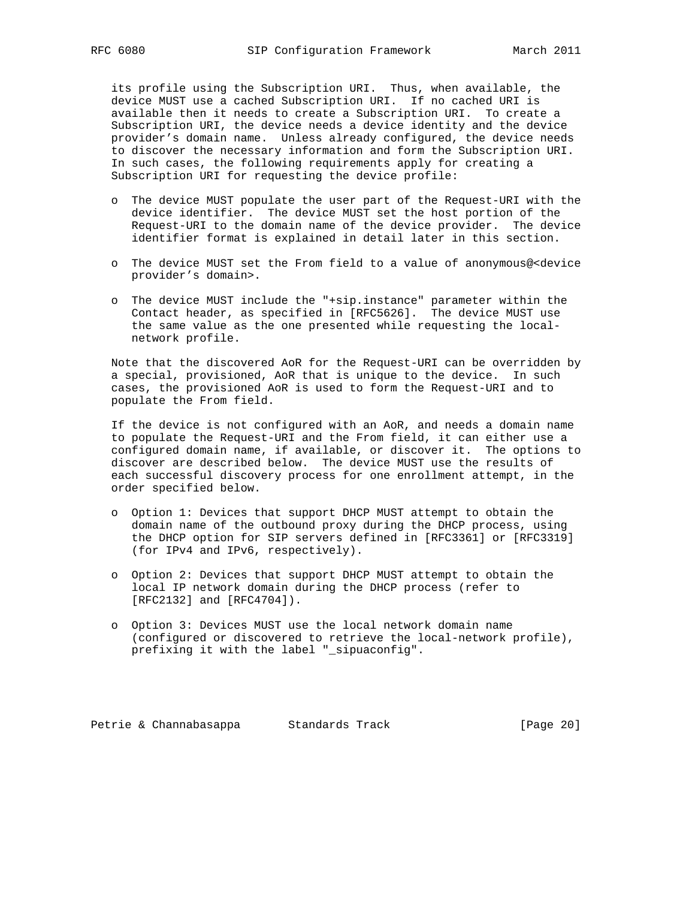its profile using the Subscription URI. Thus, when available, the device MUST use a cached Subscription URI. If no cached URI is available then it needs to create a Subscription URI. To create a Subscription URI, the device needs a device identity and the device provider's domain name. Unless already configured, the device needs to discover the necessary information and form the Subscription URI. In such cases, the following requirements apply for creating a Subscription URI for requesting the device profile:

- The device MUST populate the user part of the Request-URI with the device identifier. The device MUST set the host portion of the Request-URI to the domain name of the device provider. The device identifier format is explained in detail later in this section.
- The device MUST set the From field to a value of anonymous@<device provider's domain>.
- The device MUST include the "+sip.instance" parameter within the Contact header, as specified in [RFC5626]. The device MUST use the same value as the one presented while requesting the local-network profile.

Note that the discovered AoR for the Request-URI can be overridden by a special, provisioned, AoR that is unique to the device. In such cases, the provisioned AoR is used to form the Request-URI and to populate the From field.

If the device is not configured with an AoR, and needs a domain name to populate the Request-URI and the From field, it can either use a configured domain name, if available, or discover it. The options to discover are described below. The device MUST use the results of each successful discovery process for one enrollment attempt, in the order specified below.

- Option 1: Devices that support DHCP MUST attempt to obtain the domain name of the outbound proxy during the DHCP process, using the DHCP option for SIP servers defined in [RFC3361] or [RFC3319] (for IPv4 and IPv6, respectively).
- Option 2: Devices that support DHCP MUST attempt to obtain the local IP network domain during the DHCP process (refer to [RFC2132] and [RFC4704]).
- Option 3: Devices MUST use the local network domain name (configured or discovered to retrieve the local-network profile), prefixing it with the label "_sipuaconfig".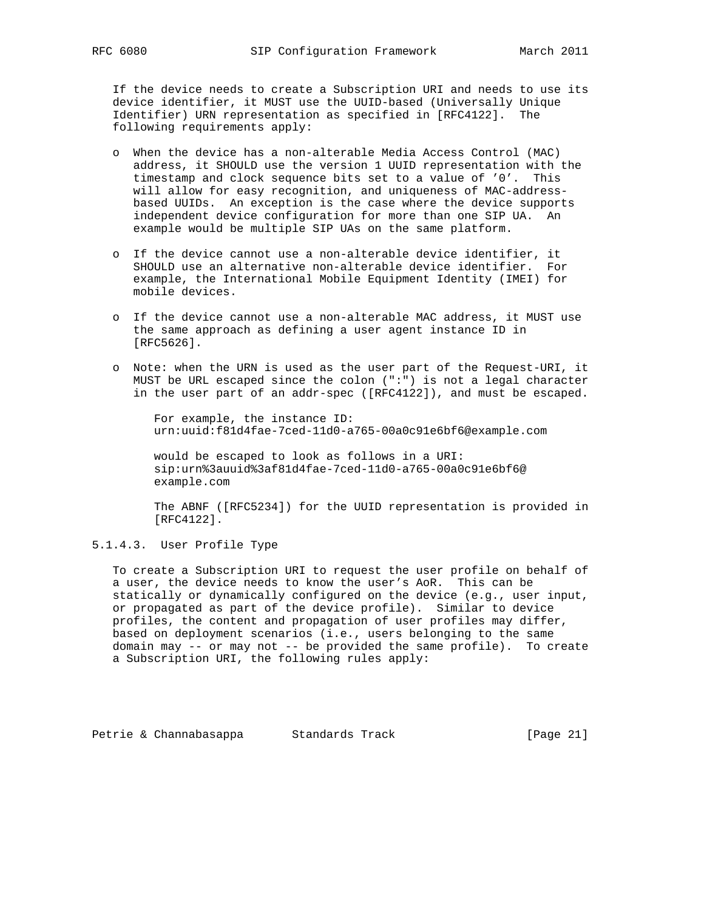If the device needs to create a Subscription URI and needs to use its device identifier, it MUST use the UUID-based (Universally Unique Identifier) URN representation as specified in [RFC4122]. The following requirements apply:

- When the device has a non-alterable Media Access Control (MAC) address, it SHOULD use the version 1 UUID representation with the timestamp and clock sequence bits set to a value of '0'. This will allow for easy recognition, and uniqueness of MAC-address-based UUIDs. An exception is the case where the device supports independent device configuration for more than one SIP UA. An example would be multiple SIP UAs on the same platform.

- If the device cannot use a non-alterable device identifier, it SHOULD use an alternative non-alterable device identifier. For example, the International Mobile Equipment Identity (IMEI) for mobile devices.

- If the device cannot use a non-alterable MAC address, it MUST use the same approach as defining a user agent instance ID in [RFC5626].

- Note: when the URN is used as the user part of the Request-URI, it MUST be URL escaped since the colon (":") is not a legal character in the user part of an addr-spec ([RFC4122]), and must be escaped.

  For example, the instance ID:
  urn:uuid:f81d4fae-7ced-11d0-a765-00a0c91e6bf6@example.com

  would be escaped to look as follows in a URI:
  sip:urn%3auuid%3af81d4fae-7ced-11d0-a765-00a0c91e6bf6@
  example.com

  The ABNF ([RFC5234]) for the UUID representation is provided in [RFC4122].

#### 5.1.4.3. User Profile Type

To create a Subscription URI to request the user profile on behalf of a user, the device needs to know the user's AoR. This can be statically or dynamically configured on the device (e.g., user input, or propagated as part of the device profile). Similar to device profiles, the content and propagation of user profiles may differ, based on deployment scenarios (i.e., users belonging to the same domain may -- or may not -- be provided the same profile). To create a Subscription URI, the following rules apply: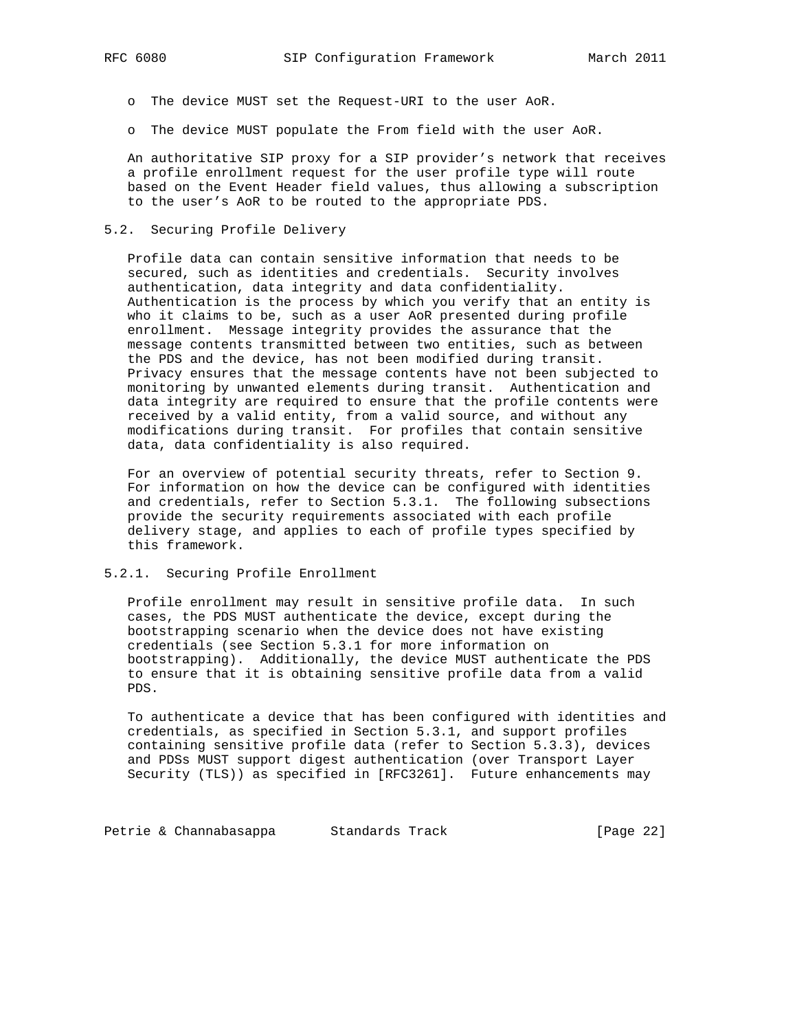- The device MUST set the Request-URI to the user AoR.

- The device MUST populate the From field with the user AoR.

An authoritative SIP proxy for a SIP provider's network that receives a profile enrollment request for the user profile type will route based on the Event Header field values, thus allowing a subscription to the user's AoR to be routed to the appropriate PDS.

### 5.2. Securing Profile Delivery

Profile data can contain sensitive information that needs to be secured, such as identities and credentials. Security involves authentication, data integrity and data confidentiality. Authentication is the process by which you verify that an entity is who it claims to be, such as a user AoR presented during profile enrollment. Message integrity provides the assurance that the message contents transmitted between two entities, such as between the PDS and the device, has not been modified during transit. Privacy ensures that the message contents have not been subjected to monitoring by unwanted elements during transit. Authentication and data integrity are required to ensure that the profile contents were received by a valid entity, from a valid source, and without any modifications during transit. For profiles that contain sensitive data, data confidentiality is also required.

For an overview of potential security threats, refer to Section 9. For information on how the device can be configured with identities and credentials, refer to Section 5.3.1. The following subsections provide the security requirements associated with each profile delivery stage, and applies to each of profile types specified by this framework.

#### 5.2.1. Securing Profile Enrollment

Profile enrollment may result in sensitive profile data. In such cases, the PDS MUST authenticate the device, except during the bootstrapping scenario when the device does not have existing credentials (see Section 5.3.1 for more information on bootstrapping). Additionally, the device MUST authenticate the PDS to ensure that it is obtaining sensitive profile data from a valid PDS.

To authenticate a device that has been configured with identities and credentials, as specified in Section 5.3.1, and support profiles containing sensitive profile data (refer to Section 5.3.3), devices and PDSs MUST support digest authentication (over Transport Layer Security (TLS)) as specified in [RFC3261]. Future enhancements may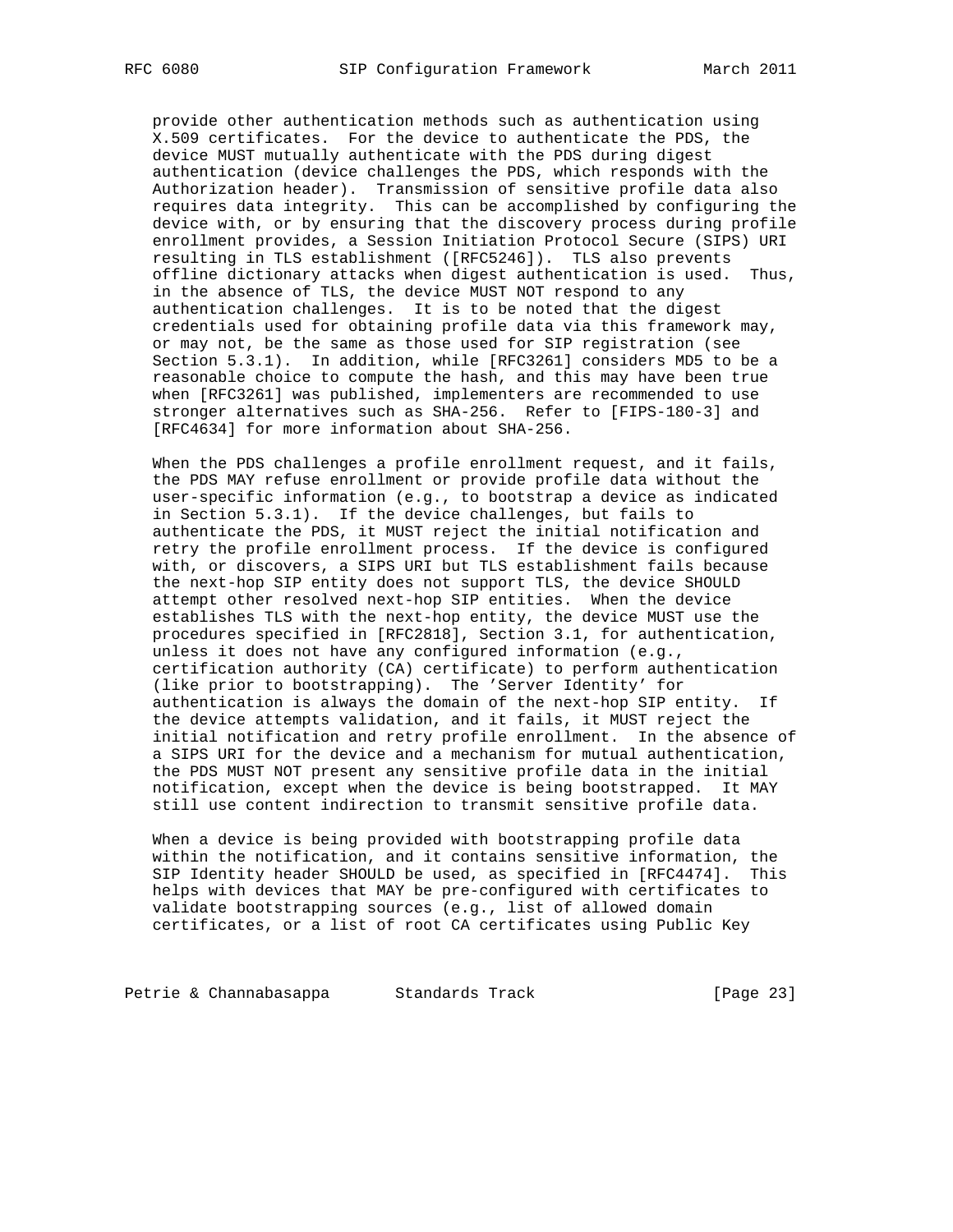provide other authentication methods such as authentication using X.509 certificates. For the device to authenticate the PDS, the device MUST mutually authenticate with the PDS during digest authentication (device challenges the PDS, which responds with the Authorization header). Transmission of sensitive profile data also requires data integrity. This can be accomplished by configuring the device with, or by ensuring that the discovery process during profile enrollment provides, a Session Initiation Protocol Secure (SIPS) URI resulting in TLS establishment ([RFC5246]). TLS also prevents offline dictionary attacks when digest authentication is used. Thus, in the absence of TLS, the device MUST NOT respond to any authentication challenges. It is to be noted that the digest credentials used for obtaining profile data via this framework may, or may not, be the same as those used for SIP registration (see Section 5.3.1). In addition, while [RFC3261] considers MD5 to be a reasonable choice to compute the hash, and this may have been true when [RFC3261] was published, implementers are recommended to use stronger alternatives such as SHA-256. Refer to [FIPS-180-3] and [RFC4634] for more information about SHA-256.

When the PDS challenges a profile enrollment request, and it fails, the PDS MAY refuse enrollment or provide profile data without the user-specific information (e.g., to bootstrap a device as indicated in Section 5.3.1). If the device challenges, but fails to authenticate the PDS, it MUST reject the initial notification and retry the profile enrollment process. If the device is configured with, or discovers, a SIPS URI but TLS establishment fails because the next-hop SIP entity does not support TLS, the device SHOULD attempt other resolved next-hop SIP entities. When the device establishes TLS with the next-hop entity, the device MUST use the procedures specified in [RFC2818], Section 3.1, for authentication, unless it does not have any configured information (e.g., certification authority (CA) certificate) to perform authentication (like prior to bootstrapping). The 'Server Identity' for authentication is always the domain of the next-hop SIP entity. If the device attempts validation, and it fails, it MUST reject the initial notification and retry profile enrollment. In the absence of a SIPS URI for the device and a mechanism for mutual authentication, the PDS MUST NOT present any sensitive profile data in the initial notification, except when the device is being bootstrapped. It MAY still use content indirection to transmit sensitive profile data.

When a device is being provided with bootstrapping profile data within the notification, and it contains sensitive information, the SIP Identity header SHOULD be used, as specified in [RFC4474]. This helps with devices that MAY be pre-configured with certificates to validate bootstrapping sources (e.g., list of allowed domain certificates, or a list of root CA certificates using Public Key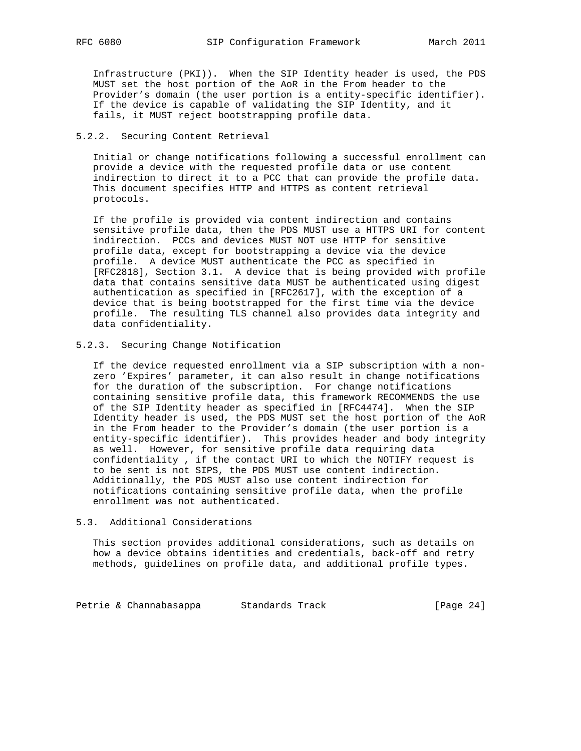Infrastructure (PKI)). When the SIP Identity header is used, the PDS MUST set the host portion of the AoR in the From header to the Provider's domain (the user portion is a entity-specific identifier). If the device is capable of validating the SIP Identity, and it fails, it MUST reject bootstrapping profile data.

#### 5.2.2. Securing Content Retrieval

Initial or change notifications following a successful enrollment can provide a device with the requested profile data or use content indirection to direct it to a PCC that can provide the profile data. This document specifies HTTP and HTTPS as content retrieval protocols.

If the profile is provided via content indirection and contains sensitive profile data, then the PDS MUST use a HTTPS URI for content indirection. PCCs and devices MUST NOT use HTTP for sensitive profile data, except for bootstrapping a device via the device profile. A device MUST authenticate the PCC as specified in [RFC2818], Section 3.1. A device that is being provided with profile data that contains sensitive data MUST be authenticated using digest authentication as specified in [RFC2617], with the exception of a device that is being bootstrapped for the first time via the device profile. The resulting TLS channel also provides data integrity and data confidentiality.

#### 5.2.3. Securing Change Notification

If the device requested enrollment via a SIP subscription with a non-zero 'Expires' parameter, it can also result in change notifications for the duration of the subscription. For change notifications containing sensitive profile data, this framework RECOMMENDS the use of the SIP Identity header as specified in [RFC4474]. When the SIP Identity header is used, the PDS MUST set the host portion of the AoR in the From header to the Provider's domain (the user portion is a entity-specific identifier). This provides header and body integrity as well. However, for sensitive profile data requiring data confidentiality , if the contact URI to which the NOTIFY request is to be sent is not SIPS, the PDS MUST use content indirection. Additionally, the PDS MUST also use content indirection for notifications containing sensitive profile data, when the profile enrollment was not authenticated.

### 5.3. Additional Considerations

This section provides additional considerations, such as details on how a device obtains identities and credentials, back-off and retry methods, guidelines on profile data, and additional profile types.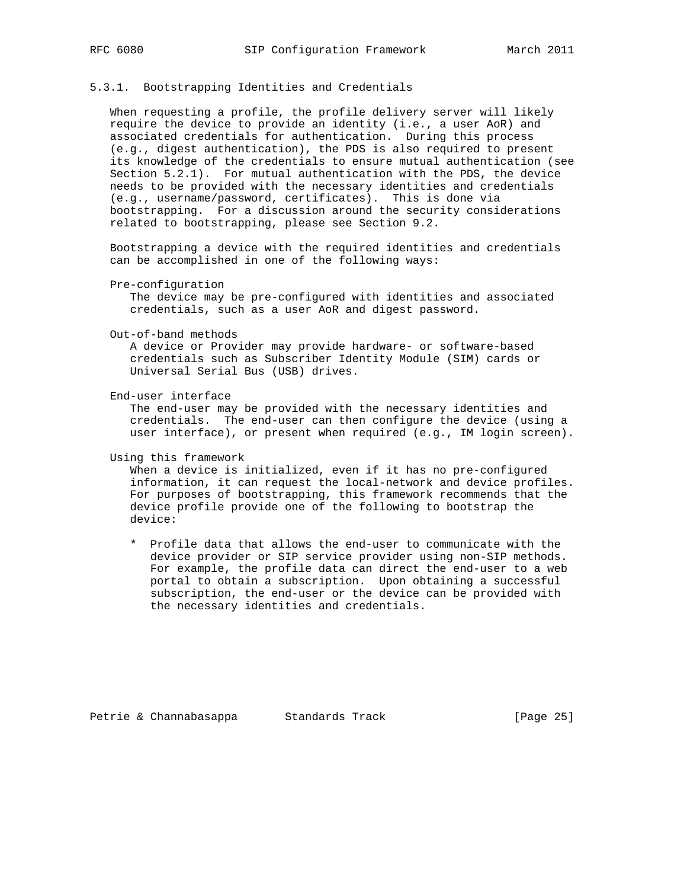### 5.3.1. Bootstrapping Identities and Credentials

When requesting a profile, the profile delivery server will likely require the device to provide an identity (i.e., a user AoR) and associated credentials for authentication. During this process (e.g., digest authentication), the PDS is also required to present its knowledge of the credentials to ensure mutual authentication (see Section 5.2.1). For mutual authentication with the PDS, the device needs to be provided with the necessary identities and credentials (e.g., username/password, certificates). This is done via bootstrapping. For a discussion around the security considerations related to bootstrapping, please see Section 9.2.

Bootstrapping a device with the required identities and credentials can be accomplished in one of the following ways:

Pre-configuration
: The device may be pre-configured with identities and associated credentials, such as a user AoR and digest password.

Out-of-band methods
: A device or Provider may provide hardware- or software-based credentials such as Subscriber Identity Module (SIM) cards or Universal Serial Bus (USB) drives.

End-user interface
: The end-user may be provided with the necessary identities and credentials. The end-user can then configure the device (using a user interface), or present when required (e.g., IM login screen).

Using this framework
: When a device is initialized, even if it has no pre-configured information, it can request the local-network and device profiles. For purposes of bootstrapping, this framework recommends that the device profile provide one of the following to bootstrap the device:

  * Profile data that allows the end-user to communicate with the device provider or SIP service provider using non-SIP methods. For example, the profile data can direct the end-user to a web portal to obtain a subscription. Upon obtaining a successful subscription, the end-user or the device can be provided with the necessary identities and credentials.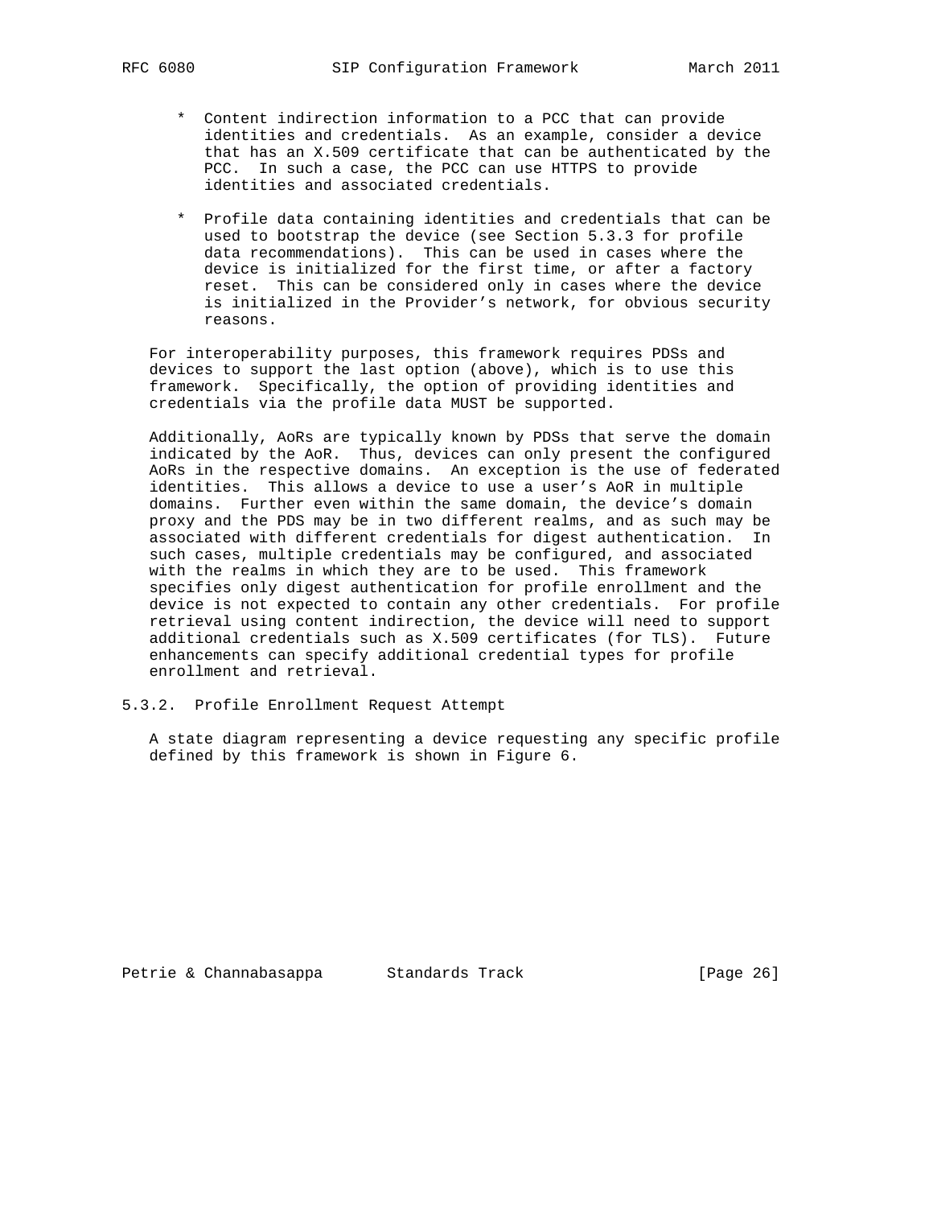* Content indirection information to a PCC that can provide identities and credentials. As an example, consider a device that has an X.509 certificate that can be authenticated by the PCC. In such a case, the PCC can use HTTPS to provide identities and associated credentials.

* Profile data containing identities and credentials that can be used to bootstrap the device (see Section 5.3.3 for profile data recommendations). This can be used in cases where the device is initialized for the first time, or after a factory reset. This can be considered only in cases where the device is initialized in the Provider's network, for obvious security reasons.

For interoperability purposes, this framework requires PDSs and devices to support the last option (above), which is to use this framework. Specifically, the option of providing identities and credentials via the profile data MUST be supported.

Additionally, AoRs are typically known by PDSs that serve the domain indicated by the AoR. Thus, devices can only present the configured AoRs in the respective domains. An exception is the use of federated identities. This allows a device to use a user's AoR in multiple domains. Further even within the same domain, the device's domain proxy and the PDS may be in two different realms, and as such may be associated with different credentials for digest authentication. In such cases, multiple credentials may be configured, and associated with the realms in which they are to be used. This framework specifies only digest authentication for profile enrollment and the device is not expected to contain any other credentials. For profile retrieval using content indirection, the device will need to support additional credentials such as X.509 certificates (for TLS). Future enhancements can specify additional credential types for profile enrollment and retrieval.

### 5.3.2. Profile Enrollment Request Attempt

A state diagram representing a device requesting any specific profile defined by this framework is shown in Figure 6.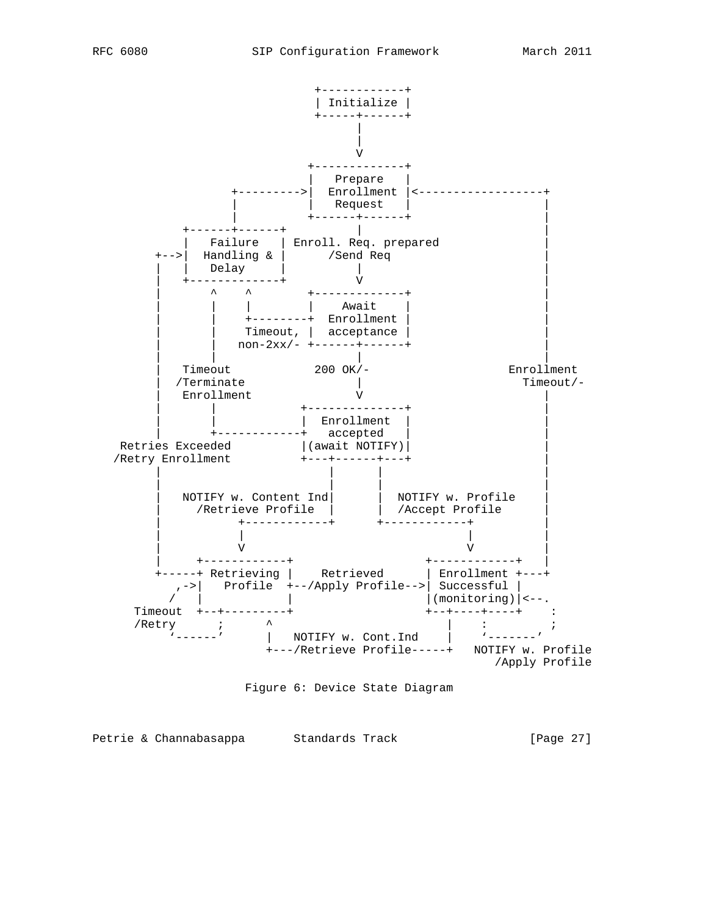```
                            +------------+
                            | Initialize |
                            +-----+------+
                                  |
                                  |
                                  V
                           +-------------+
                           |   Prepare   |
                +--------->|  Enrollment |<------------------+
                |          |   Request   |                   |
                |          +------+------+                   |
         +------+------+          |                          |
         |   Failure   | Enroll. Req. prepared               |
     +-->|  Handling & |      /Send Req                      |
     |   |   Delay     |          |                          |
     |   +-------------+          V                          |
     |       ^    ^        +-------------+                   |
     |       |    |        |    Await    |                   |
     |       |    +--------+  Enrollment |                   |
     |       |    Timeout, |  acceptance |                   |
     |       |   non-2xx/- +------+------+                   |
     |       |                    |                          |
     |   Timeout           200 OK/-                   Enrollment
     |  /Terminate                |                     Timeout/-
     |   Enrollment               V                          |
     |       |            +--------------+                   |
     |       |            |  Enrollment  |                   |
     |       +------------+   accepted   |                   |
 Retries Exceeded         |(await NOTIFY)|                   |
/Retry Enrollment         +---+------+---+                   |
     |                        |      |                       |
     |                        |      |                       |
     |   NOTIFY w. Content Ind|      |  NOTIFY w. Profile    |
     |     /Retrieve Profile  |      |  /Accept Profile      |
     |          +------------+       +------------+          |
     |          |                                 |          |
     |          V                                 V          |
     |     +------------+                  +------------+    |
     +-----+ Retrieving |    Retrieved     | Enrollment +----+
        ,->|   Profile  +--/Apply Profile-->| Successful |
       /   |            |                  |(monitoring)|<--.
   Timeout  +--+---------+                  +--+----+----+    :
   /Retry      ;      ^                        |    :         ;
       `------'       |   NOTIFY w. Cont.Ind   |    `-------'
                      +---/Retrieve Profile-----+   NOTIFY w. Profile
                                                      /Apply Profile
```

Figure 6: Device State Diagram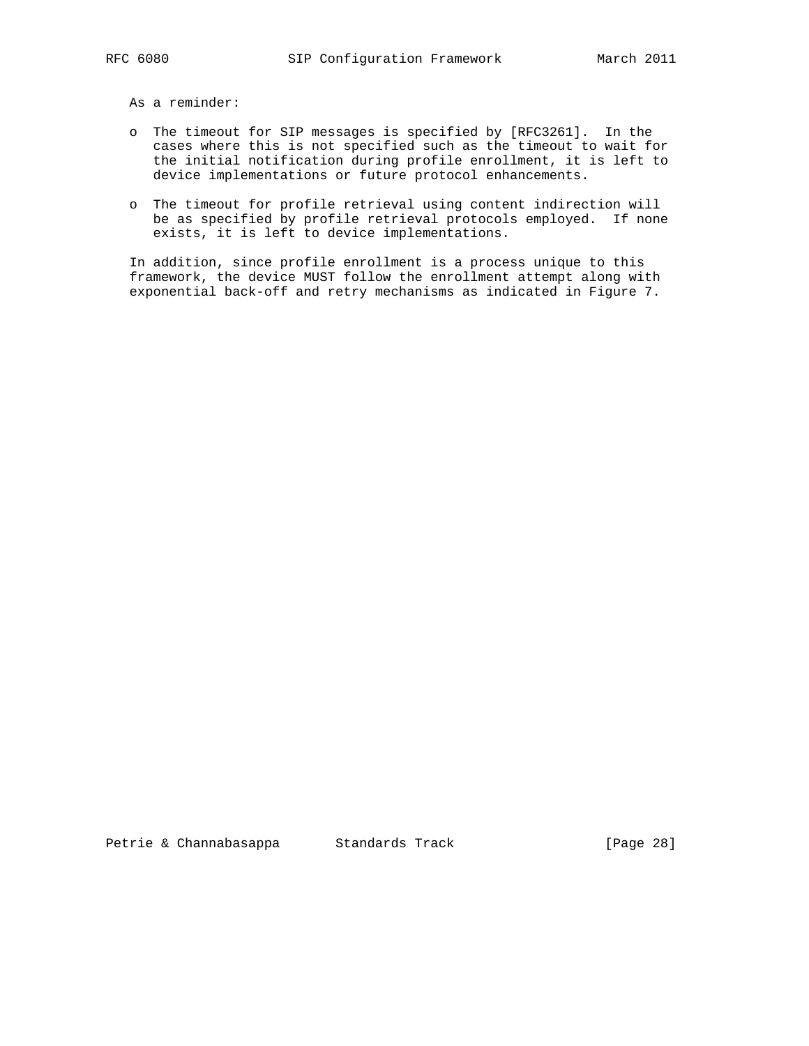As a reminder:

- The timeout for SIP messages is specified by [RFC3261]. In the cases where this is not specified such as the timeout to wait for the initial notification during profile enrollment, it is left to device implementations or future protocol enhancements.

- The timeout for profile retrieval using content indirection will be as specified by profile retrieval protocols employed. If none exists, it is left to device implementations.

In addition, since profile enrollment is a process unique to this framework, the device MUST follow the enrollment attempt along with exponential back-off and retry mechanisms as indicated in Figure 7.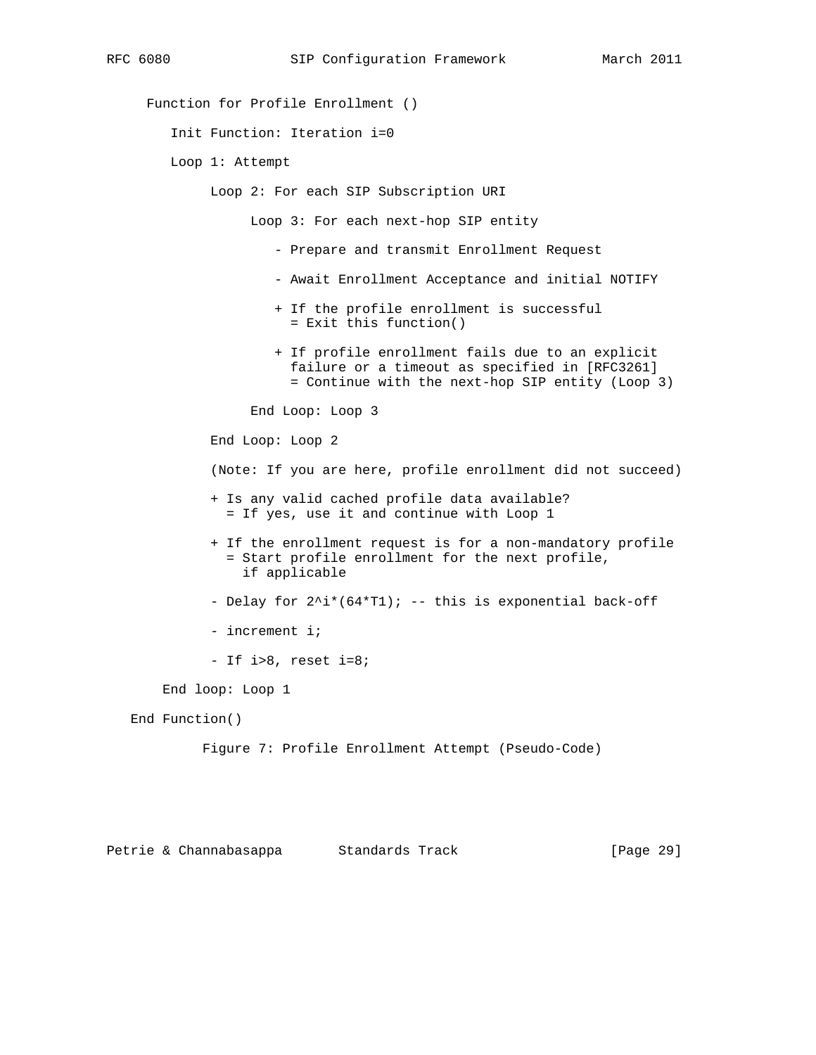```
     Function for Profile Enrollment ()

        Init Function: Iteration i=0

        Loop 1: Attempt

             Loop 2: For each SIP Subscription URI

                  Loop 3: For each next-hop SIP entity

                     - Prepare and transmit Enrollment Request

                     - Await Enrollment Acceptance and initial NOTIFY

                     + If the profile enrollment is successful
                       = Exit this function()

                     + If profile enrollment fails due to an explicit
                       failure or a timeout as specified in [RFC3261]
                       = Continue with the next-hop SIP entity (Loop 3)

                  End Loop: Loop 3

             End Loop: Loop 2

             (Note: If you are here, profile enrollment did not succeed)

             + Is any valid cached profile data available?
               = If yes, use it and continue with Loop 1

             + If the enrollment request is for a non-mandatory profile
               = Start profile enrollment for the next profile,
                 if applicable

             - Delay for 2^i*(64*T1); -- this is exponential back-off

             - increment i;

             - If i>8, reset i=8;

       End loop: Loop 1

   End Function()
```

Figure 7: Profile Enrollment Attempt (Pseudo-Code)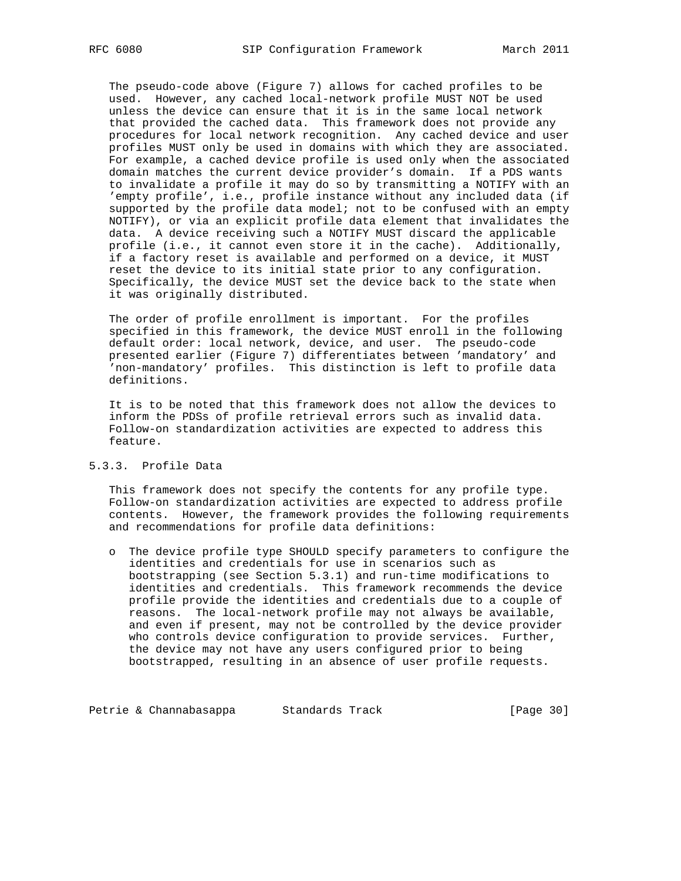The pseudo-code above (Figure 7) allows for cached profiles to be used. However, any cached local-network profile MUST NOT be used unless the device can ensure that it is in the same local network that provided the cached data. This framework does not provide any procedures for local network recognition. Any cached device and user profiles MUST only be used in domains with which they are associated. For example, a cached device profile is used only when the associated domain matches the current device provider's domain. If a PDS wants to invalidate a profile it may do so by transmitting a NOTIFY with an 'empty profile', i.e., profile instance without any included data (if supported by the profile data model; not to be confused with an empty NOTIFY), or via an explicit profile data element that invalidates the data. A device receiving such a NOTIFY MUST discard the applicable profile (i.e., it cannot even store it in the cache). Additionally, if a factory reset is available and performed on a device, it MUST reset the device to its initial state prior to any configuration. Specifically, the device MUST set the device back to the state when it was originally distributed.

The order of profile enrollment is important. For the profiles specified in this framework, the device MUST enroll in the following default order: local network, device, and user. The pseudo-code presented earlier (Figure 7) differentiates between 'mandatory' and 'non-mandatory' profiles. This distinction is left to profile data definitions.

It is to be noted that this framework does not allow the devices to inform the PDSs of profile retrieval errors such as invalid data. Follow-on standardization activities are expected to address this feature.

### 5.3.3. Profile Data

This framework does not specify the contents for any profile type. Follow-on standardization activities are expected to address profile contents. However, the framework provides the following requirements and recommendations for profile data definitions:

- The device profile type SHOULD specify parameters to configure the identities and credentials for use in scenarios such as bootstrapping (see Section 5.3.1) and run-time modifications to identities and credentials. This framework recommends the device profile provide the identities and credentials due to a couple of reasons. The local-network profile may not always be available, and even if present, may not be controlled by the device provider who controls device configuration to provide services. Further, the device may not have any users configured prior to being bootstrapped, resulting in an absence of user profile requests.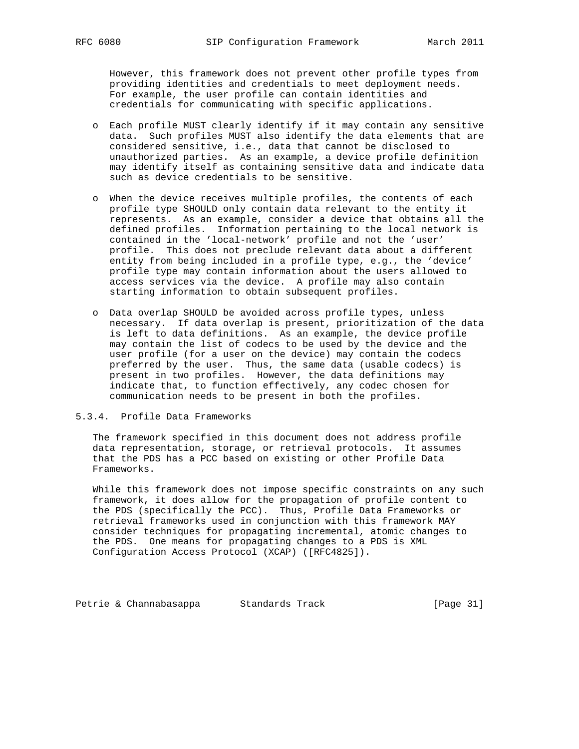However, this framework does not prevent other profile types from providing identities and credentials to meet deployment needs. For example, the user profile can contain identities and credentials for communicating with specific applications.

- Each profile MUST clearly identify if it may contain any sensitive data. Such profiles MUST also identify the data elements that are considered sensitive, i.e., data that cannot be disclosed to unauthorized parties. As an example, a device profile definition may identify itself as containing sensitive data and indicate data such as device credentials to be sensitive.

- When the device receives multiple profiles, the contents of each profile type SHOULD only contain data relevant to the entity it represents. As an example, consider a device that obtains all the defined profiles. Information pertaining to the local network is contained in the 'local-network' profile and not the 'user' profile. This does not preclude relevant data about a different entity from being included in a profile type, e.g., the 'device' profile type may contain information about the users allowed to access services via the device. A profile may also contain starting information to obtain subsequent profiles.

- Data overlap SHOULD be avoided across profile types, unless necessary. If data overlap is present, prioritization of the data is left to data definitions. As an example, the device profile may contain the list of codecs to be used by the device and the user profile (for a user on the device) may contain the codecs preferred by the user. Thus, the same data (usable codecs) is present in two profiles. However, the data definitions may indicate that, to function effectively, any codec chosen for communication needs to be present in both the profiles.

### 5.3.4. Profile Data Frameworks

The framework specified in this document does not address profile data representation, storage, or retrieval protocols. It assumes that the PDS has a PCC based on existing or other Profile Data Frameworks.

While this framework does not impose specific constraints on any such framework, it does allow for the propagation of profile content to the PDS (specifically the PCC). Thus, Profile Data Frameworks or retrieval frameworks used in conjunction with this framework MAY consider techniques for propagating incremental, atomic changes to the PDS. One means for propagating changes to a PDS is XML Configuration Access Protocol (XCAP) ([RFC4825]).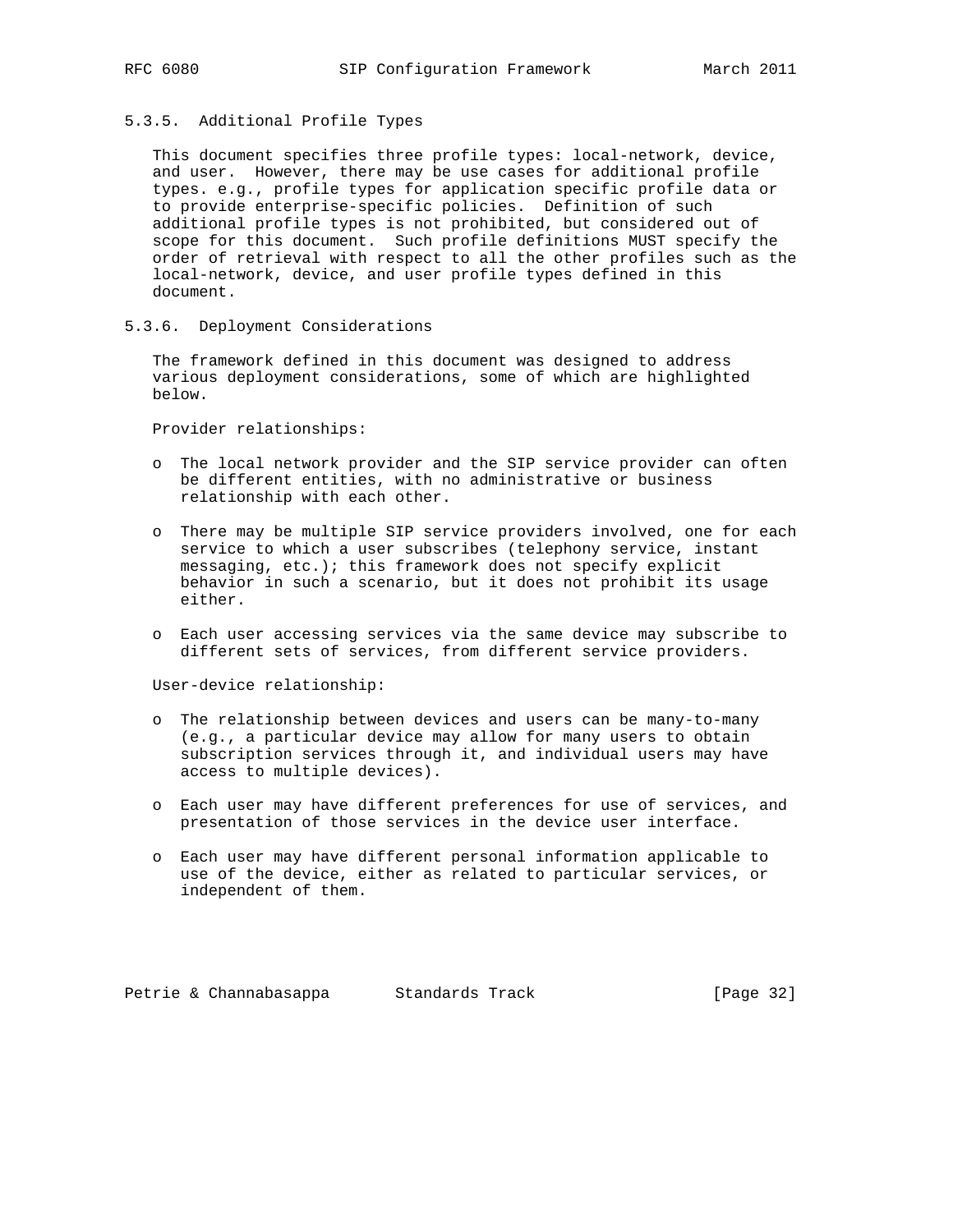#### 5.3.5. Additional Profile Types

This document specifies three profile types: local-network, device, and user. However, there may be use cases for additional profile types. e.g., profile types for application specific profile data or to provide enterprise-specific policies. Definition of such additional profile types is not prohibited, but considered out of scope for this document. Such profile definitions MUST specify the order of retrieval with respect to all the other profiles such as the local-network, device, and user profile types defined in this document.

#### 5.3.6. Deployment Considerations

The framework defined in this document was designed to address various deployment considerations, some of which are highlighted below.

Provider relationships:

- The local network provider and the SIP service provider can often be different entities, with no administrative or business relationship with each other.
- There may be multiple SIP service providers involved, one for each service to which a user subscribes (telephony service, instant messaging, etc.); this framework does not specify explicit behavior in such a scenario, but it does not prohibit its usage either.
- Each user accessing services via the same device may subscribe to different sets of services, from different service providers.

User-device relationship:

- The relationship between devices and users can be many-to-many (e.g., a particular device may allow for many users to obtain subscription services through it, and individual users may have access to multiple devices).
- Each user may have different preferences for use of services, and presentation of those services in the device user interface.
- Each user may have different personal information applicable to use of the device, either as related to particular services, or independent of them.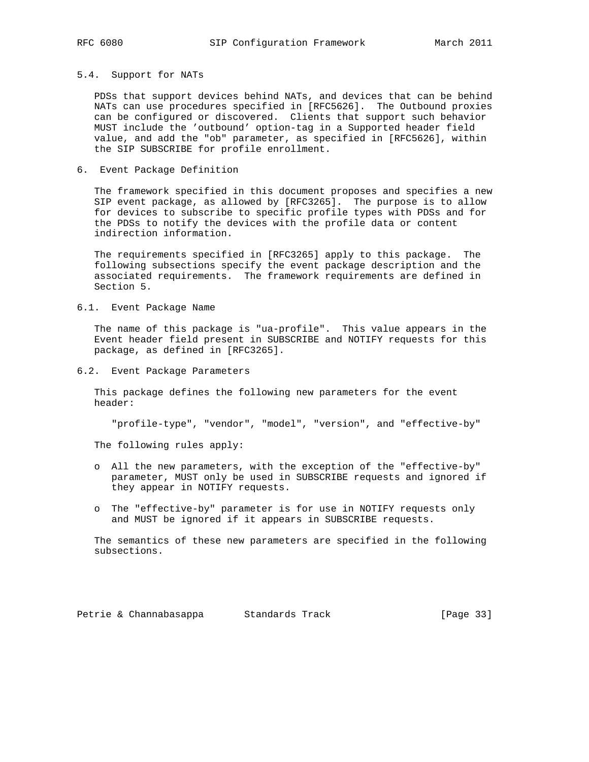### 5.4. Support for NATs

PDSs that support devices behind NATs, and devices that can be behind NATs can use procedures specified in [RFC5626]. The Outbound proxies can be configured or discovered. Clients that support such behavior MUST include the 'outbound' option-tag in a Supported header field value, and add the "ob" parameter, as specified in [RFC5626], within the SIP SUBSCRIBE for profile enrollment.

## 6. Event Package Definition

The framework specified in this document proposes and specifies a new SIP event package, as allowed by [RFC3265]. The purpose is to allow for devices to subscribe to specific profile types with PDSs and for the PDSs to notify the devices with the profile data or content indirection information.

The requirements specified in [RFC3265] apply to this package. The following subsections specify the event package description and the associated requirements. The framework requirements are defined in Section 5.

### 6.1. Event Package Name

The name of this package is "ua-profile". This value appears in the Event header field present in SUBSCRIBE and NOTIFY requests for this package, as defined in [RFC3265].

### 6.2. Event Package Parameters

This package defines the following new parameters for the event header:

"profile-type", "vendor", "model", "version", and "effective-by"

The following rules apply:

- All the new parameters, with the exception of the "effective-by" parameter, MUST only be used in SUBSCRIBE requests and ignored if they appear in NOTIFY requests.
- The "effective-by" parameter is for use in NOTIFY requests only and MUST be ignored if it appears in SUBSCRIBE requests.

The semantics of these new parameters are specified in the following subsections.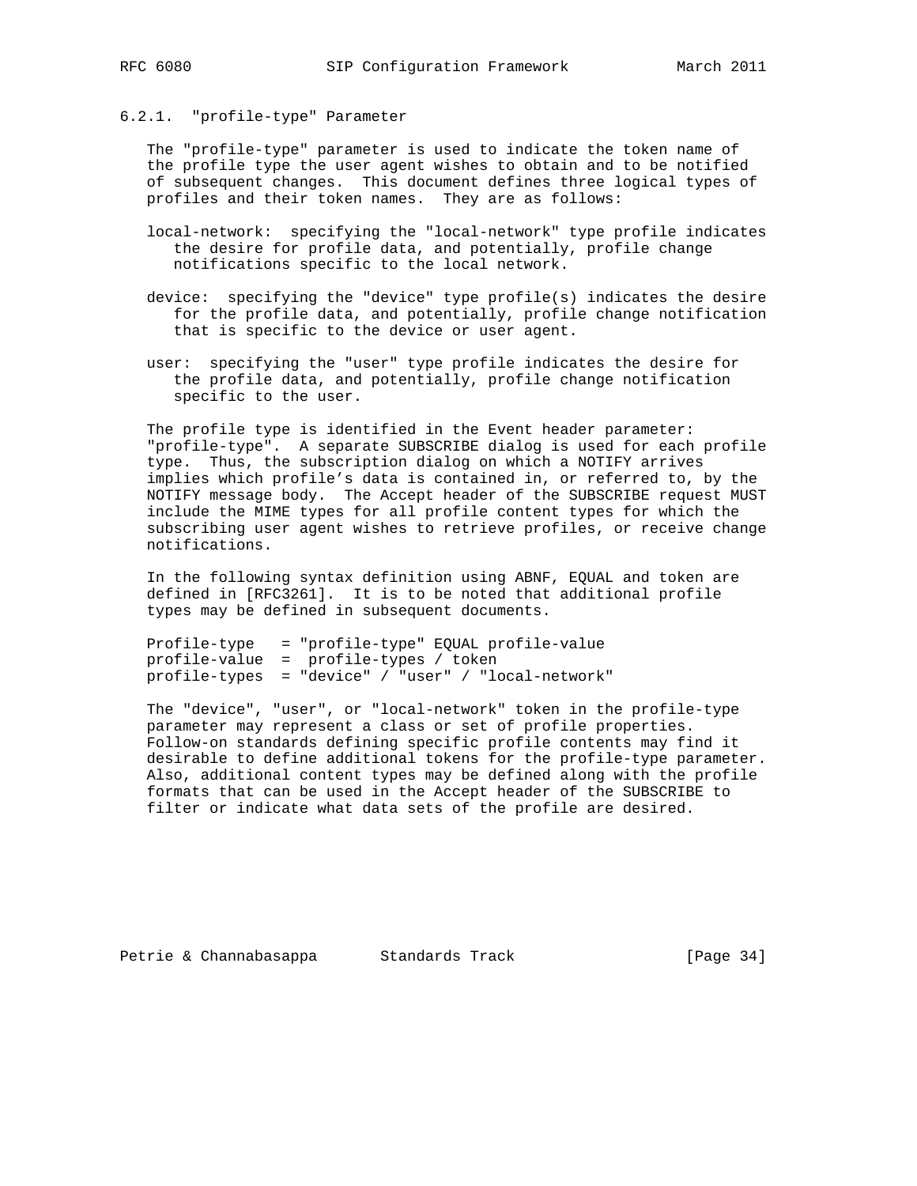#### 6.2.1. "profile-type" Parameter

The "profile-type" parameter is used to indicate the token name of the profile type the user agent wishes to obtain and to be notified of subsequent changes. This document defines three logical types of profiles and their token names. They are as follows:

local-network: specifying the "local-network" type profile indicates the desire for profile data, and potentially, profile change notifications specific to the local network.

device: specifying the "device" type profile(s) indicates the desire for the profile data, and potentially, profile change notification that is specific to the device or user agent.

user: specifying the "user" type profile indicates the desire for the profile data, and potentially, profile change notification specific to the user.

The profile type is identified in the Event header parameter: "profile-type". A separate SUBSCRIBE dialog is used for each profile type. Thus, the subscription dialog on which a NOTIFY arrives implies which profile's data is contained in, or referred to, by the NOTIFY message body. The Accept header of the SUBSCRIBE request MUST include the MIME types for all profile content types for which the subscribing user agent wishes to retrieve profiles, or receive change notifications.

In the following syntax definition using ABNF, EQUAL and token are defined in [RFC3261]. It is to be noted that additional profile types may be defined in subsequent documents.

```
Profile-type   = "profile-type" EQUAL profile-value
profile-value  =  profile-types / token
profile-types  = "device" / "user" / "local-network"
```

The "device", "user", or "local-network" token in the profile-type parameter may represent a class or set of profile properties. Follow-on standards defining specific profile contents may find it desirable to define additional tokens for the profile-type parameter. Also, additional content types may be defined along with the profile formats that can be used in the Accept header of the SUBSCRIBE to filter or indicate what data sets of the profile are desired.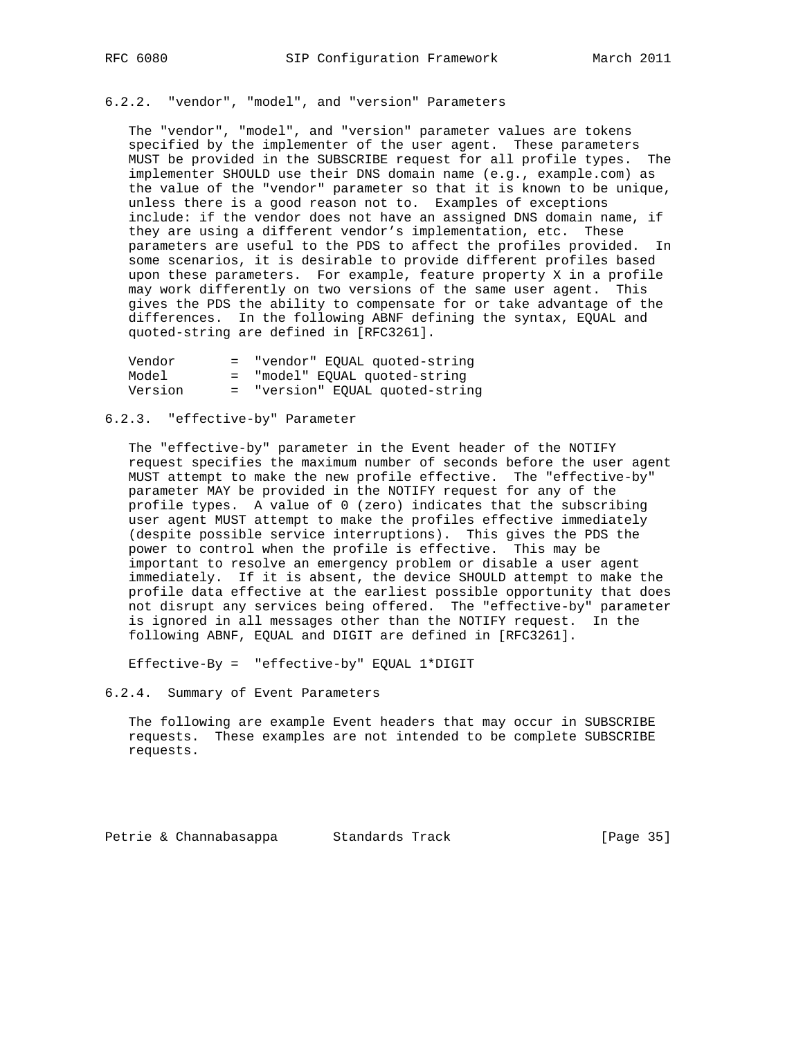#### 6.2.2. "vendor", "model", and "version" Parameters

The "vendor", "model", and "version" parameter values are tokens specified by the implementer of the user agent. These parameters MUST be provided in the SUBSCRIBE request for all profile types. The implementer SHOULD use their DNS domain name (e.g., example.com) as the value of the "vendor" parameter so that it is known to be unique, unless there is a good reason not to. Examples of exceptions include: if the vendor does not have an assigned DNS domain name, if they are using a different vendor's implementation, etc. These parameters are useful to the PDS to affect the profiles provided. In some scenarios, it is desirable to provide different profiles based upon these parameters. For example, feature property X in a profile may work differently on two versions of the same user agent. This gives the PDS the ability to compensate for or take advantage of the differences. In the following ABNF defining the syntax, EQUAL and quoted-string are defined in [RFC3261].

```
Vendor       =  "vendor" EQUAL quoted-string
Model        =  "model" EQUAL quoted-string
Version      =  "version" EQUAL quoted-string
```

#### 6.2.3. "effective-by" Parameter

The "effective-by" parameter in the Event header of the NOTIFY request specifies the maximum number of seconds before the user agent MUST attempt to make the new profile effective. The "effective-by" parameter MAY be provided in the NOTIFY request for any of the profile types. A value of 0 (zero) indicates that the subscribing user agent MUST attempt to make the profiles effective immediately (despite possible service interruptions). This gives the PDS the power to control when the profile is effective. This may be important to resolve an emergency problem or disable a user agent immediately. If it is absent, the device SHOULD attempt to make the profile data effective at the earliest possible opportunity that does not disrupt any services being offered. The "effective-by" parameter is ignored in all messages other than the NOTIFY request. In the following ABNF, EQUAL and DIGIT are defined in [RFC3261].

```
Effective-By =  "effective-by" EQUAL 1*DIGIT
```

#### 6.2.4. Summary of Event Parameters

The following are example Event headers that may occur in SUBSCRIBE requests. These examples are not intended to be complete SUBSCRIBE requests.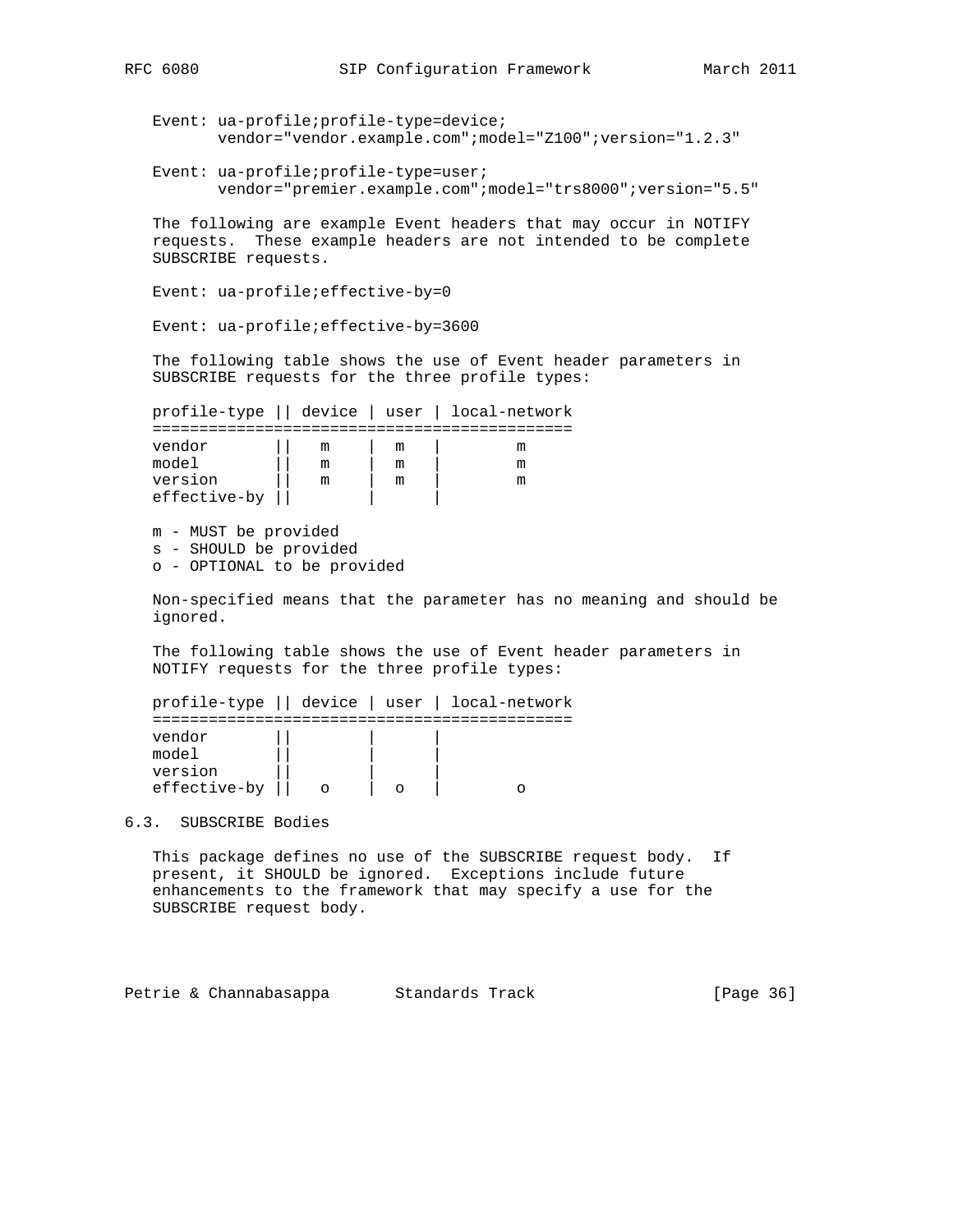```
Event: ua-profile;profile-type=device;
       vendor="vendor.example.com";model="Z100";version="1.2.3"

Event: ua-profile;profile-type=user;
       vendor="premier.example.com";model="trs8000";version="5.5"
```

The following are example Event headers that may occur in NOTIFY requests. These example headers are not intended to be complete SUBSCRIBE requests.

```
Event: ua-profile;effective-by=0

Event: ua-profile;effective-by=3600
```

The following table shows the use of Event header parameters in SUBSCRIBE requests for the three profile types:

| profile-type | device | user | local-network |
|---|---|---|---|
| vendor | m | m | m |
| model | m | m | m |
| version | m | m | m |
| effective-by | | | |

m - MUST be provided
s - SHOULD be provided
o - OPTIONAL to be provided

Non-specified means that the parameter has no meaning and should be ignored.

The following table shows the use of Event header parameters in NOTIFY requests for the three profile types:

| profile-type | device | user | local-network |
|---|---|---|---|
| vendor | | | |
| model | | | |
| version | | | |
| effective-by | o | o | o |

## 6.3. SUBSCRIBE Bodies

This package defines no use of the SUBSCRIBE request body. If present, it SHOULD be ignored. Exceptions include future enhancements to the framework that may specify a use for the SUBSCRIBE request body.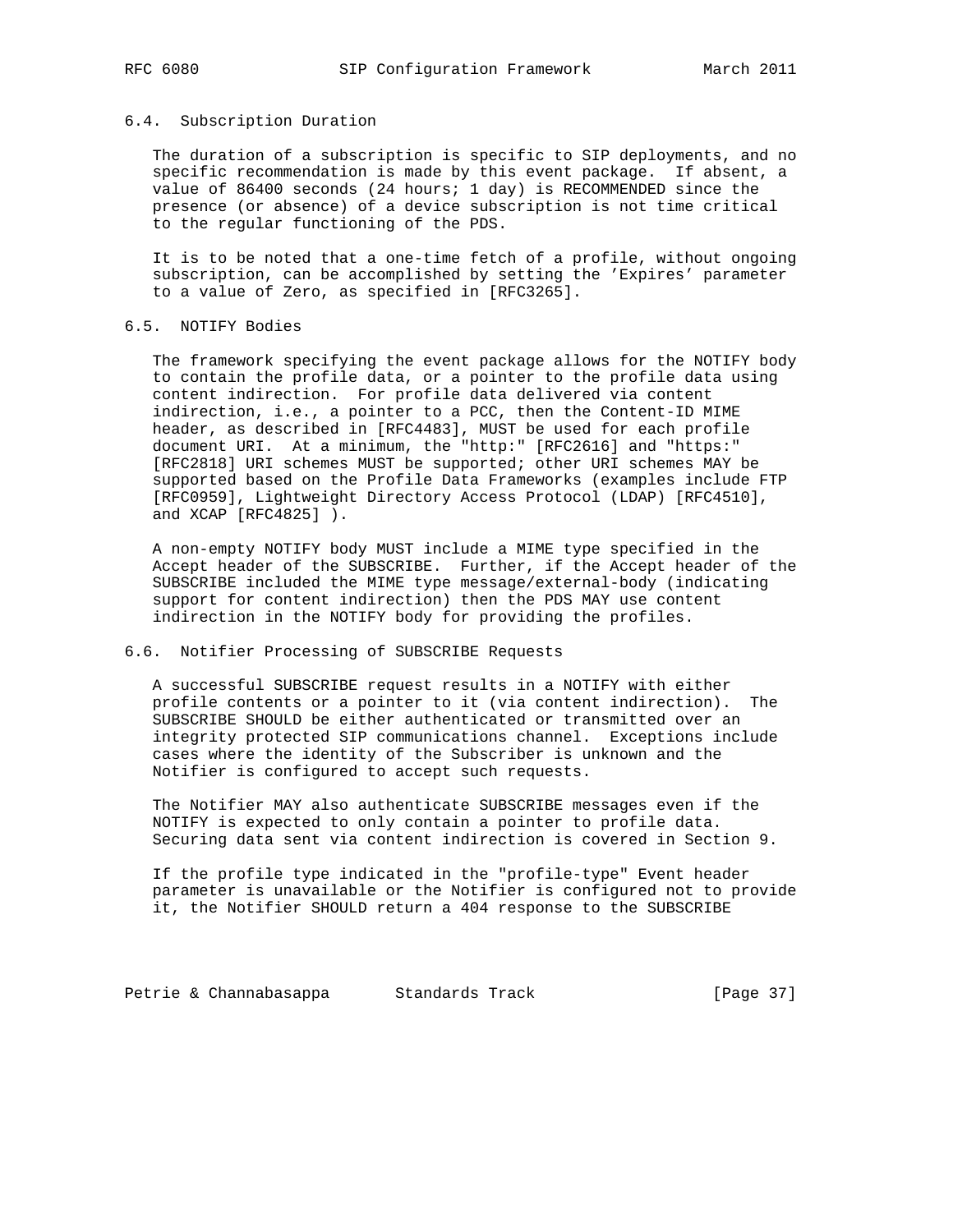### 6.4. Subscription Duration

The duration of a subscription is specific to SIP deployments, and no specific recommendation is made by this event package. If absent, a value of 86400 seconds (24 hours; 1 day) is RECOMMENDED since the presence (or absence) of a device subscription is not time critical to the regular functioning of the PDS.

It is to be noted that a one-time fetch of a profile, without ongoing subscription, can be accomplished by setting the 'Expires' parameter to a value of Zero, as specified in [RFC3265].

### 6.5. NOTIFY Bodies

The framework specifying the event package allows for the NOTIFY body to contain the profile data, or a pointer to the profile data using content indirection. For profile data delivered via content indirection, i.e., a pointer to a PCC, then the Content-ID MIME header, as described in [RFC4483], MUST be used for each profile document URI. At a minimum, the "http:" [RFC2616] and "https:" [RFC2818] URI schemes MUST be supported; other URI schemes MAY be supported based on the Profile Data Frameworks (examples include FTP [RFC0959], Lightweight Directory Access Protocol (LDAP) [RFC4510], and XCAP [RFC4825] ).

A non-empty NOTIFY body MUST include a MIME type specified in the Accept header of the SUBSCRIBE. Further, if the Accept header of the SUBSCRIBE included the MIME type message/external-body (indicating support for content indirection) then the PDS MAY use content indirection in the NOTIFY body for providing the profiles.

### 6.6. Notifier Processing of SUBSCRIBE Requests

A successful SUBSCRIBE request results in a NOTIFY with either profile contents or a pointer to it (via content indirection). The SUBSCRIBE SHOULD be either authenticated or transmitted over an integrity protected SIP communications channel. Exceptions include cases where the identity of the Subscriber is unknown and the Notifier is configured to accept such requests.

The Notifier MAY also authenticate SUBSCRIBE messages even if the NOTIFY is expected to only contain a pointer to profile data. Securing data sent via content indirection is covered in Section 9.

If the profile type indicated in the "profile-type" Event header parameter is unavailable or the Notifier is configured not to provide it, the Notifier SHOULD return a 404 response to the SUBSCRIBE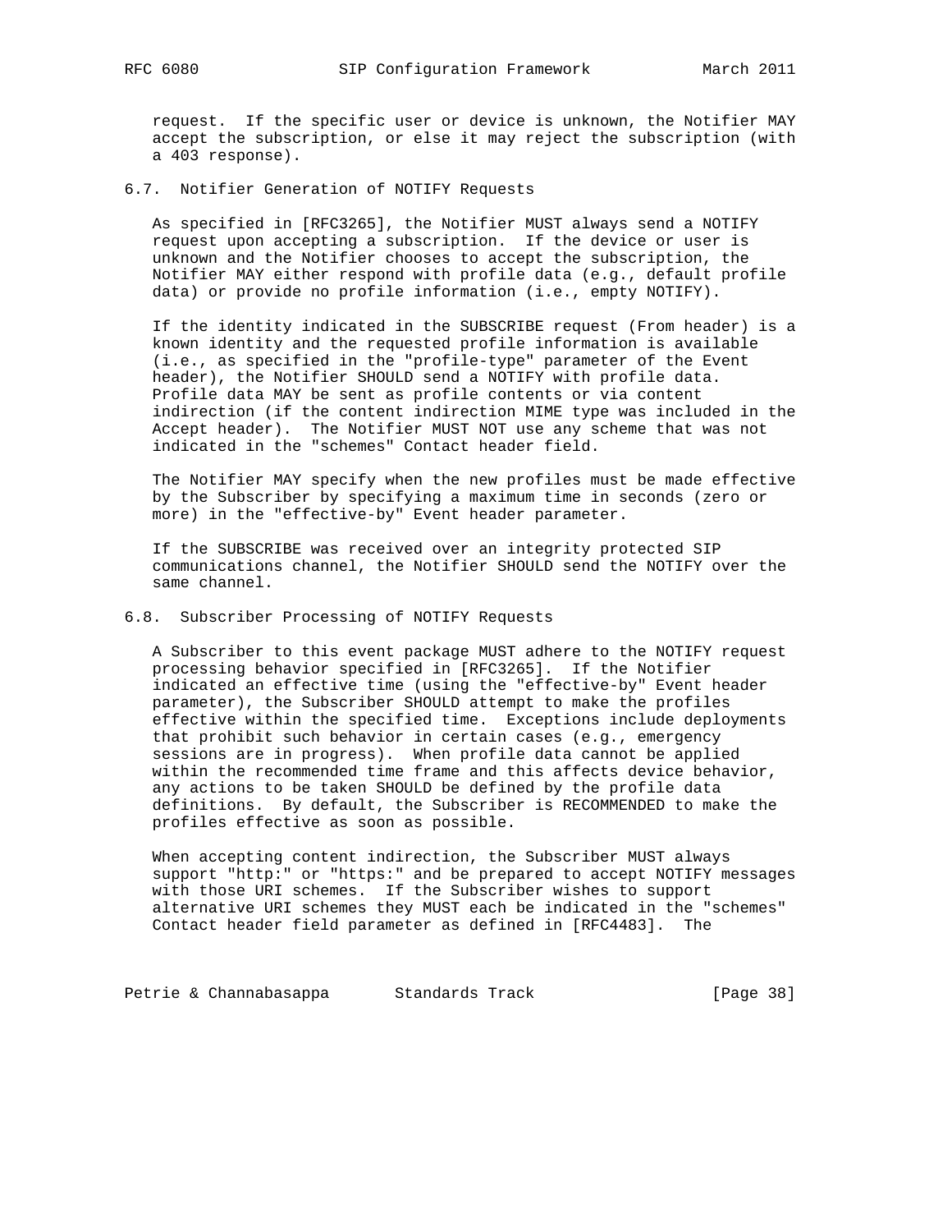request. If the specific user or device is unknown, the Notifier MAY accept the subscription, or else it may reject the subscription (with a 403 response).

### 6.7. Notifier Generation of NOTIFY Requests

As specified in [RFC3265], the Notifier MUST always send a NOTIFY request upon accepting a subscription. If the device or user is unknown and the Notifier chooses to accept the subscription, the Notifier MAY either respond with profile data (e.g., default profile data) or provide no profile information (i.e., empty NOTIFY).

If the identity indicated in the SUBSCRIBE request (From header) is a known identity and the requested profile information is available (i.e., as specified in the "profile-type" parameter of the Event header), the Notifier SHOULD send a NOTIFY with profile data. Profile data MAY be sent as profile contents or via content indirection (if the content indirection MIME type was included in the Accept header). The Notifier MUST NOT use any scheme that was not indicated in the "schemes" Contact header field.

The Notifier MAY specify when the new profiles must be made effective by the Subscriber by specifying a maximum time in seconds (zero or more) in the "effective-by" Event header parameter.

If the SUBSCRIBE was received over an integrity protected SIP communications channel, the Notifier SHOULD send the NOTIFY over the same channel.

### 6.8. Subscriber Processing of NOTIFY Requests

A Subscriber to this event package MUST adhere to the NOTIFY request processing behavior specified in [RFC3265]. If the Notifier indicated an effective time (using the "effective-by" Event header parameter), the Subscriber SHOULD attempt to make the profiles effective within the specified time. Exceptions include deployments that prohibit such behavior in certain cases (e.g., emergency sessions are in progress). When profile data cannot be applied within the recommended time frame and this affects device behavior, any actions to be taken SHOULD be defined by the profile data definitions. By default, the Subscriber is RECOMMENDED to make the profiles effective as soon as possible.

When accepting content indirection, the Subscriber MUST always support "http:" or "https:" and be prepared to accept NOTIFY messages with those URI schemes. If the Subscriber wishes to support alternative URI schemes they MUST each be indicated in the "schemes" Contact header field parameter as defined in [RFC4483]. The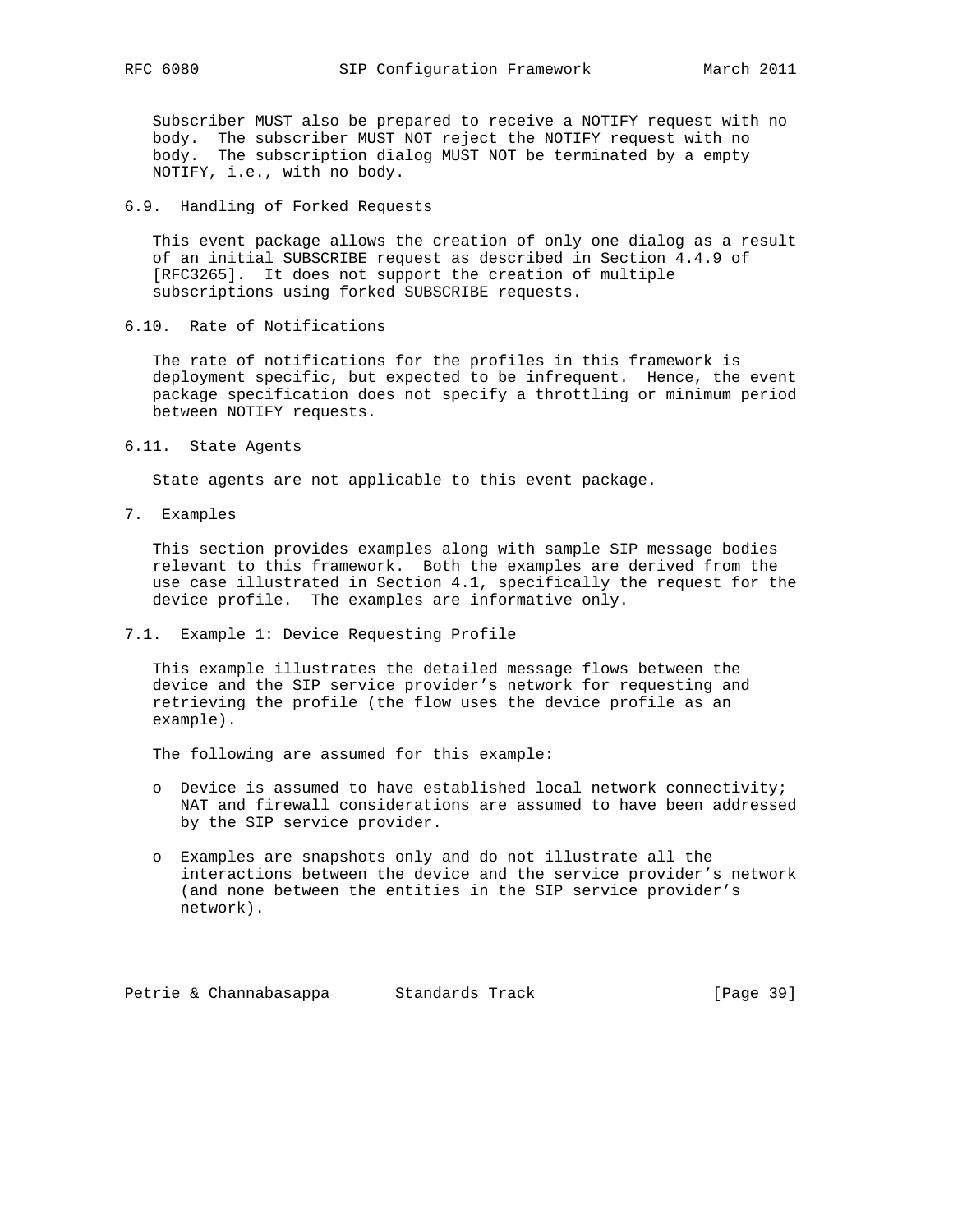Subscriber MUST also be prepared to receive a NOTIFY request with no body. The subscriber MUST NOT reject the NOTIFY request with no body. The subscription dialog MUST NOT be terminated by a empty NOTIFY, i.e., with no body.

### 6.9. Handling of Forked Requests

This event package allows the creation of only one dialog as a result of an initial SUBSCRIBE request as described in Section 4.4.9 of [RFC3265]. It does not support the creation of multiple subscriptions using forked SUBSCRIBE requests.

### 6.10. Rate of Notifications

The rate of notifications for the profiles in this framework is deployment specific, but expected to be infrequent. Hence, the event package specification does not specify a throttling or minimum period between NOTIFY requests.

### 6.11. State Agents

State agents are not applicable to this event package.

## 7. Examples

This section provides examples along with sample SIP message bodies relevant to this framework. Both the examples are derived from the use case illustrated in Section 4.1, specifically the request for the device profile. The examples are informative only.

### 7.1. Example 1: Device Requesting Profile

This example illustrates the detailed message flows between the device and the SIP service provider's network for requesting and retrieving the profile (the flow uses the device profile as an example).

The following are assumed for this example:

- Device is assumed to have established local network connectivity; NAT and firewall considerations are assumed to have been addressed by the SIP service provider.
- Examples are snapshots only and do not illustrate all the interactions between the device and the service provider's network (and none between the entities in the SIP service provider's network).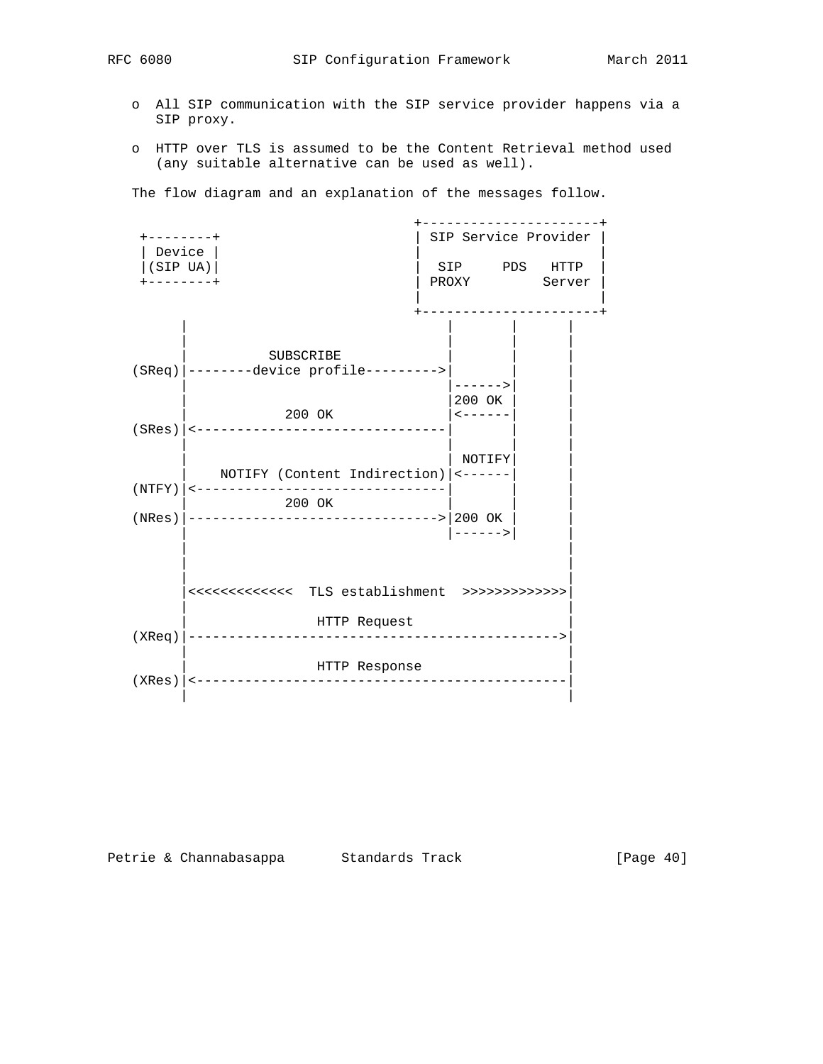- All SIP communication with the SIP service provider happens via a SIP proxy.

- HTTP over TLS is assumed to be the Content Retrieval method used (any suitable alternative can be used as well).

The flow diagram and an explanation of the messages follow.

```
                                        +----------------------+
  +--------+                            | SIP Service Provider |
  | Device |                            |                      |
  |(SIP UA)|                            |  SIP     PDS   HTTP  |
  +--------+                            | PROXY         Server |
                                        |                      |
                                        +----------------------+
       |                                    |       |       |
       |                                    |       |       |
       |          SUBSCRIBE                 |       |       |
 (SReq)|--------device profile--------->|       |       |
       |                                    |------>|       |
       |                                    |200 OK |       |
       |           200 OK                   |<------|       |
 (SRes)|<-------------------------------|       |       |
       |                                    |       |       |
       |                                    | NOTIFY|       |
       |    NOTIFY (Content Indirection)|<------|       |
 (NTFY)|<-------------------------------|       |       |
       |           200 OK                   |       |       |
 (NRes)|------------------------------->|200 OK |       |
       |                                    |------>|       |
       |                                                    |
       |                                                    |
       |<<<<<<<<<<<<<  TLS establishment  >>>>>>>>>>>>>|
       |                                                    |
       |                 HTTP Request                       |
 (XReq)|---------------------------------------------->|
       |                                                    |
       |                 HTTP Response                      |
 (XRes)|<----------------------------------------------|
       |                                                    |
```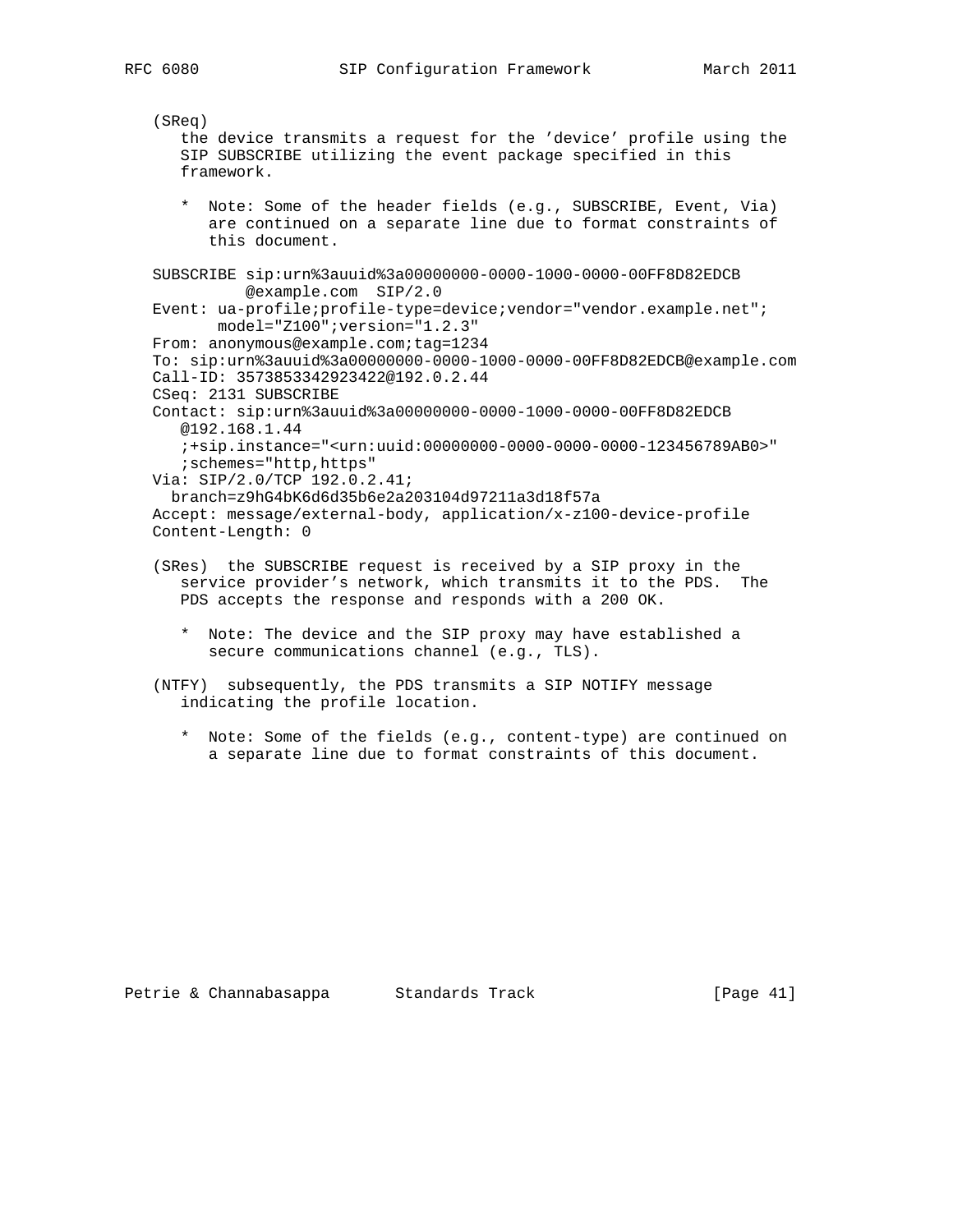(SReq)
the device transmits a request for the 'device' profile using the SIP SUBSCRIBE utilizing the event package specified in this framework.

* Note: Some of the header fields (e.g., SUBSCRIBE, Event, Via) are continued on a separate line due to format constraints of this document.

```
SUBSCRIBE sip:urn%3auuid%3a00000000-0000-1000-0000-00FF8D82EDCB
          @example.com  SIP/2.0
Event: ua-profile;profile-type=device;vendor="vendor.example.net";
       model="Z100";version="1.2.3"
From: anonymous@example.com;tag=1234
To: sip:urn%3auuid%3a00000000-0000-1000-0000-00FF8D82EDCB@example.com
Call-ID: 3573853342923422@192.0.2.44
CSeq: 2131 SUBSCRIBE
Contact: sip:urn%3auuid%3a00000000-0000-1000-0000-00FF8D82EDCB
   @192.168.1.44
   ;+sip.instance="<urn:uuid:00000000-0000-0000-0000-123456789AB0>"
   ;schemes="http,https"
Via: SIP/2.0/TCP 192.0.2.41;
  branch=z9hG4bK6d6d35b6e2a203104d97211a3d18f57a
Accept: message/external-body, application/x-z100-device-profile
Content-Length: 0
```

(SRes) the SUBSCRIBE request is received by a SIP proxy in the service provider's network, which transmits it to the PDS. The PDS accepts the response and responds with a 200 OK.

* Note: The device and the SIP proxy may have established a secure communications channel (e.g., TLS).

(NTFY) subsequently, the PDS transmits a SIP NOTIFY message indicating the profile location.

* Note: Some of the fields (e.g., content-type) are continued on a separate line due to format constraints of this document.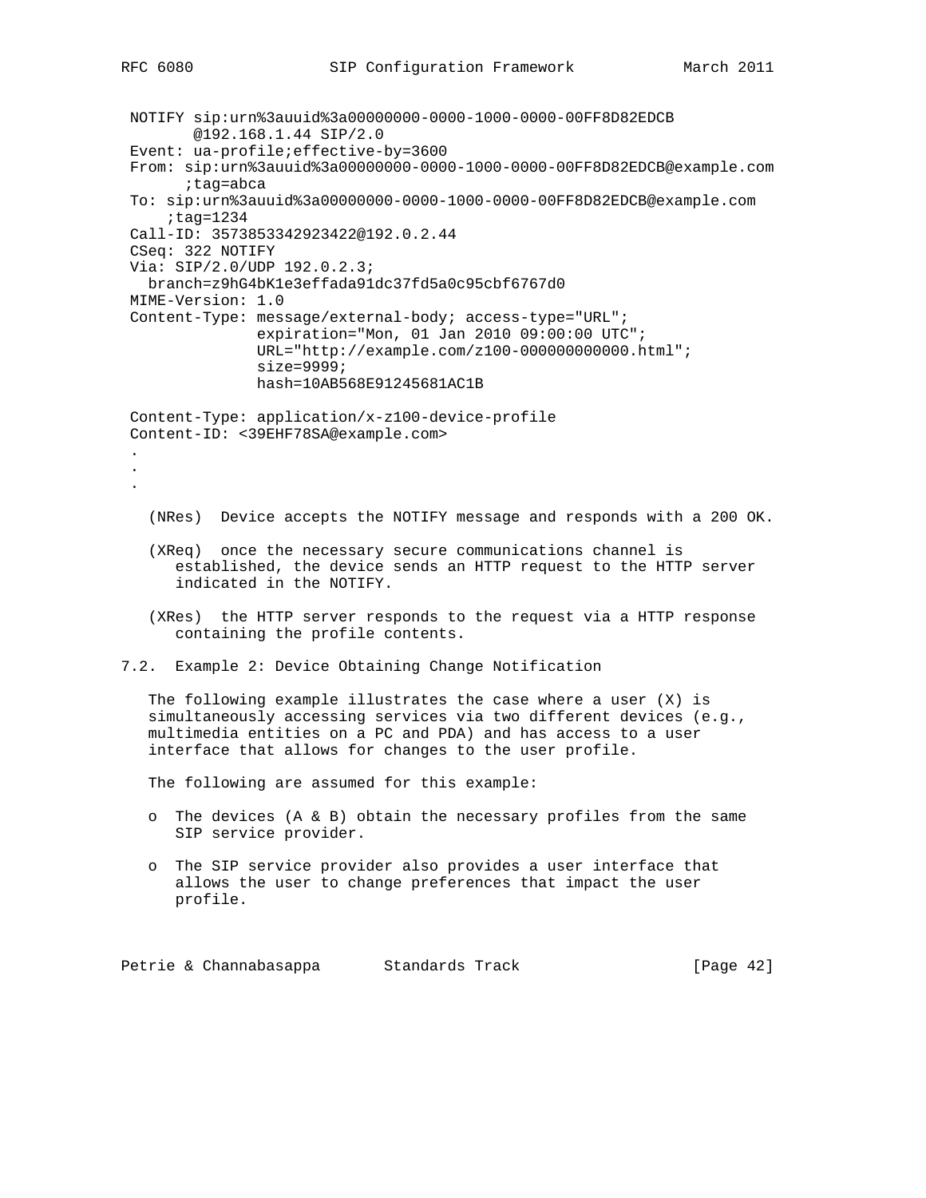```
NOTIFY sip:urn%3auuid%3a00000000-0000-1000-0000-00FF8D82EDCB
       @192.168.1.44 SIP/2.0
Event: ua-profile;effective-by=3600
From: sip:urn%3auuid%3a00000000-0000-1000-0000-00FF8D82EDCB@example.com
      ;tag=abca
To: sip:urn%3auuid%3a00000000-0000-1000-0000-00FF8D82EDCB@example.com
    ;tag=1234
Call-ID: 3573853342923422@192.0.2.44
CSeq: 322 NOTIFY
Via: SIP/2.0/UDP 192.0.2.3;
  branch=z9hG4bK1e3effada91dc37fd5a0c95cbf6767d0
MIME-Version: 1.0
Content-Type: message/external-body; access-type="URL";
              expiration="Mon, 01 Jan 2010 09:00:00 UTC";
              URL="http://example.com/z100-000000000000.html";
              size=9999;
              hash=10AB568E91245681AC1B

Content-Type: application/x-z100-device-profile
Content-ID: <39EHF78SA@example.com>
.
.
.
```

(NRes) Device accepts the NOTIFY message and responds with a 200 OK.

(XReq) once the necessary secure communications channel is established, the device sends an HTTP request to the HTTP server indicated in the NOTIFY.

(XRes) the HTTP server responds to the request via a HTTP response containing the profile contents.

## 7.2. Example 2: Device Obtaining Change Notification

The following example illustrates the case where a user (X) is simultaneously accessing services via two different devices (e.g., multimedia entities on a PC and PDA) and has access to a user interface that allows for changes to the user profile.

The following are assumed for this example:

- The devices (A & B) obtain the necessary profiles from the same SIP service provider.
- The SIP service provider also provides a user interface that allows the user to change preferences that impact the user profile.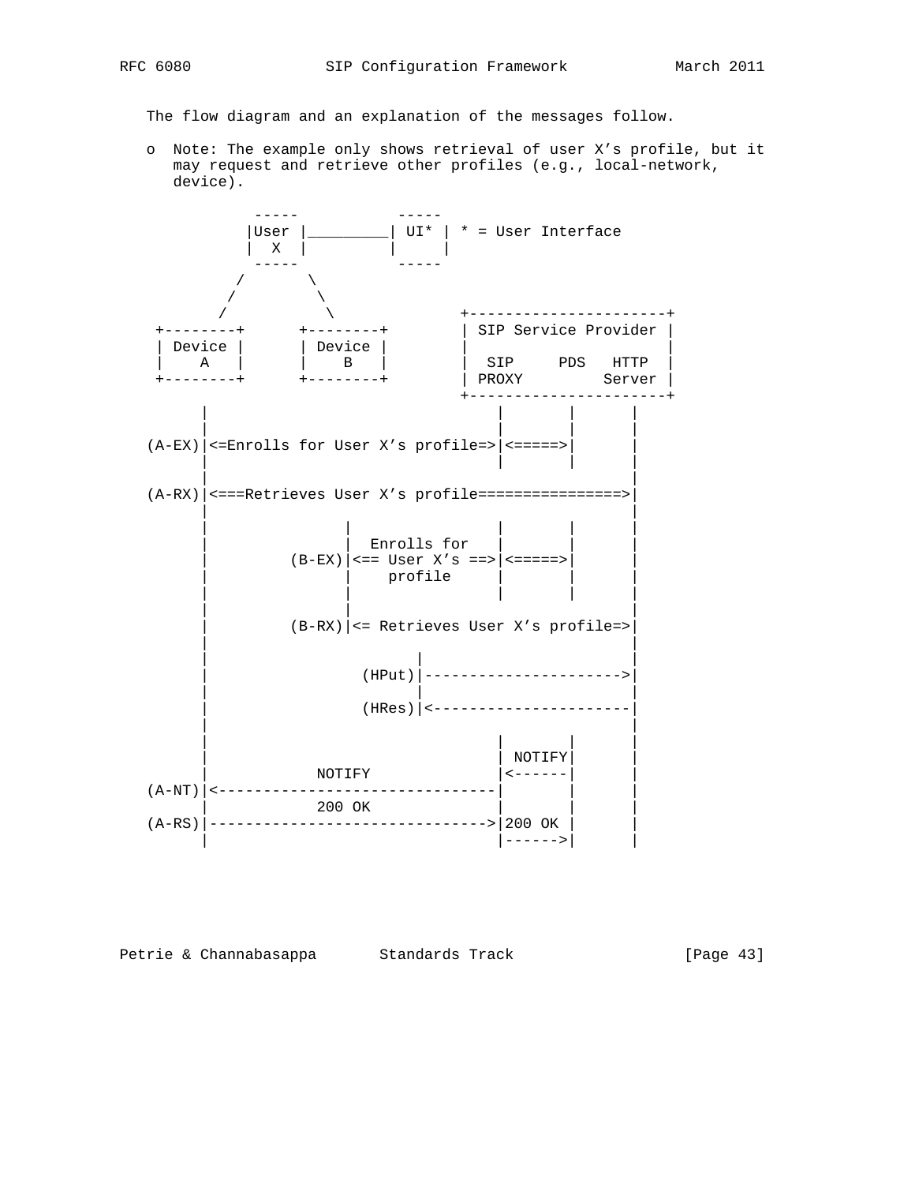The flow diagram and an explanation of the messages follow.

o  Note: The example only shows retrieval of user X's profile, but it may request and retrieve other profiles (e.g., local-network, device).

```
            -----           -----
           |User |_________| UI* | * = User Interface
           |  X  |         |     |
            -----           -----
          /       \
         /         \
        /           \             +----------------------+
 +--------+      +--------+       | SIP Service Provider |
 | Device |      | Device |       |                      |
 |   A    |      |   B    |       |  SIP     PDS   HTTP  |
 +--------+      +--------+       | PROXY         Server |
                                  +----------------------+
       |                                |       |       |
       |                                |       |       |
(A-EX)|<=Enrolls for User X's profile=>|<=====>|       |
       |                                |       |       |
       |                                                |
(A-RX)|<===Retrieves User X's profile================>|
       |                                                |
       |                |               |       |       |
       |                |  Enrolls for  |       |       |
       |          (B-EX)|<== User X's ==>|<=====>|       |
       |                |    profile     |       |       |
       |                |               |       |       |
       |                |                               |
       |          (B-RX)|<= Retrieves User X's profile=>|
       |                                                |
       |                        |                       |
       |                  (HPut)|---------------------->|
       |                        |                       |
       |                  (HRes)|<----------------------|
       |                                                |
       |                                |       |       |
       |                                | NOTIFY|       |
       |            NOTIFY              |<------|       |
(A-NT)|<-------------------------------|       |       |
       |            200 OK              |       |       |
(A-RS)|------------------------------->|200 OK |       |
       |                                |------>|       |
```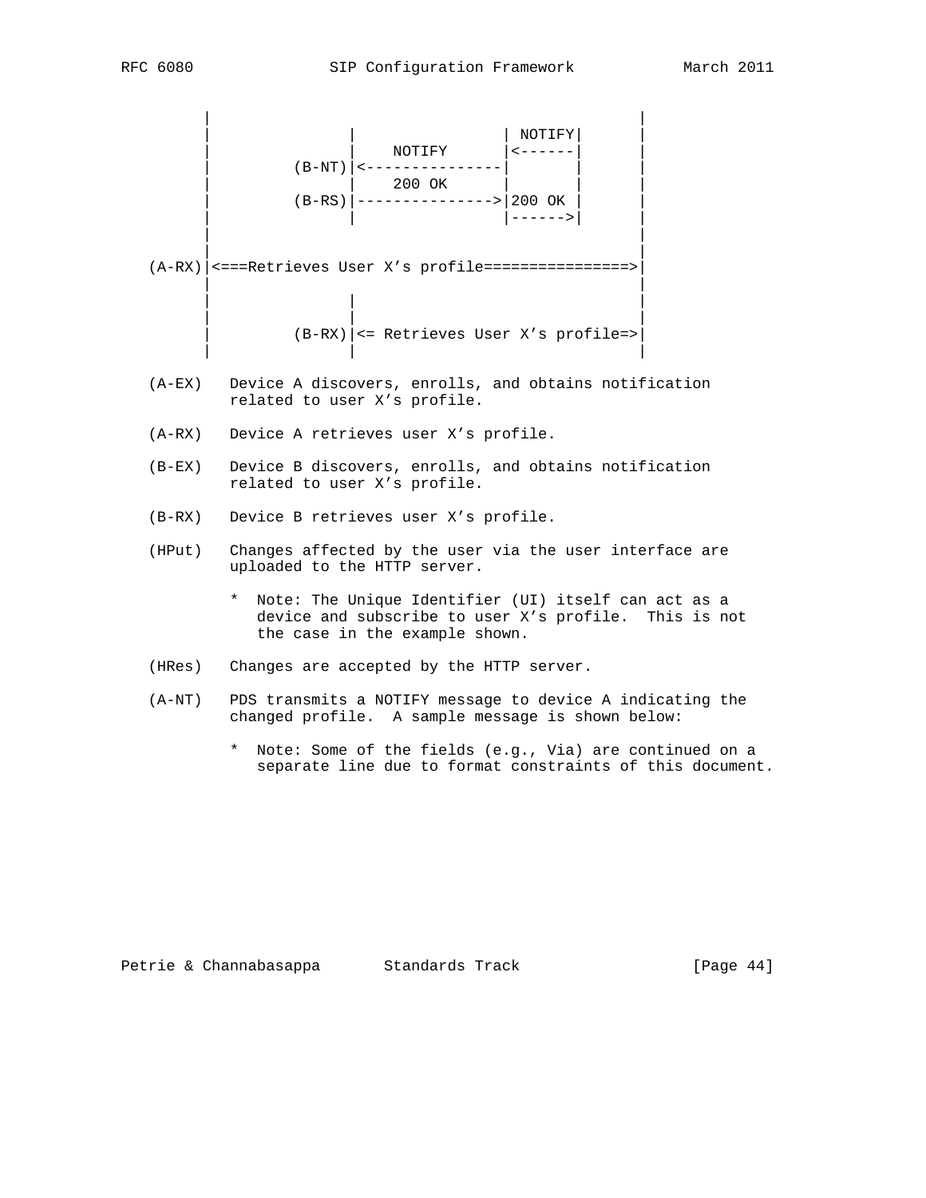```
       |                                              |
       |              |                 | NOTIFY|     |
       |              |     NOTIFY      |<------|     |
       |         (B-NT)|<---------------|       |     |
       |              |     200 OK      |       |     |
       |         (B-RS)|--------------->|200 OK |     |
       |              |                 |------>|     |
       |                                              |
       |                                              |
  (A-RX)|<===Retrieves User X's profile================>|
       |                                              |
       |              |                               |
       |              |                               |
       |         (B-RX)|<= Retrieves User X's profile=>|
       |              |                               |
```

(A-EX) Device A discovers, enrolls, and obtains notification related to user X's profile.

(A-RX) Device A retrieves user X's profile.

(B-EX) Device B discovers, enrolls, and obtains notification related to user X's profile.

(B-RX) Device B retrieves user X's profile.

(HPut) Changes affected by the user via the user interface are uploaded to the HTTP server.

- Note: The Unique Identifier (UI) itself can act as a device and subscribe to user X's profile. This is not the case in the example shown.

(HRes) Changes are accepted by the HTTP server.

(A-NT) PDS transmits a NOTIFY message to device A indicating the changed profile. A sample message is shown below:

- Note: Some of the fields (e.g., Via) are continued on a separate line due to format constraints of this document.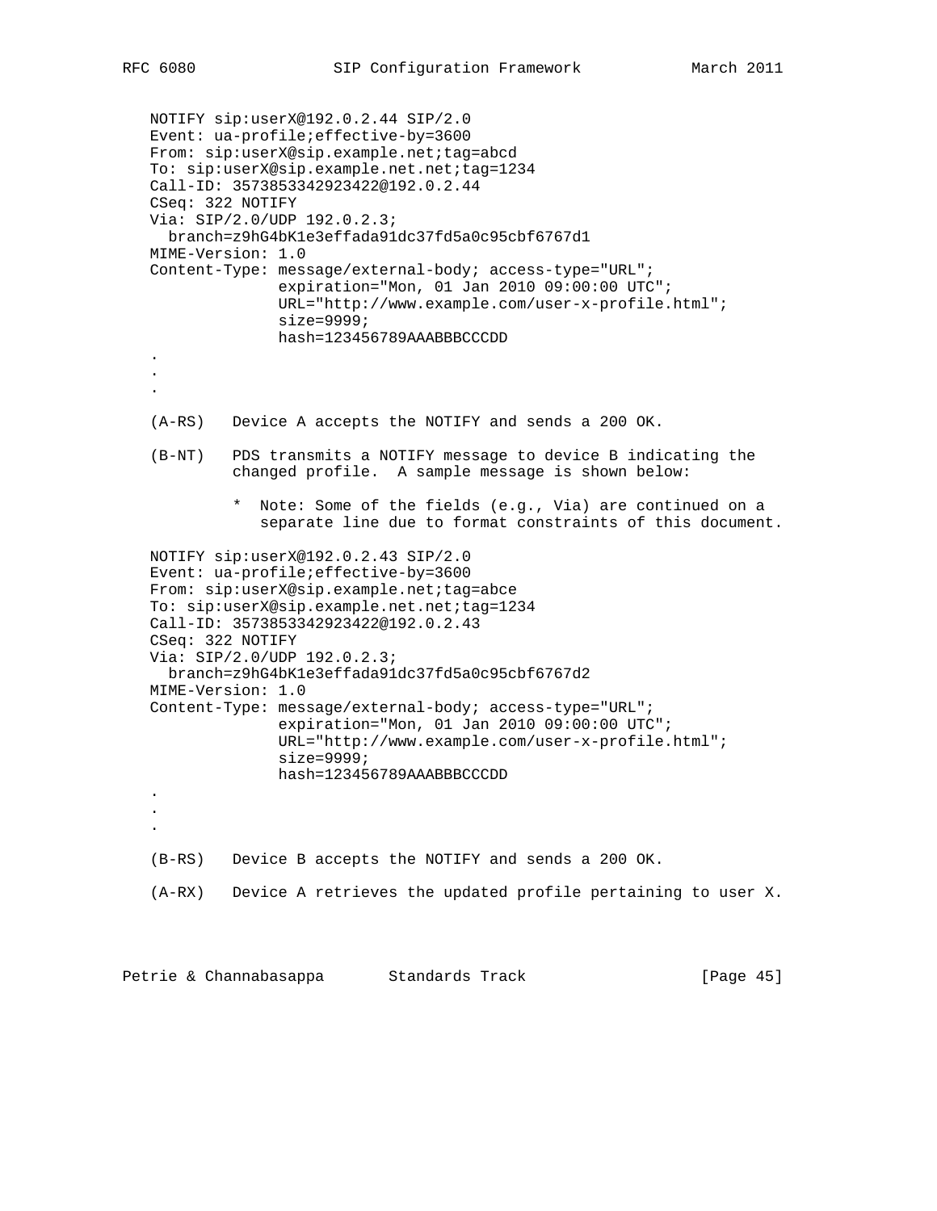```
NOTIFY sip:userX@192.0.2.44 SIP/2.0
Event: ua-profile;effective-by=3600
From: sip:userX@sip.example.net;tag=abcd
To: sip:userX@sip.example.net.net;tag=1234
Call-ID: 3573853342923422@192.0.2.44
CSeq: 322 NOTIFY
Via: SIP/2.0/UDP 192.0.2.3;
  branch=z9hG4bK1e3effada91dc37fd5a0c95cbf6767d1
MIME-Version: 1.0
Content-Type: message/external-body; access-type="URL";
              expiration="Mon, 01 Jan 2010 09:00:00 UTC";
              URL="http://www.example.com/user-x-profile.html";
              size=9999;
              hash=123456789AAABBBCCCDD
.
.
.
```

(A-RS)   Device A accepts the NOTIFY and sends a 200 OK.

(B-NT)   PDS transmits a NOTIFY message to device B indicating the changed profile.  A sample message is shown below:

* Note: Some of the fields (e.g., Via) are continued on a separate line due to format constraints of this document.

```
NOTIFY sip:userX@192.0.2.43 SIP/2.0
Event: ua-profile;effective-by=3600
From: sip:userX@sip.example.net;tag=abce
To: sip:userX@sip.example.net.net;tag=1234
Call-ID: 3573853342923422@192.0.2.43
CSeq: 322 NOTIFY
Via: SIP/2.0/UDP 192.0.2.3;
  branch=z9hG4bK1e3effada91dc37fd5a0c95cbf6767d2
MIME-Version: 1.0
Content-Type: message/external-body; access-type="URL";
              expiration="Mon, 01 Jan 2010 09:00:00 UTC";
              URL="http://www.example.com/user-x-profile.html";
              size=9999;
              hash=123456789AAABBBCCCDD
.
.
.
```

(B-RS)   Device B accepts the NOTIFY and sends a 200 OK.

(A-RX)   Device A retrieves the updated profile pertaining to user X.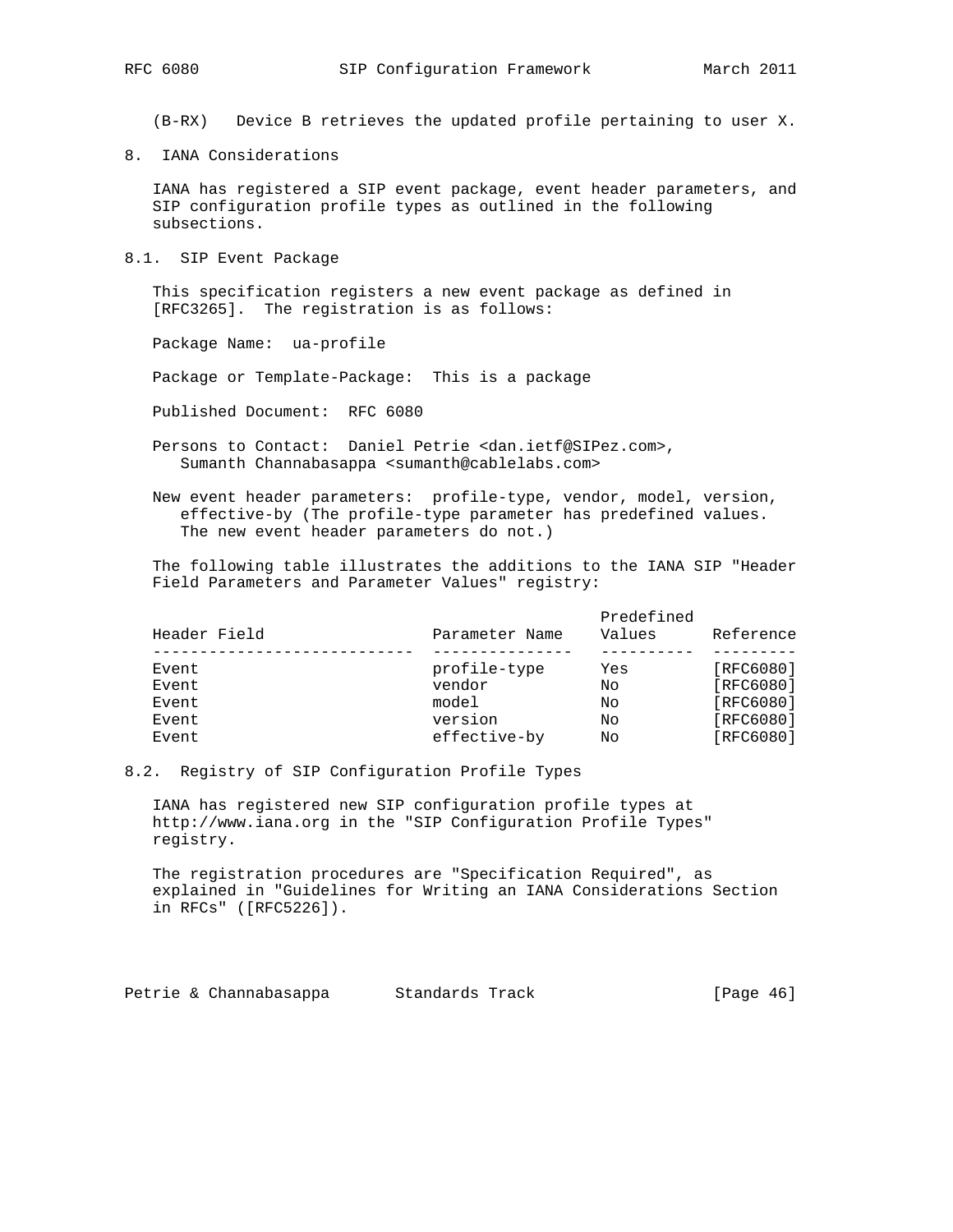(B-RX) Device B retrieves the updated profile pertaining to user X.

## 8. IANA Considerations

IANA has registered a SIP event package, event header parameters, and SIP configuration profile types as outlined in the following subsections.

### 8.1. SIP Event Package

This specification registers a new event package as defined in [RFC3265]. The registration is as follows:

Package Name: ua-profile

Package or Template-Package: This is a package

Published Document: RFC 6080

Persons to Contact: Daniel Petrie <dan.ietf@SIPez.com>, Sumanth Channabasappa <sumanth@cablelabs.com>

New event header parameters: profile-type, vendor, model, version, effective-by (The profile-type parameter has predefined values. The new event header parameters do not.)

The following table illustrates the additions to the IANA SIP "Header Field Parameters and Parameter Values" registry:

| Header Field | Parameter Name | Predefined Values | Reference |
|---|---|---|---|
| Event | profile-type | Yes | [RFC6080] |
| Event | vendor | No | [RFC6080] |
| Event | model | No | [RFC6080] |
| Event | version | No | [RFC6080] |
| Event | effective-by | No | [RFC6080] |

### 8.2. Registry of SIP Configuration Profile Types

IANA has registered new SIP configuration profile types at http://www.iana.org in the "SIP Configuration Profile Types" registry.

The registration procedures are "Specification Required", as explained in "Guidelines for Writing an IANA Considerations Section in RFCs" ([RFC5226]).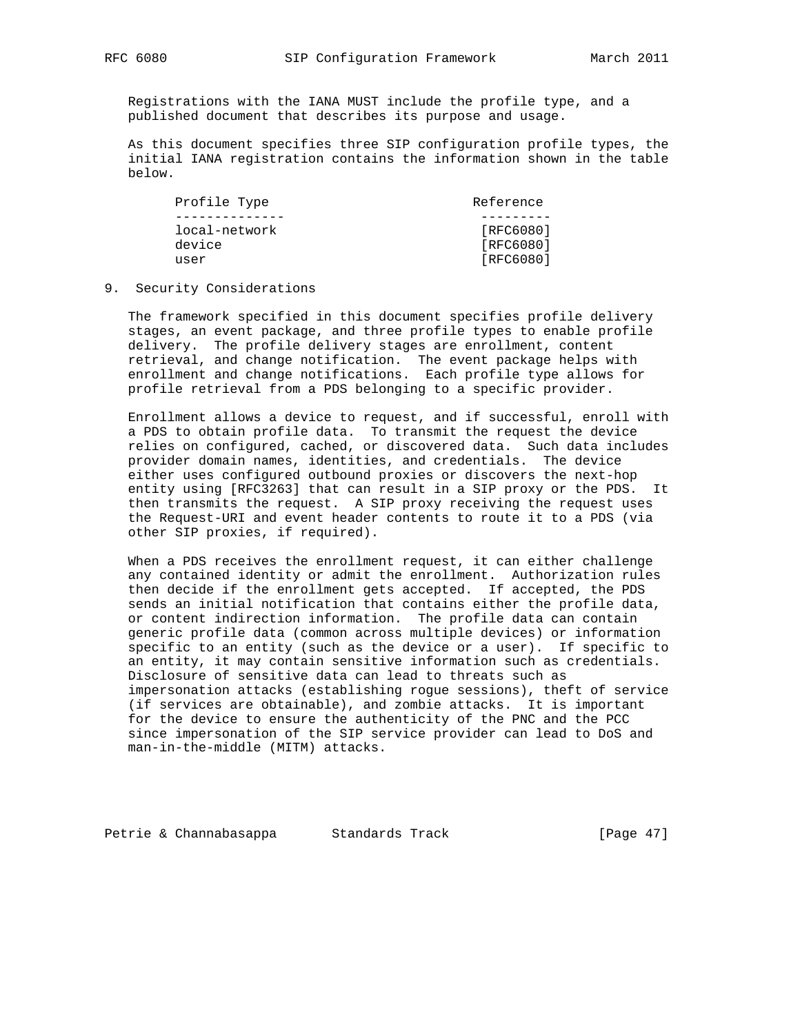Registrations with the IANA MUST include the profile type, and a published document that describes its purpose and usage.

As this document specifies three SIP configuration profile types, the initial IANA registration contains the information shown in the table below.

| Profile Type | Reference |
| --- | --- |
| local-network | [RFC6080] |
| device | [RFC6080] |
| user | [RFC6080] |

## 9. Security Considerations

The framework specified in this document specifies profile delivery stages, an event package, and three profile types to enable profile delivery. The profile delivery stages are enrollment, content retrieval, and change notification. The event package helps with enrollment and change notifications. Each profile type allows for profile retrieval from a PDS belonging to a specific provider.

Enrollment allows a device to request, and if successful, enroll with a PDS to obtain profile data. To transmit the request the device relies on configured, cached, or discovered data. Such data includes provider domain names, identities, and credentials. The device either uses configured outbound proxies or discovers the next-hop entity using [RFC3263] that can result in a SIP proxy or the PDS. It then transmits the request. A SIP proxy receiving the request uses the Request-URI and event header contents to route it to a PDS (via other SIP proxies, if required).

When a PDS receives the enrollment request, it can either challenge any contained identity or admit the enrollment. Authorization rules then decide if the enrollment gets accepted. If accepted, the PDS sends an initial notification that contains either the profile data, or content indirection information. The profile data can contain generic profile data (common across multiple devices) or information specific to an entity (such as the device or a user). If specific to an entity, it may contain sensitive information such as credentials. Disclosure of sensitive data can lead to threats such as impersonation attacks (establishing rogue sessions), theft of service (if services are obtainable), and zombie attacks. It is important for the device to ensure the authenticity of the PNC and the PCC since impersonation of the SIP service provider can lead to DoS and man-in-the-middle (MITM) attacks.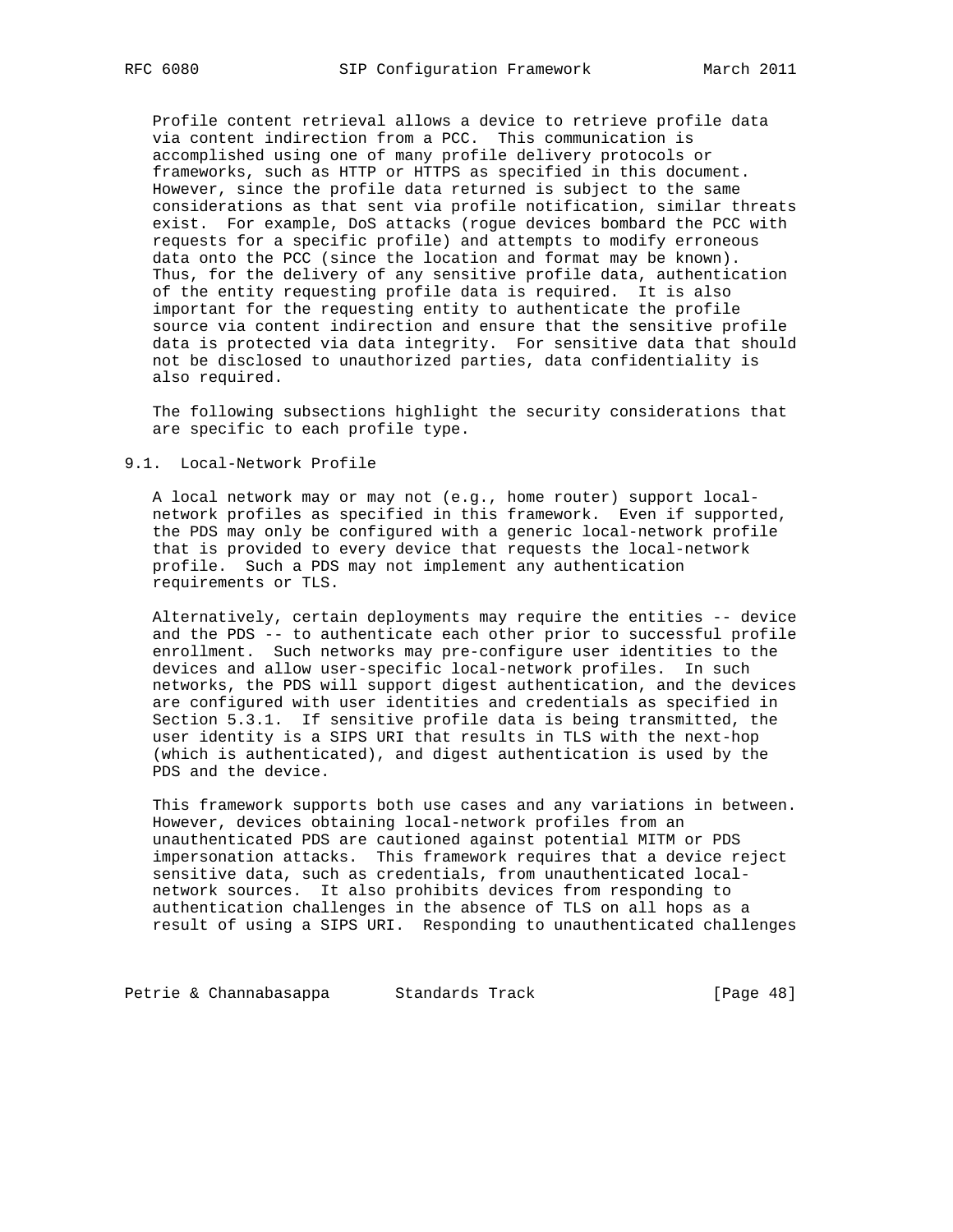Profile content retrieval allows a device to retrieve profile data via content indirection from a PCC. This communication is accomplished using one of many profile delivery protocols or frameworks, such as HTTP or HTTPS as specified in this document. However, since the profile data returned is subject to the same considerations as that sent via profile notification, similar threats exist. For example, DoS attacks (rogue devices bombard the PCC with requests for a specific profile) and attempts to modify erroneous data onto the PCC (since the location and format may be known). Thus, for the delivery of any sensitive profile data, authentication of the entity requesting profile data is required. It is also important for the requesting entity to authenticate the profile source via content indirection and ensure that the sensitive profile data is protected via data integrity. For sensitive data that should not be disclosed to unauthorized parties, data confidentiality is also required.

The following subsections highlight the security considerations that are specific to each profile type.

## 9.1. Local-Network Profile

A local network may or may not (e.g., home router) support local-network profiles as specified in this framework. Even if supported, the PDS may only be configured with a generic local-network profile that is provided to every device that requests the local-network profile. Such a PDS may not implement any authentication requirements or TLS.

Alternatively, certain deployments may require the entities -- device and the PDS -- to authenticate each other prior to successful profile enrollment. Such networks may pre-configure user identities to the devices and allow user-specific local-network profiles. In such networks, the PDS will support digest authentication, and the devices are configured with user identities and credentials as specified in Section 5.3.1. If sensitive profile data is being transmitted, the user identity is a SIPS URI that results in TLS with the next-hop (which is authenticated), and digest authentication is used by the PDS and the device.

This framework supports both use cases and any variations in between. However, devices obtaining local-network profiles from an unauthenticated PDS are cautioned against potential MITM or PDS impersonation attacks. This framework requires that a device reject sensitive data, such as credentials, from unauthenticated local-network sources. It also prohibits devices from responding to authentication challenges in the absence of TLS on all hops as a result of using a SIPS URI. Responding to unauthenticated challenges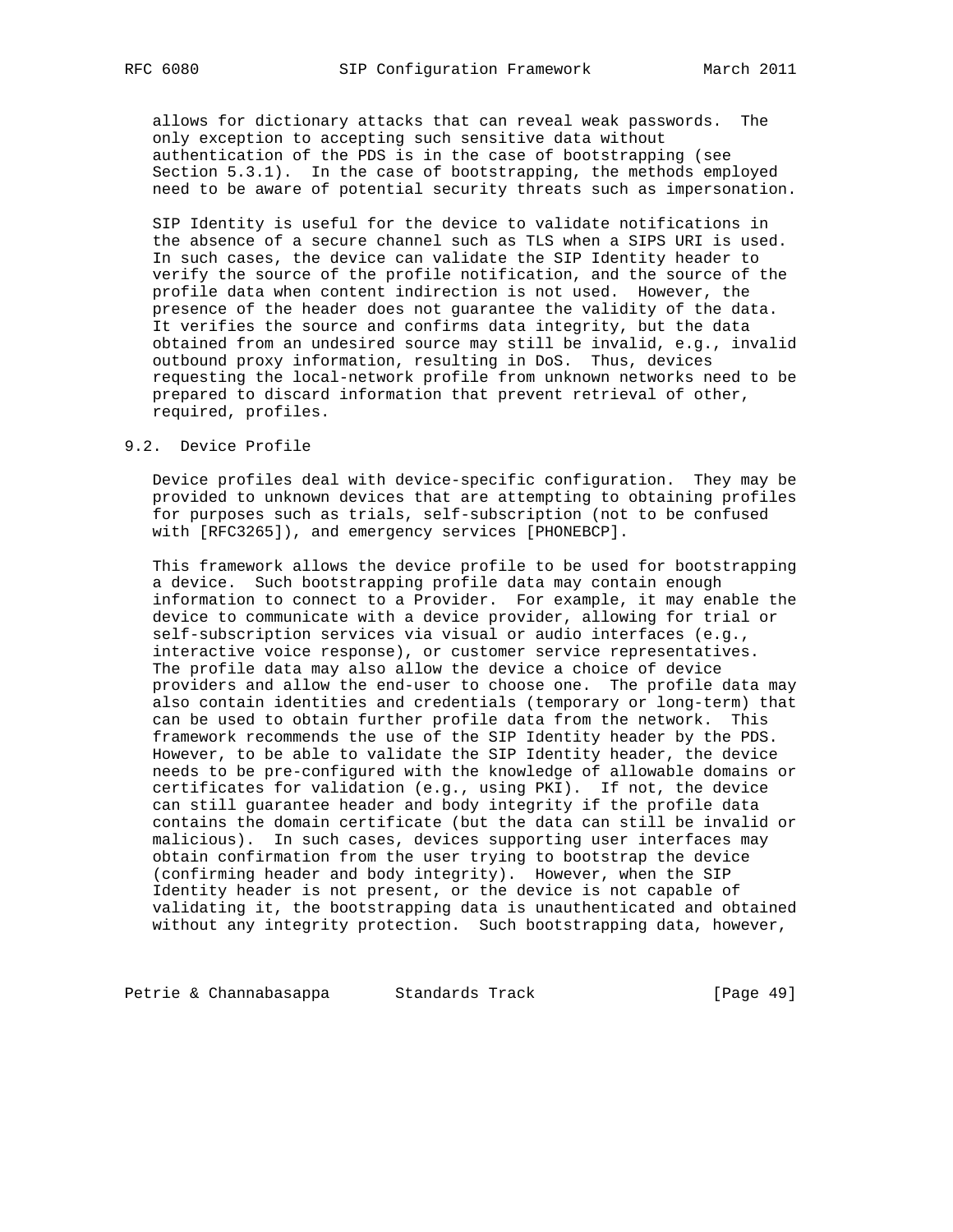allows for dictionary attacks that can reveal weak passwords. The only exception to accepting such sensitive data without authentication of the PDS is in the case of bootstrapping (see Section 5.3.1). In the case of bootstrapping, the methods employed need to be aware of potential security threats such as impersonation.

SIP Identity is useful for the device to validate notifications in the absence of a secure channel such as TLS when a SIPS URI is used. In such cases, the device can validate the SIP Identity header to verify the source of the profile notification, and the source of the profile data when content indirection is not used. However, the presence of the header does not guarantee the validity of the data. It verifies the source and confirms data integrity, but the data obtained from an undesired source may still be invalid, e.g., invalid outbound proxy information, resulting in DoS. Thus, devices requesting the local-network profile from unknown networks need to be prepared to discard information that prevent retrieval of other, required, profiles.

## 9.2. Device Profile

Device profiles deal with device-specific configuration. They may be provided to unknown devices that are attempting to obtaining profiles for purposes such as trials, self-subscription (not to be confused with [RFC3265]), and emergency services [PHONEBCP].

This framework allows the device profile to be used for bootstrapping a device. Such bootstrapping profile data may contain enough information to connect to a Provider. For example, it may enable the device to communicate with a device provider, allowing for trial or self-subscription services via visual or audio interfaces (e.g., interactive voice response), or customer service representatives. The profile data may also allow the device a choice of device providers and allow the end-user to choose one. The profile data may also contain identities and credentials (temporary or long-term) that can be used to obtain further profile data from the network. This framework recommends the use of the SIP Identity header by the PDS. However, to be able to validate the SIP Identity header, the device needs to be pre-configured with the knowledge of allowable domains or certificates for validation (e.g., using PKI). If not, the device can still guarantee header and body integrity if the profile data contains the domain certificate (but the data can still be invalid or malicious). In such cases, devices supporting user interfaces may obtain confirmation from the user trying to bootstrap the device (confirming header and body integrity). However, when the SIP Identity header is not present, or the device is not capable of validating it, the bootstrapping data is unauthenticated and obtained without any integrity protection. Such bootstrapping data, however,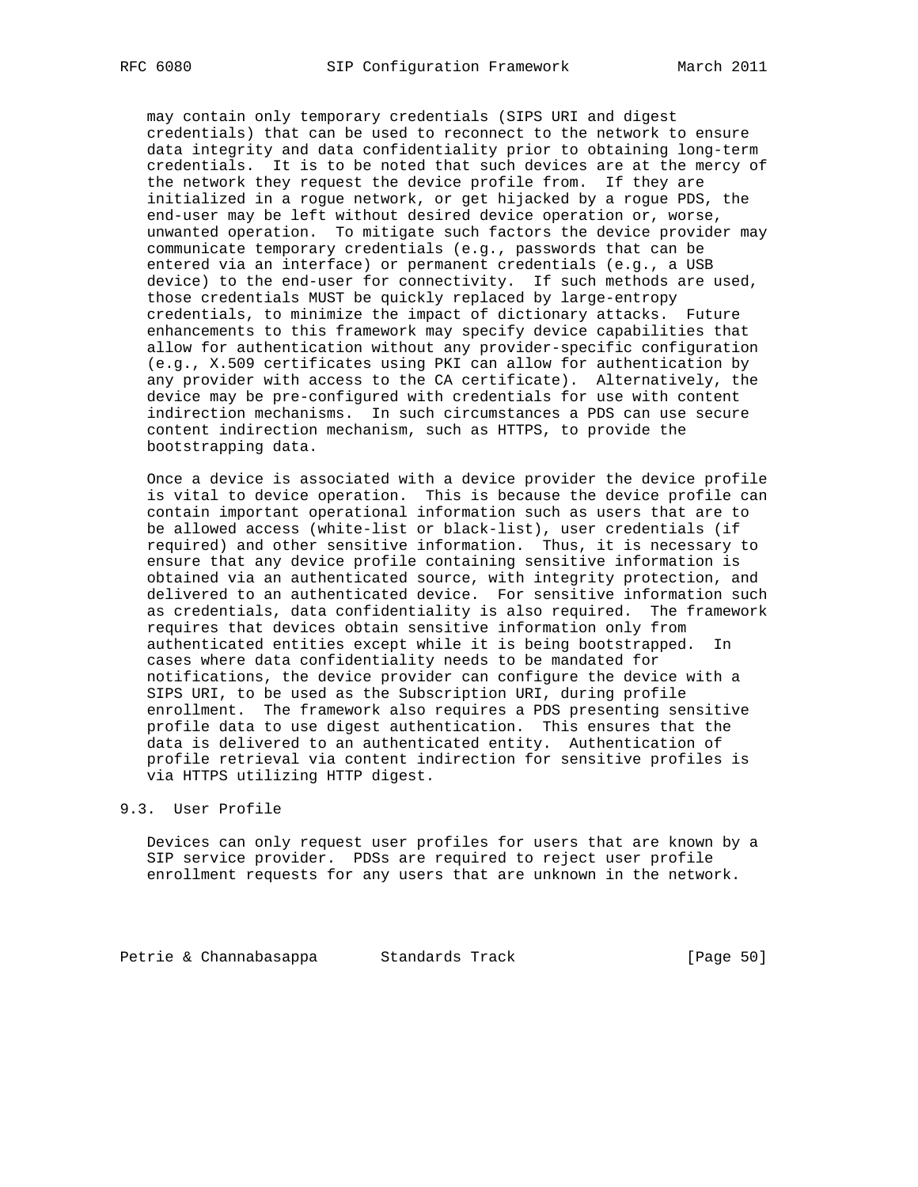may contain only temporary credentials (SIPS URI and digest credentials) that can be used to reconnect to the network to ensure data integrity and data confidentiality prior to obtaining long-term credentials. It is to be noted that such devices are at the mercy of the network they request the device profile from. If they are initialized in a rogue network, or get hijacked by a rogue PDS, the end-user may be left without desired device operation or, worse, unwanted operation. To mitigate such factors the device provider may communicate temporary credentials (e.g., passwords that can be entered via an interface) or permanent credentials (e.g., a USB device) to the end-user for connectivity. If such methods are used, those credentials MUST be quickly replaced by large-entropy credentials, to minimize the impact of dictionary attacks. Future enhancements to this framework may specify device capabilities that allow for authentication without any provider-specific configuration (e.g., X.509 certificates using PKI can allow for authentication by any provider with access to the CA certificate). Alternatively, the device may be pre-configured with credentials for use with content indirection mechanisms. In such circumstances a PDS can use secure content indirection mechanism, such as HTTPS, to provide the bootstrapping data.

Once a device is associated with a device provider the device profile is vital to device operation. This is because the device profile can contain important operational information such as users that are to be allowed access (white-list or black-list), user credentials (if required) and other sensitive information. Thus, it is necessary to ensure that any device profile containing sensitive information is obtained via an authenticated source, with integrity protection, and delivered to an authenticated device. For sensitive information such as credentials, data confidentiality is also required. The framework requires that devices obtain sensitive information only from authenticated entities except while it is being bootstrapped. In cases where data confidentiality needs to be mandated for notifications, the device provider can configure the device with a SIPS URI, to be used as the Subscription URI, during profile enrollment. The framework also requires a PDS presenting sensitive profile data to use digest authentication. This ensures that the data is delivered to an authenticated entity. Authentication of profile retrieval via content indirection for sensitive profiles is via HTTPS utilizing HTTP digest.

## 9.3. User Profile

Devices can only request user profiles for users that are known by a SIP service provider. PDSs are required to reject user profile enrollment requests for any users that are unknown in the network.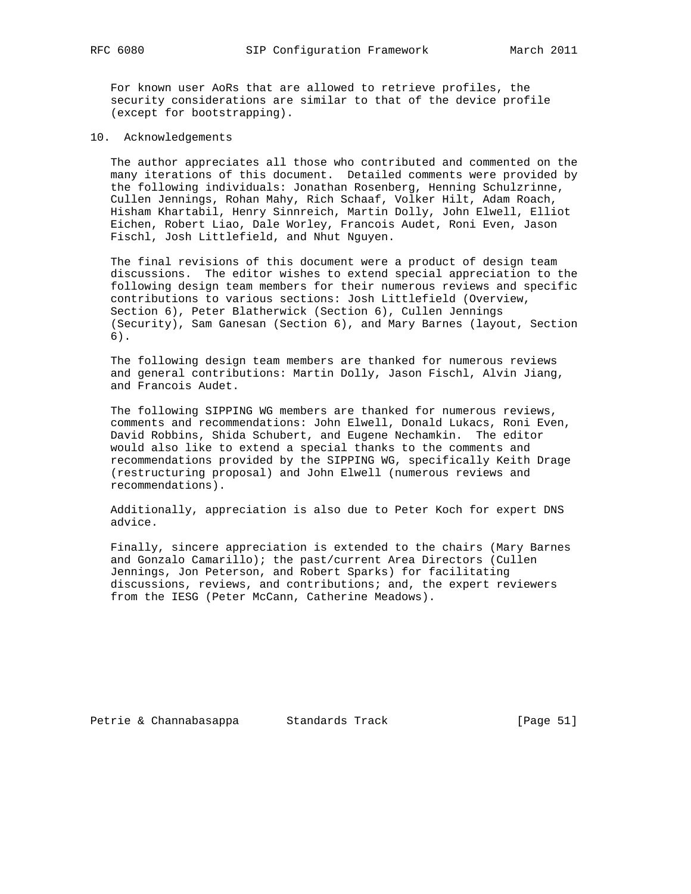For known user AoRs that are allowed to retrieve profiles, the security considerations are similar to that of the device profile (except for bootstrapping).

## 10. Acknowledgements

The author appreciates all those who contributed and commented on the many iterations of this document. Detailed comments were provided by the following individuals: Jonathan Rosenberg, Henning Schulzrinne, Cullen Jennings, Rohan Mahy, Rich Schaaf, Volker Hilt, Adam Roach, Hisham Khartabil, Henry Sinnreich, Martin Dolly, John Elwell, Elliot Eichen, Robert Liao, Dale Worley, Francois Audet, Roni Even, Jason Fischl, Josh Littlefield, and Nhut Nguyen.

The final revisions of this document were a product of design team discussions. The editor wishes to extend special appreciation to the following design team members for their numerous reviews and specific contributions to various sections: Josh Littlefield (Overview, Section 6), Peter Blatherwick (Section 6), Cullen Jennings (Security), Sam Ganesan (Section 6), and Mary Barnes (layout, Section 6).

The following design team members are thanked for numerous reviews and general contributions: Martin Dolly, Jason Fischl, Alvin Jiang, and Francois Audet.

The following SIPPING WG members are thanked for numerous reviews, comments and recommendations: John Elwell, Donald Lukacs, Roni Even, David Robbins, Shida Schubert, and Eugene Nechamkin. The editor would also like to extend a special thanks to the comments and recommendations provided by the SIPPING WG, specifically Keith Drage (restructuring proposal) and John Elwell (numerous reviews and recommendations).

Additionally, appreciation is also due to Peter Koch for expert DNS advice.

Finally, sincere appreciation is extended to the chairs (Mary Barnes and Gonzalo Camarillo); the past/current Area Directors (Cullen Jennings, Jon Peterson, and Robert Sparks) for facilitating discussions, reviews, and contributions; and, the expert reviewers from the IESG (Peter McCann, Catherine Meadows).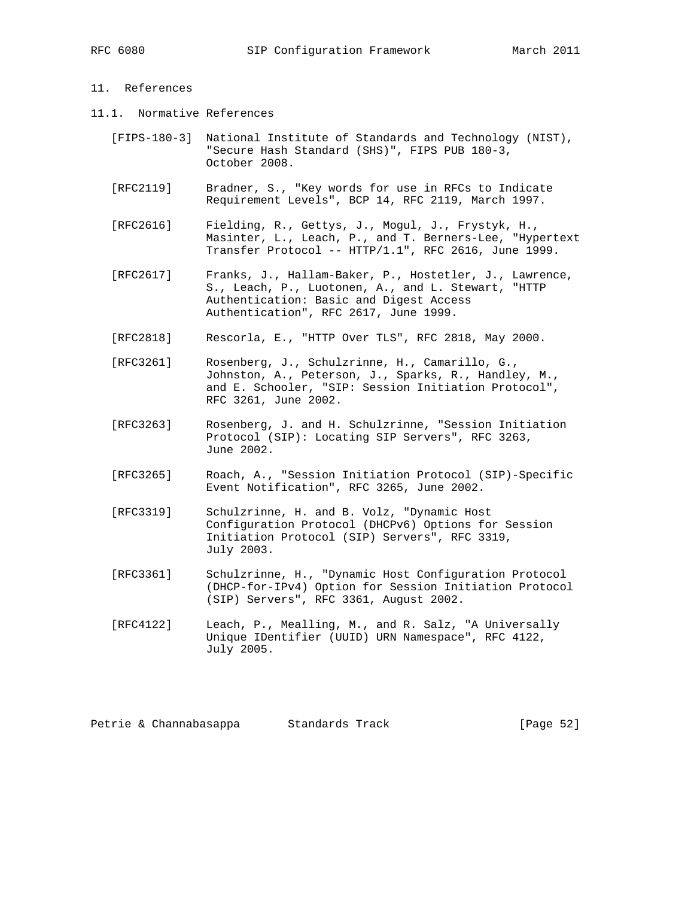## 11. References

### 11.1. Normative References

[FIPS-180-3] National Institute of Standards and Technology (NIST), "Secure Hash Standard (SHS)", FIPS PUB 180-3, October 2008.

[RFC2119] Bradner, S., "Key words for use in RFCs to Indicate Requirement Levels", BCP 14, RFC 2119, March 1997.

[RFC2616] Fielding, R., Gettys, J., Mogul, J., Frystyk, H., Masinter, L., Leach, P., and T. Berners-Lee, "Hypertext Transfer Protocol -- HTTP/1.1", RFC 2616, June 1999.

[RFC2617] Franks, J., Hallam-Baker, P., Hostetler, J., Lawrence, S., Leach, P., Luotonen, A., and L. Stewart, "HTTP Authentication: Basic and Digest Access Authentication", RFC 2617, June 1999.

[RFC2818] Rescorla, E., "HTTP Over TLS", RFC 2818, May 2000.

[RFC3261] Rosenberg, J., Schulzrinne, H., Camarillo, G., Johnston, A., Peterson, J., Sparks, R., Handley, M., and E. Schooler, "SIP: Session Initiation Protocol", RFC 3261, June 2002.

[RFC3263] Rosenberg, J. and H. Schulzrinne, "Session Initiation Protocol (SIP): Locating SIP Servers", RFC 3263, June 2002.

[RFC3265] Roach, A., "Session Initiation Protocol (SIP)-Specific Event Notification", RFC 3265, June 2002.

[RFC3319] Schulzrinne, H. and B. Volz, "Dynamic Host Configuration Protocol (DHCPv6) Options for Session Initiation Protocol (SIP) Servers", RFC 3319, July 2003.

[RFC3361] Schulzrinne, H., "Dynamic Host Configuration Protocol (DHCP-for-IPv4) Option for Session Initiation Protocol (SIP) Servers", RFC 3361, August 2002.

[RFC4122] Leach, P., Mealling, M., and R. Salz, "A Universally Unique IDentifier (UUID) URN Namespace", RFC 4122, July 2005.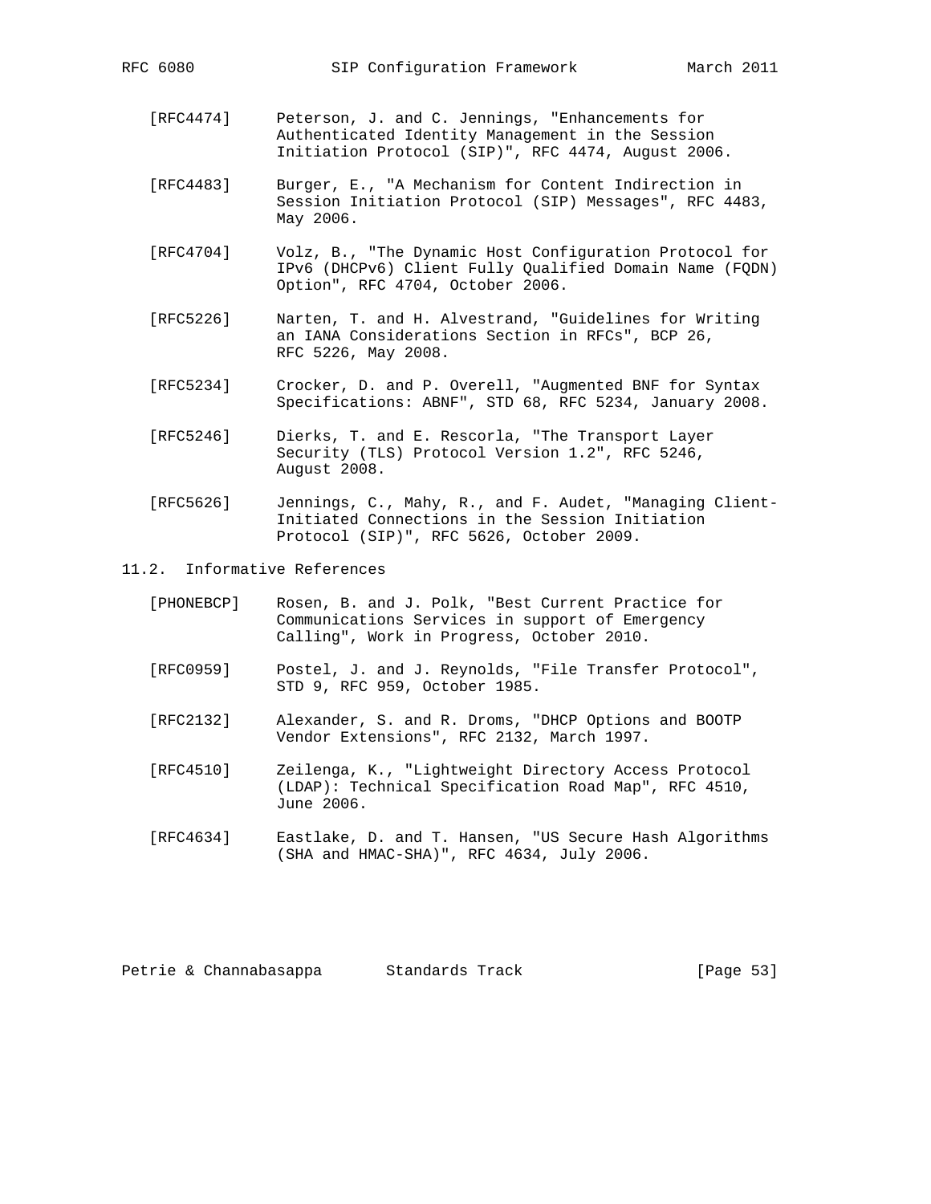[RFC4474] Peterson, J. and C. Jennings, "Enhancements for Authenticated Identity Management in the Session Initiation Protocol (SIP)", RFC 4474, August 2006.

[RFC4483] Burger, E., "A Mechanism for Content Indirection in Session Initiation Protocol (SIP) Messages", RFC 4483, May 2006.

[RFC4704] Volz, B., "The Dynamic Host Configuration Protocol for IPv6 (DHCPv6) Client Fully Qualified Domain Name (FQDN) Option", RFC 4704, October 2006.

[RFC5226] Narten, T. and H. Alvestrand, "Guidelines for Writing an IANA Considerations Section in RFCs", BCP 26, RFC 5226, May 2008.

[RFC5234] Crocker, D. and P. Overell, "Augmented BNF for Syntax Specifications: ABNF", STD 68, RFC 5234, January 2008.

[RFC5246] Dierks, T. and E. Rescorla, "The Transport Layer Security (TLS) Protocol Version 1.2", RFC 5246, August 2008.

[RFC5626] Jennings, C., Mahy, R., and F. Audet, "Managing Client-Initiated Connections in the Session Initiation Protocol (SIP)", RFC 5626, October 2009.

### 11.2. Informative References

[PHONEBCP] Rosen, B. and J. Polk, "Best Current Practice for Communications Services in support of Emergency Calling", Work in Progress, October 2010.

[RFC0959] Postel, J. and J. Reynolds, "File Transfer Protocol", STD 9, RFC 959, October 1985.

[RFC2132] Alexander, S. and R. Droms, "DHCP Options and BOOTP Vendor Extensions", RFC 2132, March 1997.

[RFC4510] Zeilenga, K., "Lightweight Directory Access Protocol (LDAP): Technical Specification Road Map", RFC 4510, June 2006.

[RFC4634] Eastlake, D. and T. Hansen, "US Secure Hash Algorithms (SHA and HMAC-SHA)", RFC 4634, July 2006.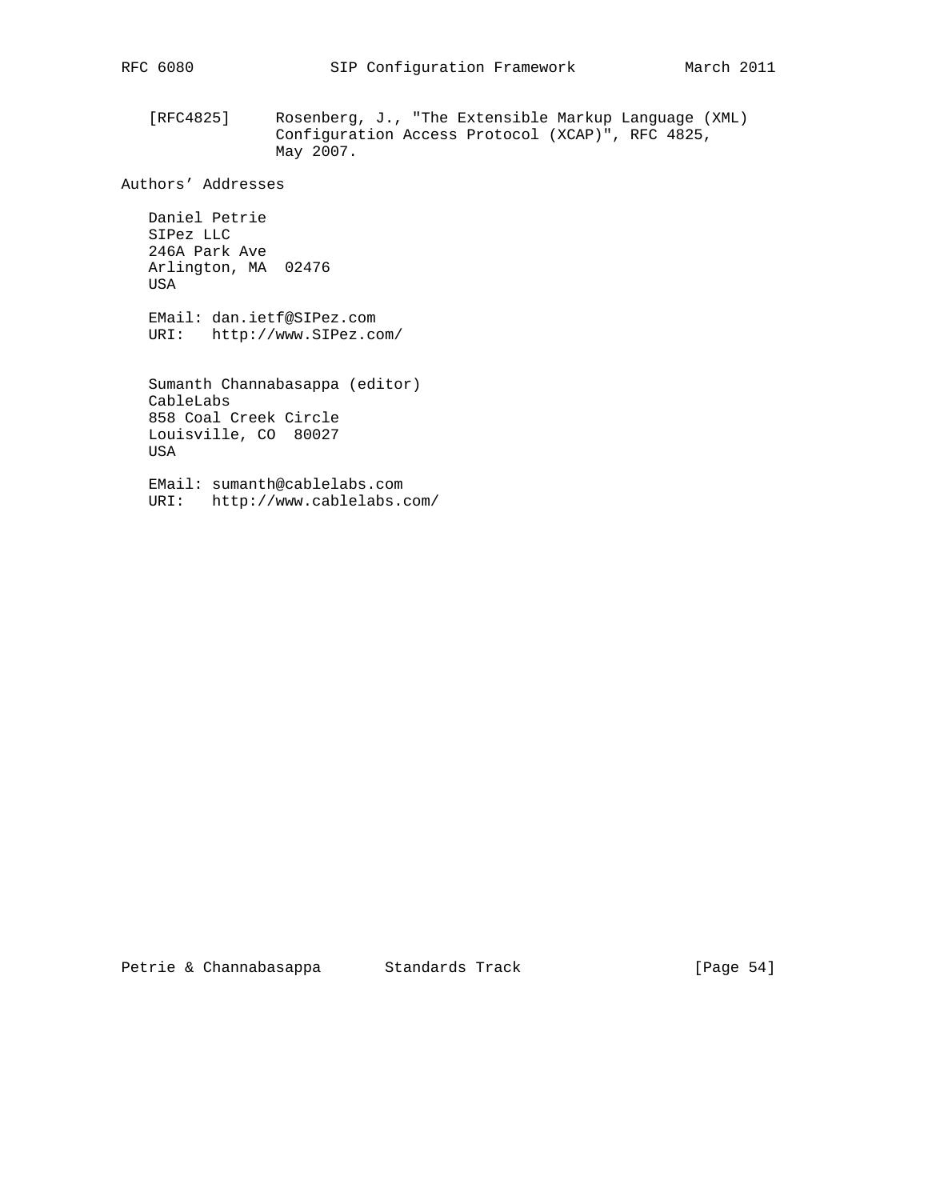[RFC4825] Rosenberg, J., "The Extensible Markup Language (XML) Configuration Access Protocol (XCAP)", RFC 4825, May 2007.

## Authors' Addresses

Daniel Petrie
SIPez LLC
246A Park Ave
Arlington, MA 02476
USA

EMail: dan.ietf@SIPez.com
URI: http://www.SIPez.com/

Sumanth Channabasappa (editor)
CableLabs
858 Coal Creek Circle
Louisville, CO 80027
USA

EMail: sumanth@cablelabs.com
URI: http://www.cablelabs.com/